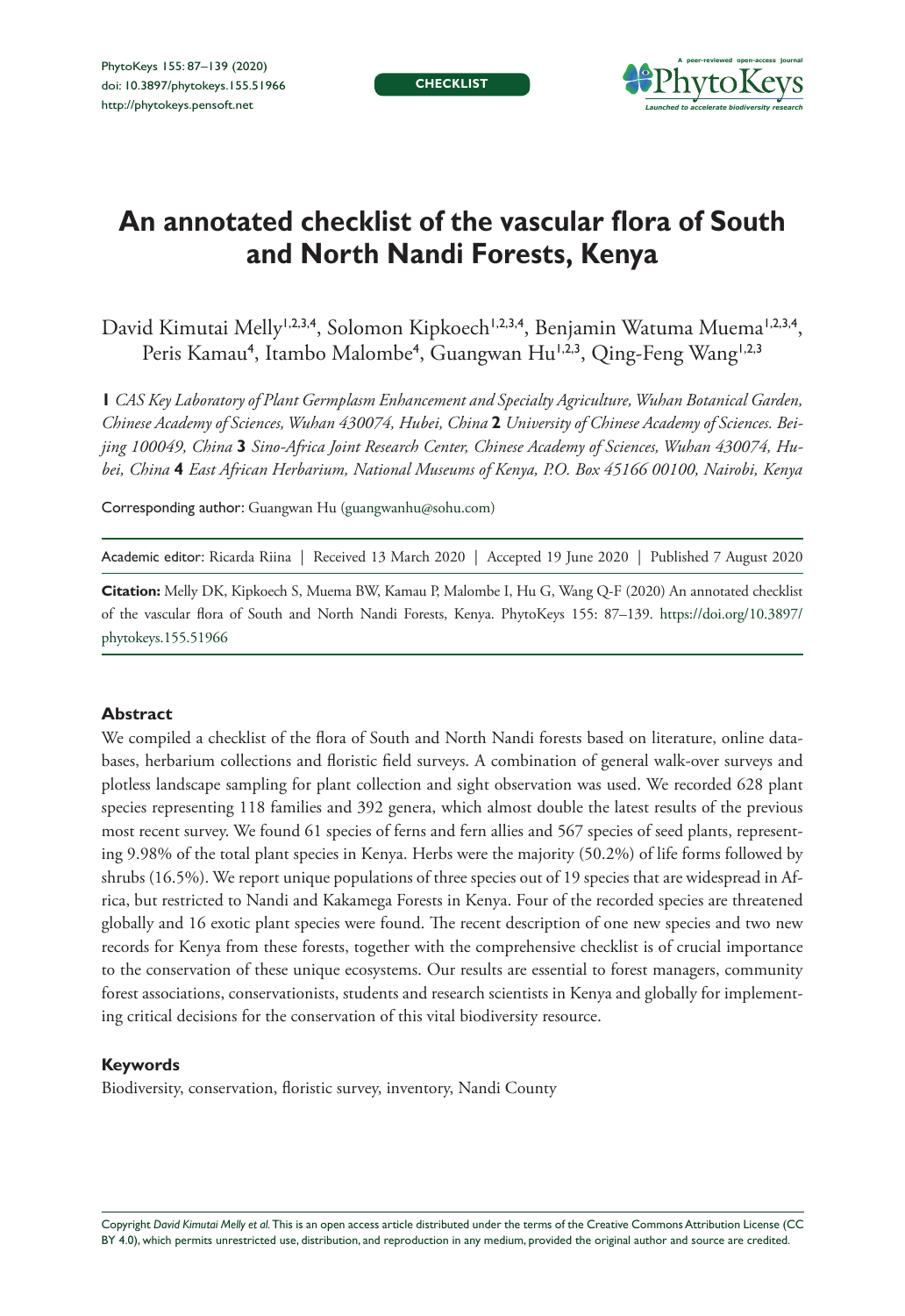CHECKLIST

# An annotated checklist of the vascular flora of South and North Nandi Forests, Kenya

David Kimutai Melly[1,2,3,4], Solomon Kipkoech[1,2,3,4], Benjamin Watuma Muema[1,2,3,4], Peris Kamau[4], Itambo Malombe[4], Guangwan Hu[1,2,3], Qing-Feng Wang[1,2,3]

**1** *CAS Key Laboratory of Plant Germplasm Enhancement and Specialty Agriculture, Wuhan Botanical Garden, Chinese Academy of Sciences, Wuhan 430074, Hubei, China* **2** *University of Chinese Academy of Sciences. Beijing 100049, China* **3** *Sino-Africa Joint Research Center, Chinese Academy of Sciences, Wuhan 430074, Hubei, China* **4** *East African Herbarium, National Museums of Kenya, P.O. Box 45166 00100, Nairobi, Kenya*

Corresponding author: Guangwan Hu (guangwanhu@sohu.com)

Academic editor: Ricarda Riina | Received 13 March 2020 | Accepted 19 June 2020 | Published 7 August 2020

**Citation:** Melly DK, Kipkoech S, Muema BW, Kamau P, Malombe I, Hu G, Wang Q-F (2020) An annotated checklist of the vascular flora of South and North Nandi Forests, Kenya. PhytoKeys 155: 87–139. https://doi.org/10.3897/phytokeys.155.51966

### Abstract

We compiled a checklist of the flora of South and North Nandi forests based on literature, online databases, herbarium collections and floristic field surveys. A combination of general walk-over surveys and plotless landscape sampling for plant collection and sight observation was used. We recorded 628 plant species representing 118 families and 392 genera, which almost double the latest results of the previous most recent survey. We found 61 species of ferns and fern allies and 567 species of seed plants, representing 9.98% of the total plant species in Kenya. Herbs were the majority (50.2%) of life forms followed by shrubs (16.5%). We report unique populations of three species out of 19 species that are widespread in Africa, but restricted to Nandi and Kakamega Forests in Kenya. Four of the recorded species are threatened globally and 16 exotic plant species were found. The recent description of one new species and two new records for Kenya from these forests, together with the comprehensive checklist is of crucial importance to the conservation of these unique ecosystems. Our results are essential to forest managers, community forest associations, conservationists, students and research scientists in Kenya and globally for implementing critical decisions for the conservation of this vital biodiversity resource.

### Keywords

Biodiversity, conservation, floristic survey, inventory, Nandi County

Copyright *David Kimutai Melly et al.* This is an open access article distributed under the terms of the Creative Commons Attribution License (CC BY 4.0), which permits unrestricted use, distribution, and reproduction in any medium, provided the original author and source are credited.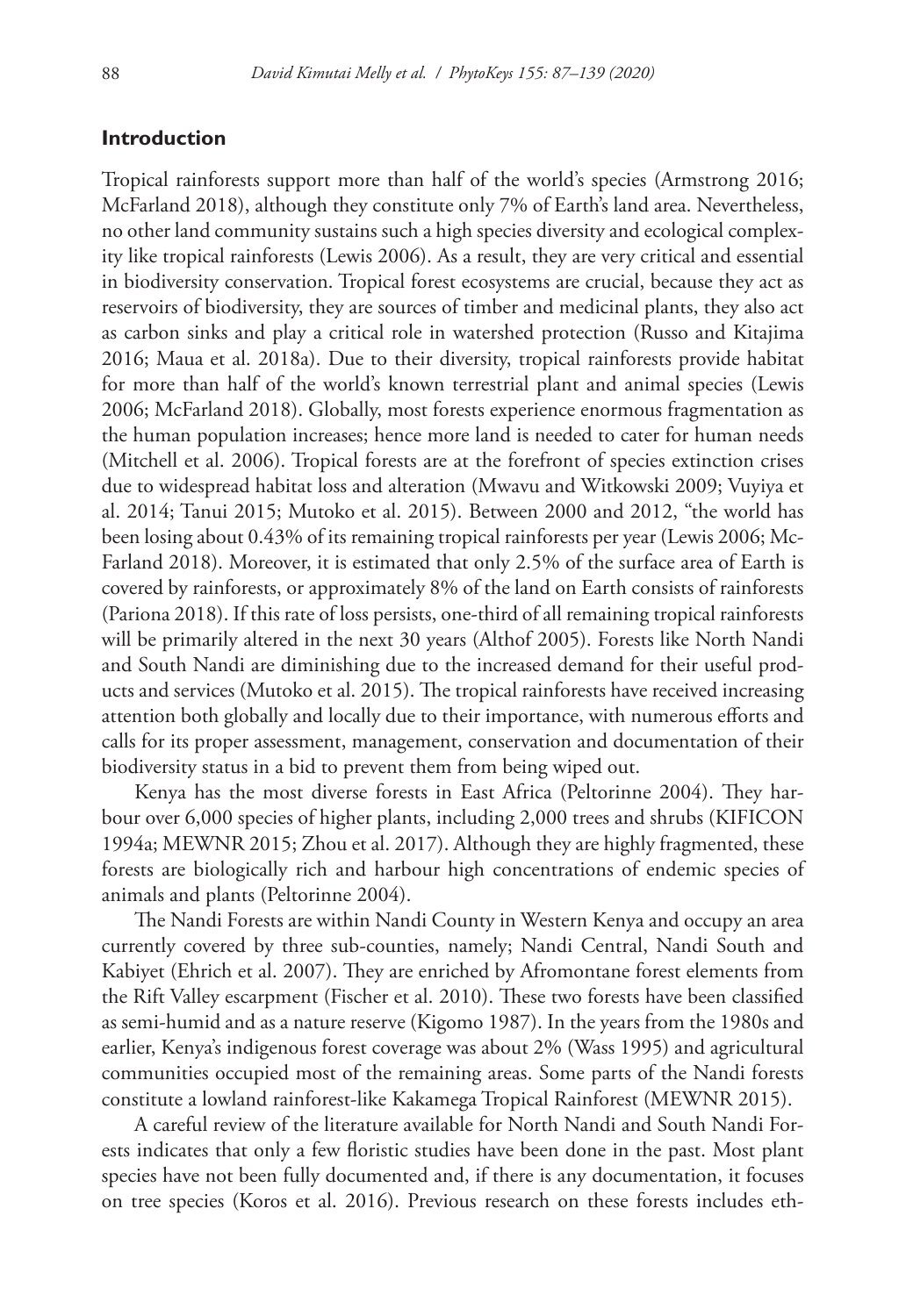## Introduction

Tropical rainforests support more than half of the world's species (Armstrong 2016; McFarland 2018), although they constitute only 7% of Earth's land area. Nevertheless, no other land community sustains such a high species diversity and ecological complexity like tropical rainforests (Lewis 2006). As a result, they are very critical and essential in biodiversity conservation. Tropical forest ecosystems are crucial, because they act as reservoirs of biodiversity, they are sources of timber and medicinal plants, they also act as carbon sinks and play a critical role in watershed protection (Russo and Kitajima 2016; Maua et al. 2018a). Due to their diversity, tropical rainforests provide habitat for more than half of the world's known terrestrial plant and animal species (Lewis 2006; McFarland 2018). Globally, most forests experience enormous fragmentation as the human population increases; hence more land is needed to cater for human needs (Mitchell et al. 2006). Tropical forests are at the forefront of species extinction crises due to widespread habitat loss and alteration (Mwavu and Witkowski 2009; Vuyiya et al. 2014; Tanui 2015; Mutoko et al. 2015). Between 2000 and 2012, "the world has been losing about 0.43% of its remaining tropical rainforests per year (Lewis 2006; McFarland 2018). Moreover, it is estimated that only 2.5% of the surface area of Earth is covered by rainforests, or approximately 8% of the land on Earth consists of rainforests (Pariona 2018). If this rate of loss persists, one-third of all remaining tropical rainforests will be primarily altered in the next 30 years (Althof 2005). Forests like North Nandi and South Nandi are diminishing due to the increased demand for their useful products and services (Mutoko et al. 2015). The tropical rainforests have received increasing attention both globally and locally due to their importance, with numerous efforts and calls for its proper assessment, management, conservation and documentation of their biodiversity status in a bid to prevent them from being wiped out.

Kenya has the most diverse forests in East Africa (Peltorinne 2004). They harbour over 6,000 species of higher plants, including 2,000 trees and shrubs (KIFICON 1994a; MEWNR 2015; Zhou et al. 2017). Although they are highly fragmented, these forests are biologically rich and harbour high concentrations of endemic species of animals and plants (Peltorinne 2004).

The Nandi Forests are within Nandi County in Western Kenya and occupy an area currently covered by three sub-counties, namely; Nandi Central, Nandi South and Kabiyet (Ehrich et al. 2007). They are enriched by Afromontane forest elements from the Rift Valley escarpment (Fischer et al. 2010). These two forests have been classified as semi-humid and as a nature reserve (Kigomo 1987). In the years from the 1980s and earlier, Kenya's indigenous forest coverage was about 2% (Wass 1995) and agricultural communities occupied most of the remaining areas. Some parts of the Nandi forests constitute a lowland rainforest-like Kakamega Tropical Rainforest (MEWNR 2015).

A careful review of the literature available for North Nandi and South Nandi Forests indicates that only a few floristic studies have been done in the past. Most plant species have not been fully documented and, if there is any documentation, it focuses on tree species (Koros et al. 2016). Previous research on these forests includes eth-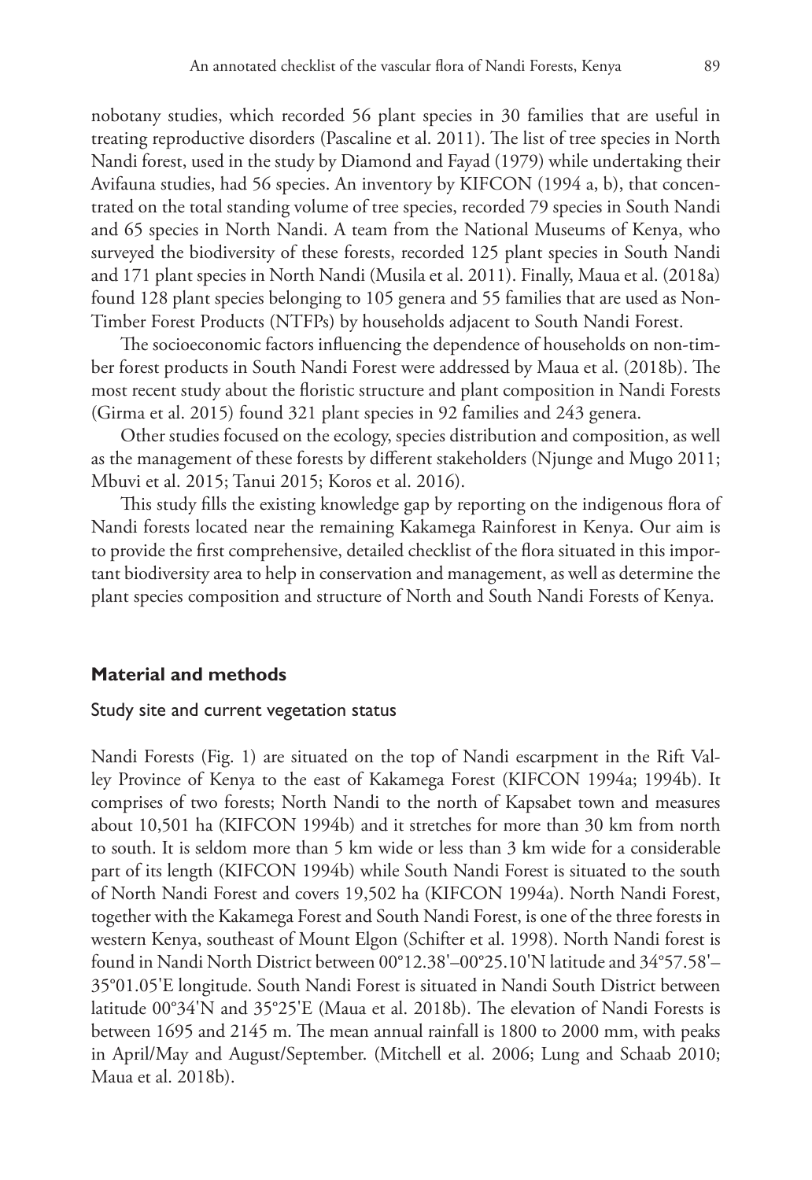nobotany studies, which recorded 56 plant species in 30 families that are useful in treating reproductive disorders (Pascaline et al. 2011). The list of tree species in North Nandi forest, used in the study by Diamond and Fayad (1979) while undertaking their Avifauna studies, had 56 species. An inventory by KIFCON (1994 a, b), that concentrated on the total standing volume of tree species, recorded 79 species in South Nandi and 65 species in North Nandi. A team from the National Museums of Kenya, who surveyed the biodiversity of these forests, recorded 125 plant species in South Nandi and 171 plant species in North Nandi (Musila et al. 2011). Finally, Maua et al. (2018a) found 128 plant species belonging to 105 genera and 55 families that are used as Non-Timber Forest Products (NTFPs) by households adjacent to South Nandi Forest.

The socioeconomic factors influencing the dependence of households on non-timber forest products in South Nandi Forest were addressed by Maua et al. (2018b). The most recent study about the floristic structure and plant composition in Nandi Forests (Girma et al. 2015) found 321 plant species in 92 families and 243 genera.

Other studies focused on the ecology, species distribution and composition, as well as the management of these forests by different stakeholders (Njunge and Mugo 2011; Mbuvi et al. 2015; Tanui 2015; Koros et al. 2016).

This study fills the existing knowledge gap by reporting on the indigenous flora of Nandi forests located near the remaining Kakamega Rainforest in Kenya. Our aim is to provide the first comprehensive, detailed checklist of the flora situated in this important biodiversity area to help in conservation and management, as well as determine the plant species composition and structure of North and South Nandi Forests of Kenya.

## Material and methods

### Study site and current vegetation status

Nandi Forests (Fig. 1) are situated on the top of Nandi escarpment in the Rift Valley Province of Kenya to the east of Kakamega Forest (KIFCON 1994a; 1994b). It comprises of two forests; North Nandi to the north of Kapsabet town and measures about 10,501 ha (KIFCON 1994b) and it stretches for more than 30 km from north to south. It is seldom more than 5 km wide or less than 3 km wide for a considerable part of its length (KIFCON 1994b) while South Nandi Forest is situated to the south of North Nandi Forest and covers 19,502 ha (KIFCON 1994a). North Nandi Forest, together with the Kakamega Forest and South Nandi Forest, is one of the three forests in western Kenya, southeast of Mount Elgon (Schifter et al. 1998). North Nandi forest is found in Nandi North District between 00°12.38'–00°25.10'N latitude and 34°57.58'–35°01.05'E longitude. South Nandi Forest is situated in Nandi South District between latitude 00°34'N and 35°25'E (Maua et al. 2018b). The elevation of Nandi Forests is between 1695 and 2145 m. The mean annual rainfall is 1800 to 2000 mm, with peaks in April/May and August/September. (Mitchell et al. 2006; Lung and Schaab 2010; Maua et al. 2018b).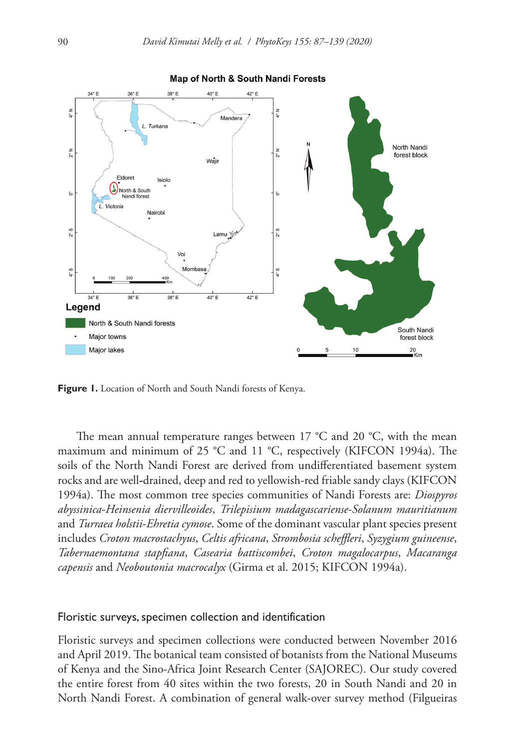**Figure 1.** Location of North and South Nandi forests of Kenya.

The mean annual temperature ranges between 17 °C and 20 °C, with the mean maximum and minimum of 25 °C and 11 °C, respectively (KIFCON 1994a). The soils of the North Nandi Forest are derived from undifferentiated basement system rocks and are well-drained, deep and red to yellowish-red friable sandy clays (KIFCON 1994a). The most common tree species communities of Nandi Forests are: *Diospyros abyssinica*-*Heinsenia diervilleoides*, *Trilepisium madagascariense*-*Solanum mauritianum* and *Turraea holstii*-*Ehretia cymose*. Some of the dominant vascular plant species present includes *Croton macrostachyus*, *Celtis africana*, *Strombosia scheffleri*, *Syzygium guineense*, *Tabernaemontana stapfiana*, *Casearia battiscombei*, *Croton magalocarpus*, *Macaranga capensis* and *Neoboutonia macrocalyx* (Girma et al. 2015; KIFCON 1994a).

### Floristic surveys, specimen collection and identification

Floristic surveys and specimen collections were conducted between November 2016 and April 2019. The botanical team consisted of botanists from the National Museums of Kenya and the Sino-Africa Joint Research Center (SAJOREC). Our study covered the entire forest from 40 sites within the two forests, 20 in South Nandi and 20 in North Nandi Forest. A combination of general walk-over survey method (Filgueiras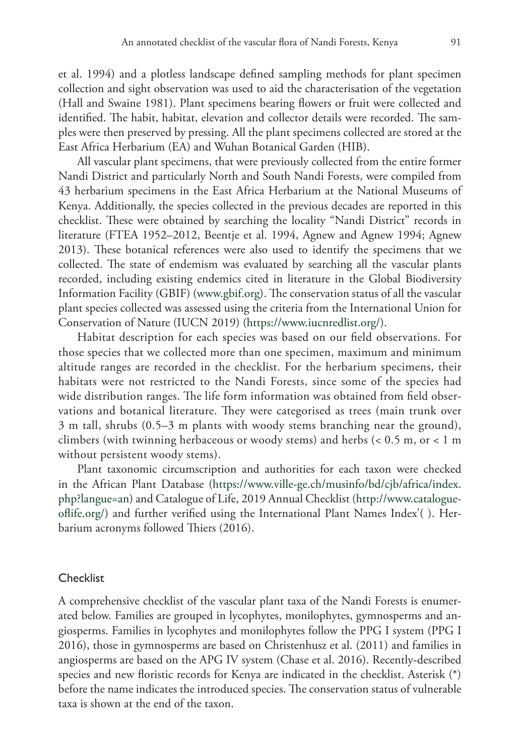et al. 1994) and a plotless landscape defined sampling methods for plant specimen collection and sight observation was used to aid the characterisation of the vegetation (Hall and Swaine 1981). Plant specimens bearing flowers or fruit were collected and identified. The habit, habitat, elevation and collector details were recorded. The samples were then preserved by pressing. All the plant specimens collected are stored at the East Africa Herbarium (EA) and Wuhan Botanical Garden (HIB).

All vascular plant specimens, that were previously collected from the entire former Nandi District and particularly North and South Nandi Forests, were compiled from 43 herbarium specimens in the East Africa Herbarium at the National Museums of Kenya. Additionally, the species collected in the previous decades are reported in this checklist. These were obtained by searching the locality "Nandi District" records in literature (FTEA 1952–2012, Beentje et al. 1994, Agnew and Agnew 1994; Agnew 2013). These botanical references were also used to identify the specimens that we collected. The state of endemism was evaluated by searching all the vascular plants recorded, including existing endemics cited in literature in the Global Biodiversity Information Facility (GBIF) (www.gbif.org). The conservation status of all the vascular plant species collected was assessed using the criteria from the International Union for Conservation of Nature (IUCN 2019) (https://www.iucnredlist.org/).

Habitat description for each species was based on our field observations. For those species that we collected more than one specimen, maximum and minimum altitude ranges are recorded in the checklist. For the herbarium specimens, their habitats were not restricted to the Nandi Forests, since some of the species had wide distribution ranges. The life form information was obtained from field observations and botanical literature. They were categorised as trees (main trunk over 3 m tall, shrubs (0.5–3 m plants with woody stems branching near the ground), climbers (with twinning herbaceous or woody stems) and herbs (< 0.5 m, or < 1 m without persistent woody stems).

Plant taxonomic circumscription and authorities for each taxon were checked in the African Plant Database (https://www.ville-ge.ch/musinfo/bd/cjb/africa/index.php?langue=an) and Catalogue of Life, 2019 Annual Checklist (http://www.catalogueoflife.org/) and further verified using the International Plant Names Index'( ). Herbarium acronyms followed Thiers (2016).

## Checklist

A comprehensive checklist of the vascular plant taxa of the Nandi Forests is enumerated below. Families are grouped in lycophytes, monilophytes, gymnosperms and angiosperms. Families in lycophytes and monilophytes follow the PPG I system (PPG I 2016), those in gymnosperms are based on Christenhusz et al. (2011) and families in angiosperms are based on the APG IV system (Chase et al. 2016). Recently-described species and new floristic records for Kenya are indicated in the checklist. Asterisk (*) before the name indicates the introduced species. The conservation status of vulnerable taxa is shown at the end of the taxon.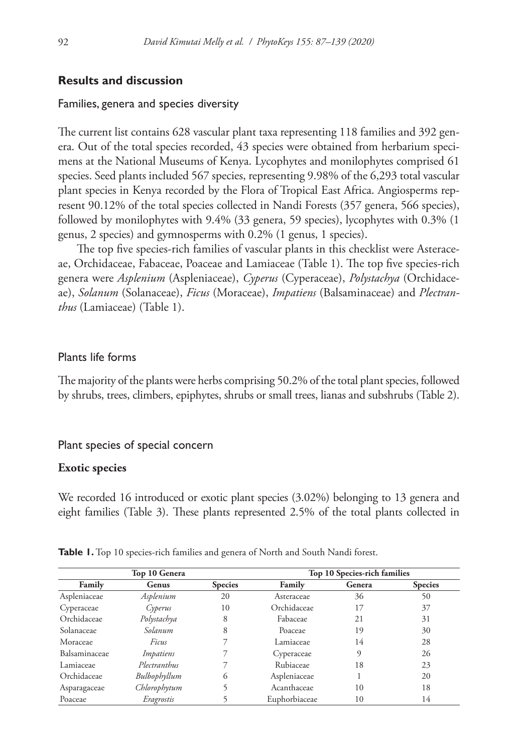## Results and discussion

### Families, genera and species diversity

The current list contains 628 vascular plant taxa representing 118 families and 392 genera. Out of the total species recorded, 43 species were obtained from herbarium specimens at the National Museums of Kenya. Lycophytes and monilophytes comprised 61 species. Seed plants included 567 species, representing 9.98% of the 6,293 total vascular plant species in Kenya recorded by the Flora of Tropical East Africa. Angiosperms represent 90.12% of the total species collected in Nandi Forests (357 genera, 566 species), followed by monilophytes with 9.4% (33 genera, 59 species), lycophytes with 0.3% (1 genus, 2 species) and gymnosperms with 0.2% (1 genus, 1 species).

The top five species-rich families of vascular plants in this checklist were Asteraceae, Orchidaceae, Fabaceae, Poaceae and Lamiaceae (Table 1). The top five species-rich genera were *Asplenium* (Aspleniaceae), *Cyperus* (Cyperaceae), *Polystachya* (Orchidaceae), *Solanum* (Solanaceae), *Ficus* (Moraceae), *Impatiens* (Balsaminaceae) and *Plectranthus* (Lamiaceae) (Table 1).

### Plants life forms

The majority of the plants were herbs comprising 50.2% of the total plant species, followed by shrubs, trees, climbers, epiphytes, shrubs or small trees, lianas and subshrubs (Table 2).

### Plant species of special concern

**Exotic species**

We recorded 16 introduced or exotic plant species (3.02%) belonging to 13 genera and eight families (Table 3). These plants represented 2.5% of the total plants collected in

**Table 1.** Top 10 species-rich families and genera of North and South Nandi forest.

| Top 10 Genera | | | Top 10 Species-rich families | | |
|---|---|---|---|---|---|
| Family | Genus | Species | Family | Genera | Species |
| Aspleniaceae | *Asplenium* | 20 | Asteraceae | 36 | 50 |
| Cyperaceae | *Cyperus* | 10 | Orchidaceae | 17 | 37 |
| Orchidaceae | *Polystachya* | 8 | Fabaceae | 21 | 31 |
| Solanaceae | *Solanum* | 8 | Poaceae | 19 | 30 |
| Moraceae | *Ficus* | 7 | Lamiaceae | 14 | 28 |
| Balsaminaceae | *Impatiens* | 7 | Cyperaceae | 9 | 26 |
| Lamiaceae | *Plectranthus* | 7 | Rubiaceae | 18 | 23 |
| Orchidaceae | *Bulbophyllum* | 6 | Aspleniaceae | 1 | 20 |
| Asparagaceae | *Chlorophytum* | 5 | Acanthaceae | 10 | 18 |
| Poaceae | *Eragrostis* | 5 | Euphorbiaceae | 10 | 14 |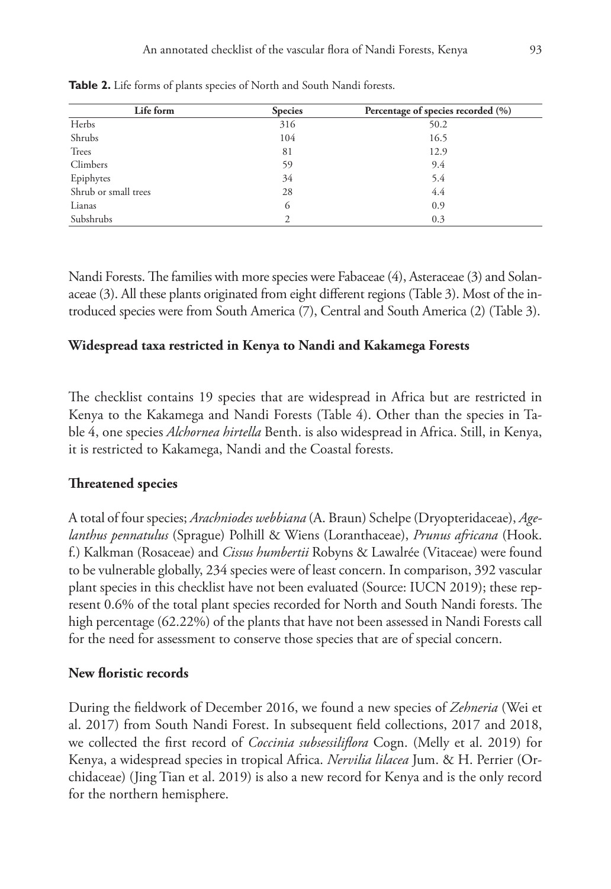**Table 2.** Life forms of plants species of North and South Nandi forests.

| Life form | Species | Percentage of species recorded (%) |
|---|---|---|
| Herbs | 316 | 50.2 |
| Shrubs | 104 | 16.5 |
| Trees | 81 | 12.9 |
| Climbers | 59 | 9.4 |
| Epiphytes | 34 | 5.4 |
| Shrub or small trees | 28 | 4.4 |
| Lianas | 6 | 0.9 |
| Subshrubs | 2 | 0.3 |

Nandi Forests. The families with more species were Fabaceae (4), Asteraceae (3) and Solanaceae (3). All these plants originated from eight different regions (Table 3). Most of the introduced species were from South America (7), Central and South America (2) (Table 3).

### Widespread taxa restricted in Kenya to Nandi and Kakamega Forests

The checklist contains 19 species that are widespread in Africa but are restricted in Kenya to the Kakamega and Nandi Forests (Table 4). Other than the species in Table 4, one species *Alchornea hirtella* Benth. is also widespread in Africa. Still, in Kenya, it is restricted to Kakamega, Nandi and the Coastal forests.

### Threatened species

A total of four species; *Arachniodes webbiana* (A. Braun) Schelpe (Dryopteridaceae), *Agelanthus pennatulus* (Sprague) Polhill & Wiens (Loranthaceae), *Prunus africana* (Hook. f.) Kalkman (Rosaceae) and *Cissus humbertii* Robyns & Lawalrée (Vitaceae) were found to be vulnerable globally, 234 species were of least concern. In comparison, 392 vascular plant species in this checklist have not been evaluated (Source: IUCN 2019); these represent 0.6% of the total plant species recorded for North and South Nandi forests. The high percentage (62.22%) of the plants that have not been assessed in Nandi Forests call for the need for assessment to conserve those species that are of special concern.

### New floristic records

During the fieldwork of December 2016, we found a new species of *Zehneria* (Wei et al. 2017) from South Nandi Forest. In subsequent field collections, 2017 and 2018, we collected the first record of *Coccinia subsessiliflora* Cogn. (Melly et al. 2019) for Kenya, a widespread species in tropical Africa. *Nervilia lilacea* Jum. & H. Perrier (Orchidaceae) (Jing Tian et al. 2019) is also a new record for Kenya and is the only record for the northern hemisphere.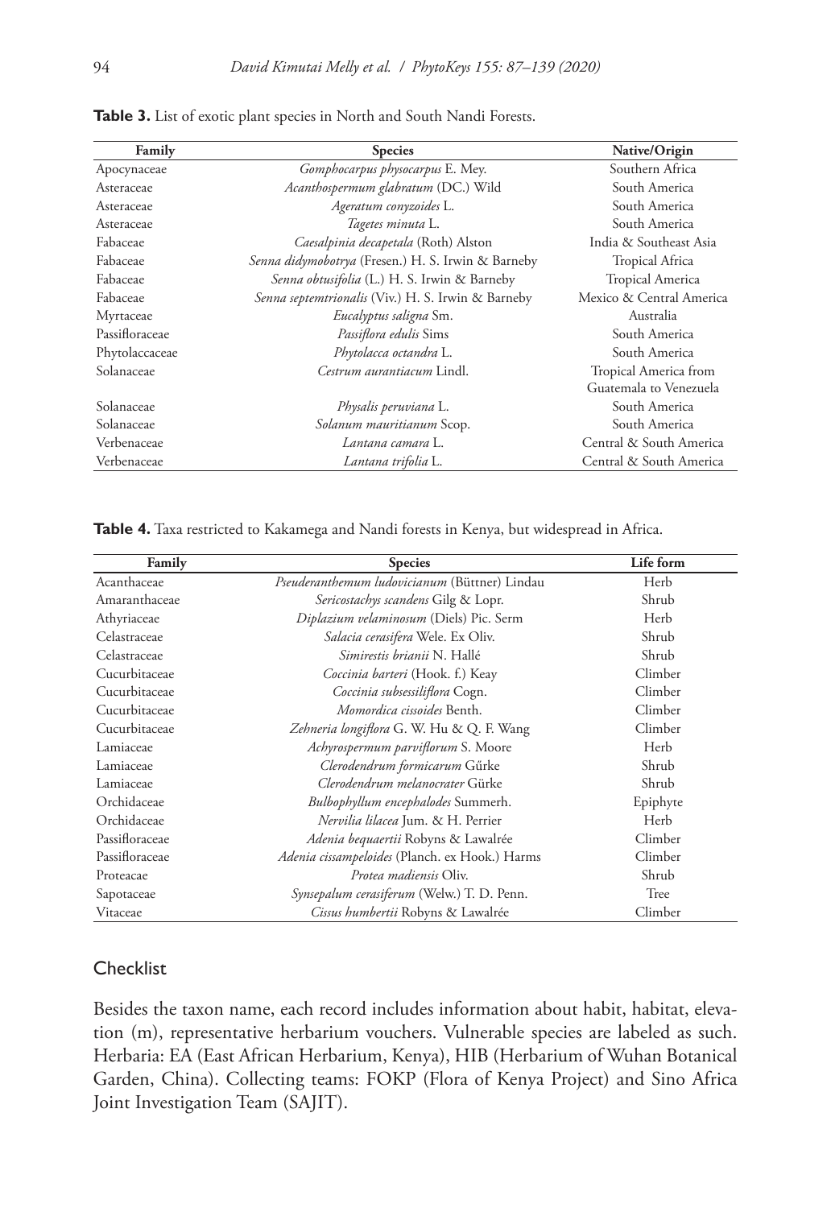**Table 3.** List of exotic plant species in North and South Nandi Forests.

| Family | Species | Native/Origin |
|---|---|---|
| Apocynaceae | *Gomphocarpus physocarpus* E. Mey. | Southern Africa |
| Asteraceae | *Acanthospermum glabratum* (DC.) Wild | South America |
| Asteraceae | *Ageratum conyzoides* L. | South America |
| Asteraceae | *Tagetes minuta* L. | South America |
| Fabaceae | *Caesalpinia decapetala* (Roth) Alston | India & Southeast Asia |
| Fabaceae | *Senna didymobotrya* (Fresen.) H. S. Irwin & Barneby | Tropical Africa |
| Fabaceae | *Senna obtusifolia* (L.) H. S. Irwin & Barneby | Tropical America |
| Fabaceae | *Senna septemtrionalis* (Viv.) H. S. Irwin & Barneby | Mexico & Central America |
| Myrtaceae | *Eucalyptus saligna* Sm. | Australia |
| Passifloraceae | *Passiflora edulis* Sims | South America |
| Phytolaccaceae | *Phytolacca octandra* L. | South America |
| Solanaceae | *Cestrum aurantiacum* Lindl. | Tropical America from Guatemala to Venezuela |
| Solanaceae | *Physalis peruviana* L. | South America |
| Solanaceae | *Solanum mauritianum* Scop. | South America |
| Verbenaceae | *Lantana camara* L. | Central & South America |
| Verbenaceae | *Lantana trifolia* L. | Central & South America |

**Table 4.** Taxa restricted to Kakamega and Nandi forests in Kenya, but widespread in Africa.

| Family | Species | Life form |
|---|---|---|
| Acanthaceae | *Pseuderanthemum ludovicianum* (Büttner) Lindau | Herb |
| Amaranthaceae | *Sericostachys scandens* Gilg & Lopr. | Shrub |
| Athyriaceae | *Diplazium velaminosum* (Diels) Pic. Serm | Herb |
| Celastraceae | *Salacia cerasifera* Wele. Ex Oliv. | Shrub |
| Celastraceae | *Simirestis brianii* N. Hallé | Shrub |
| Cucurbitaceae | *Coccinia barteri* (Hook. f.) Keay | Climber |
| Cucurbitaceae | *Coccinia subsessiliflora* Cogn. | Climber |
| Cucurbitaceae | *Momordica cissoides* Benth. | Climber |
| Cucurbitaceae | *Zehneria longiflora* G. W. Hu & Q. F. Wang | Climber |
| Lamiaceae | *Achyrospermum parviflorum* S. Moore | Herb |
| Lamiaceae | *Clerodendrum formicarum* Gűrke | Shrub |
| Lamiaceae | *Clerodendrum melanocrater* Gürke | Shrub |
| Orchidaceae | *Bulbophyllum encephalodes* Summerh. | Epiphyte |
| Orchidaceae | *Nervilia lilacea* Jum. & H. Perrier | Herb |
| Passifloraceae | *Adenia bequaertii* Robyns & Lawalrée | Climber |
| Passifloraceae | *Adenia cissampeloides* (Planch. ex Hook.) Harms | Climber |
| Proteacae | *Protea madiensis* Oliv. | Shrub |
| Sapotaceae | *Synsepalum cerasiferum* (Welw.) T. D. Penn. | Tree |
| Vitaceae | *Cissus humbertii* Robyns & Lawalrée | Climber |

## Checklist

Besides the taxon name, each record includes information about habit, habitat, elevation (m), representative herbarium vouchers. Vulnerable species are labeled as such. Herbaria: EA (East African Herbarium, Kenya), HIB (Herbarium of Wuhan Botanical Garden, China). Collecting teams: FOKP (Flora of Kenya Project) and Sino Africa Joint Investigation Team (SAJIT).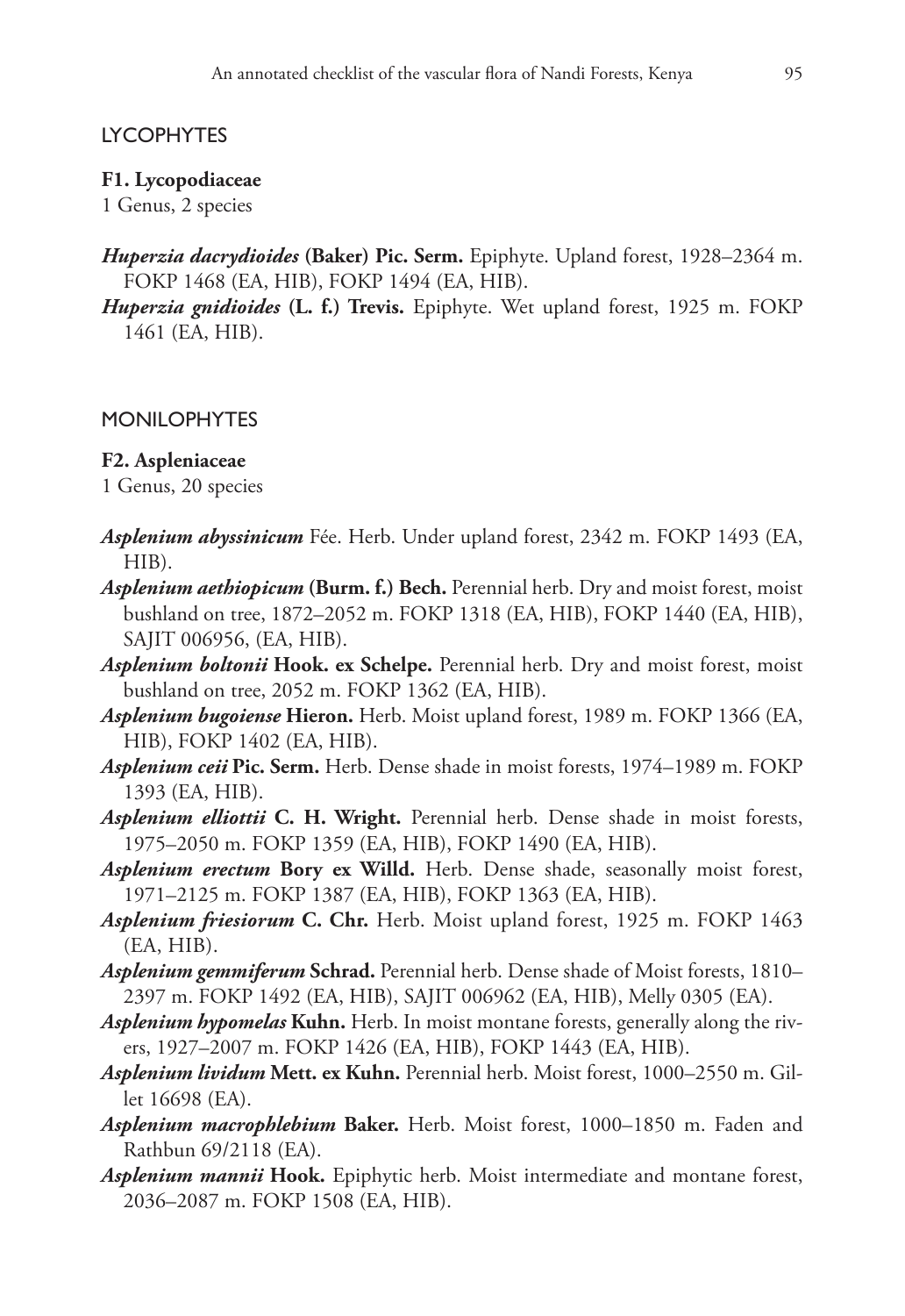## LYCOPHYTES

**F1. Lycopodiaceae**

1 Genus, 2 species

***Huperzia dacrydioides*** **(Baker) Pic. Serm.** Epiphyte. Upland forest, 1928–2364 m. FOKP 1468 (EA, HIB), FOKP 1494 (EA, HIB).

***Huperzia gnidioides*** **(L. f.) Trevis.** Epiphyte. Wet upland forest, 1925 m. FOKP 1461 (EA, HIB).

## MONILOPHYTES

**F2. Aspleniaceae**

1 Genus, 20 species

***Asplenium abyssinicum*** Fée. Herb. Under upland forest, 2342 m. FOKP 1493 (EA, HIB).

***Asplenium aethiopicum*** **(Burm. f.) Bech.** Perennial herb. Dry and moist forest, moist bushland on tree, 1872–2052 m. FOKP 1318 (EA, HIB), FOKP 1440 (EA, HIB), SAJIT 006956, (EA, HIB).

***Asplenium boltonii*** **Hook. ex Schelpe.** Perennial herb. Dry and moist forest, moist bushland on tree, 2052 m. FOKP 1362 (EA, HIB).

***Asplenium bugoiense*** **Hieron.** Herb. Moist upland forest, 1989 m. FOKP 1366 (EA, HIB), FOKP 1402 (EA, HIB).

***Asplenium ceii*** **Pic. Serm.** Herb. Dense shade in moist forests, 1974–1989 m. FOKP 1393 (EA, HIB).

***Asplenium elliottii*** **C. H. Wright.** Perennial herb. Dense shade in moist forests, 1975–2050 m. FOKP 1359 (EA, HIB), FOKP 1490 (EA, HIB).

***Asplenium erectum*** **Bory ex Willd.** Herb. Dense shade, seasonally moist forest, 1971–2125 m. FOKP 1387 (EA, HIB), FOKP 1363 (EA, HIB).

***Asplenium friesiorum*** **C. Chr.** Herb. Moist upland forest, 1925 m. FOKP 1463 (EA, HIB).

***Asplenium gemmiferum*** **Schrad.** Perennial herb. Dense shade of Moist forests, 1810–2397 m. FOKP 1492 (EA, HIB), SAJIT 006962 (EA, HIB), Melly 0305 (EA).

***Asplenium hypomelas*** **Kuhn.** Herb. In moist montane forests, generally along the rivers, 1927–2007 m. FOKP 1426 (EA, HIB), FOKP 1443 (EA, HIB).

***Asplenium lividum*** **Mett. ex Kuhn.** Perennial herb. Moist forest, 1000–2550 m. Gillet 16698 (EA).

***Asplenium macrophlebium*** **Baker.** Herb. Moist forest, 1000–1850 m. Faden and Rathbun 69/2118 (EA).

***Asplenium mannii*** **Hook.** Epiphytic herb. Moist intermediate and montane forest, 2036–2087 m. FOKP 1508 (EA, HIB).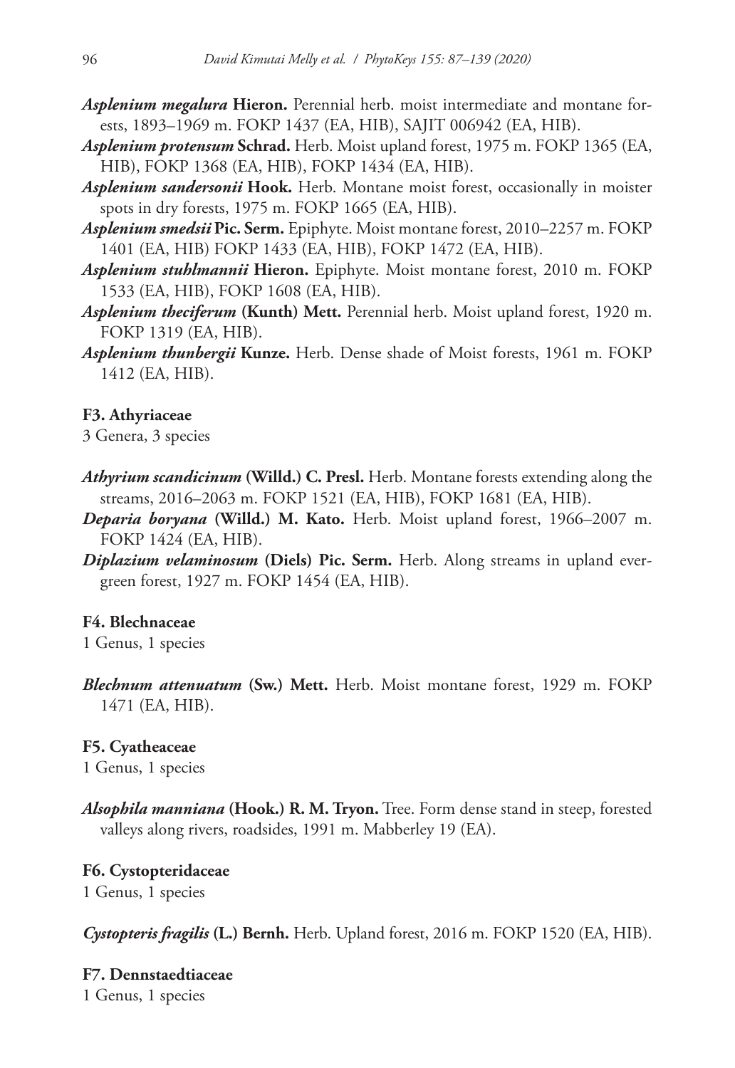***Asplenium megalura* Hieron.** Perennial herb. moist intermediate and montane forests, 1893–1969 m. FOKP 1437 (EA, HIB), SAJIT 006942 (EA, HIB).

***Asplenium protensum* Schrad.** Herb. Moist upland forest, 1975 m. FOKP 1365 (EA, HIB), FOKP 1368 (EA, HIB), FOKP 1434 (EA, HIB).

***Asplenium sandersonii* Hook.** Herb. Montane moist forest, occasionally in moister spots in dry forests, 1975 m. FOKP 1665 (EA, HIB).

***Asplenium smedsii* Pic. Serm.** Epiphyte. Moist montane forest, 2010–2257 m. FOKP 1401 (EA, HIB) FOKP 1433 (EA, HIB), FOKP 1472 (EA, HIB).

***Asplenium stuhlmannii* Hieron.** Epiphyte. Moist montane forest, 2010 m. FOKP 1533 (EA, HIB), FOKP 1608 (EA, HIB).

***Asplenium theciferum* (Kunth) Mett.** Perennial herb. Moist upland forest, 1920 m. FOKP 1319 (EA, HIB).

***Asplenium thunbergii* Kunze.** Herb. Dense shade of Moist forests, 1961 m. FOKP 1412 (EA, HIB).

#### F3. Athyriaceae

3 Genera, 3 species

***Athyrium scandicinum* (Willd.) C. Presl.** Herb. Montane forests extending along the streams, 2016–2063 m. FOKP 1521 (EA, HIB), FOKP 1681 (EA, HIB).

***Deparia boryana* (Willd.) M. Kato.** Herb. Moist upland forest, 1966–2007 m. FOKP 1424 (EA, HIB).

***Diplazium velaminosum* (Diels) Pic. Serm.** Herb. Along streams in upland evergreen forest, 1927 m. FOKP 1454 (EA, HIB).

#### F4. Blechnaceae

1 Genus, 1 species

***Blechnum attenuatum* (Sw.) Mett.** Herb. Moist montane forest, 1929 m. FOKP 1471 (EA, HIB).

#### F5. Cyatheaceae

1 Genus, 1 species

***Alsophila manniana* (Hook.) R. M. Tryon.** Tree. Form dense stand in steep, forested valleys along rivers, roadsides, 1991 m. Mabberley 19 (EA).

#### F6. Cystopteridaceae

1 Genus, 1 species

***Cystopteris fragilis* (L.) Bernh.** Herb. Upland forest, 2016 m. FOKP 1520 (EA, HIB).

#### F7. Dennstaedtiaceae

1 Genus, 1 species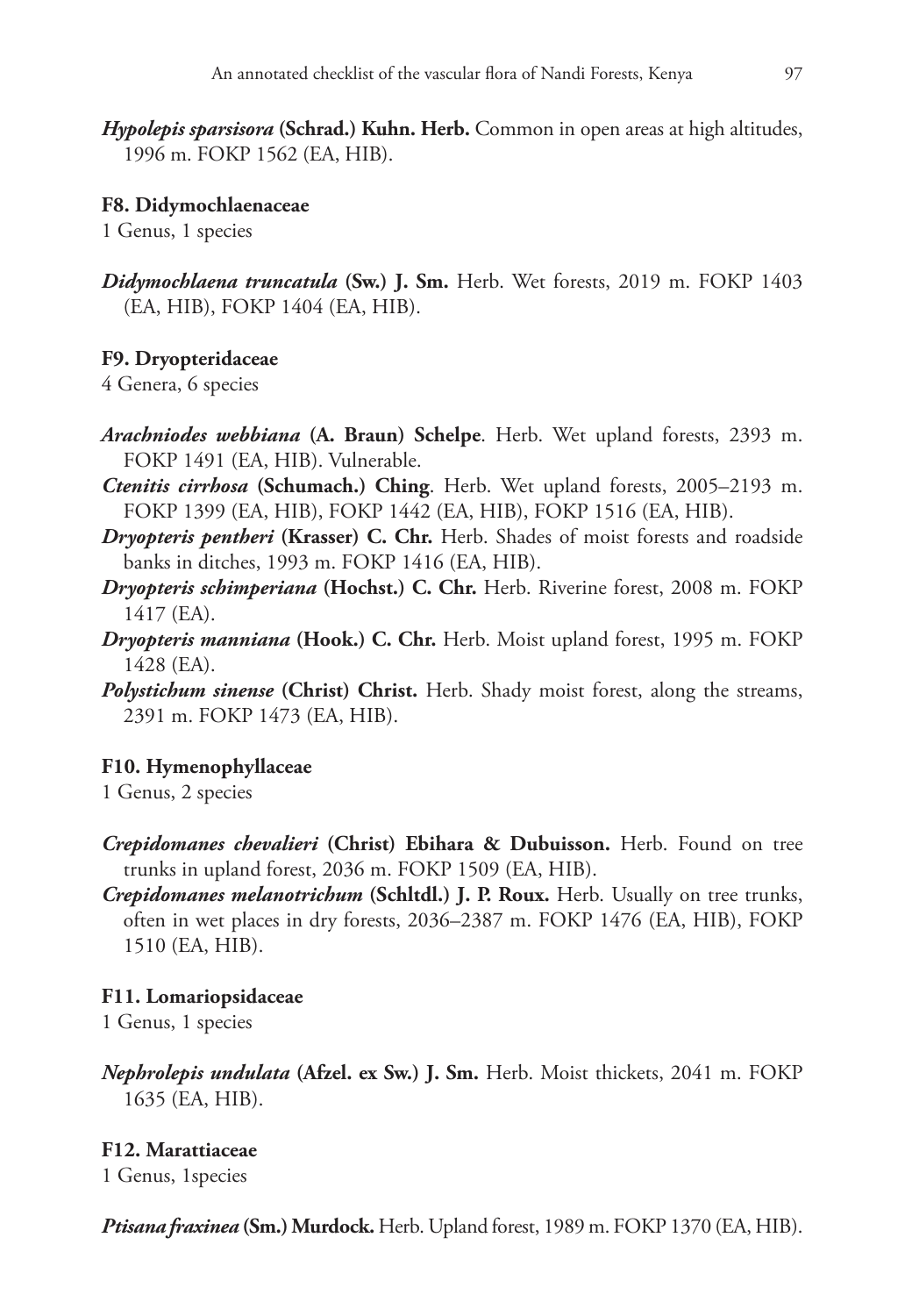***Hypolepis sparsisora* (Schrad.) Kuhn. Herb.** Common in open areas at high altitudes, 1996 m. FOKP 1562 (EA, HIB).

**F8. Didymochlaenaceae**

1 Genus, 1 species

***Didymochlaena truncatula* (Sw.) J. Sm.** Herb. Wet forests, 2019 m. FOKP 1403 (EA, HIB), FOKP 1404 (EA, HIB).

**F9. Dryopteridaceae**

4 Genera, 6 species

***Arachniodes webbiana* (A. Braun) Schelpe**. Herb. Wet upland forests, 2393 m. FOKP 1491 (EA, HIB). Vulnerable.

***Ctenitis cirrhosa* (Schumach.) Ching**. Herb. Wet upland forests, 2005–2193 m. FOKP 1399 (EA, HIB), FOKP 1442 (EA, HIB), FOKP 1516 (EA, HIB).

***Dryopteris pentheri* (Krasser) C. Chr.** Herb. Shades of moist forests and roadside banks in ditches, 1993 m. FOKP 1416 (EA, HIB).

***Dryopteris schimperiana* (Hochst.) C. Chr.** Herb. Riverine forest, 2008 m. FOKP 1417 (EA).

***Dryopteris manniana* (Hook.) C. Chr.** Herb. Moist upland forest, 1995 m. FOKP 1428 (EA).

***Polystichum sinense* (Christ) Christ.** Herb. Shady moist forest, along the streams, 2391 m. FOKP 1473 (EA, HIB).

**F10. Hymenophyllaceae**

1 Genus, 2 species

***Crepidomanes chevalieri* (Christ) Ebihara & Dubuisson.** Herb. Found on tree trunks in upland forest, 2036 m. FOKP 1509 (EA, HIB).

***Crepidomanes melanotrichum* (Schltdl.) J. P. Roux.** Herb. Usually on tree trunks, often in wet places in dry forests, 2036–2387 m. FOKP 1476 (EA, HIB), FOKP 1510 (EA, HIB).

**F11. Lomariopsidaceae**

1 Genus, 1 species

***Nephrolepis undulata* (Afzel. ex Sw.) J. Sm.** Herb. Moist thickets, 2041 m. FOKP 1635 (EA, HIB).

**F12. Marattiaceae**

1 Genus, 1species

***Ptisana fraxinea* (Sm.) Murdock.** Herb. Upland forest, 1989 m. FOKP 1370 (EA, HIB).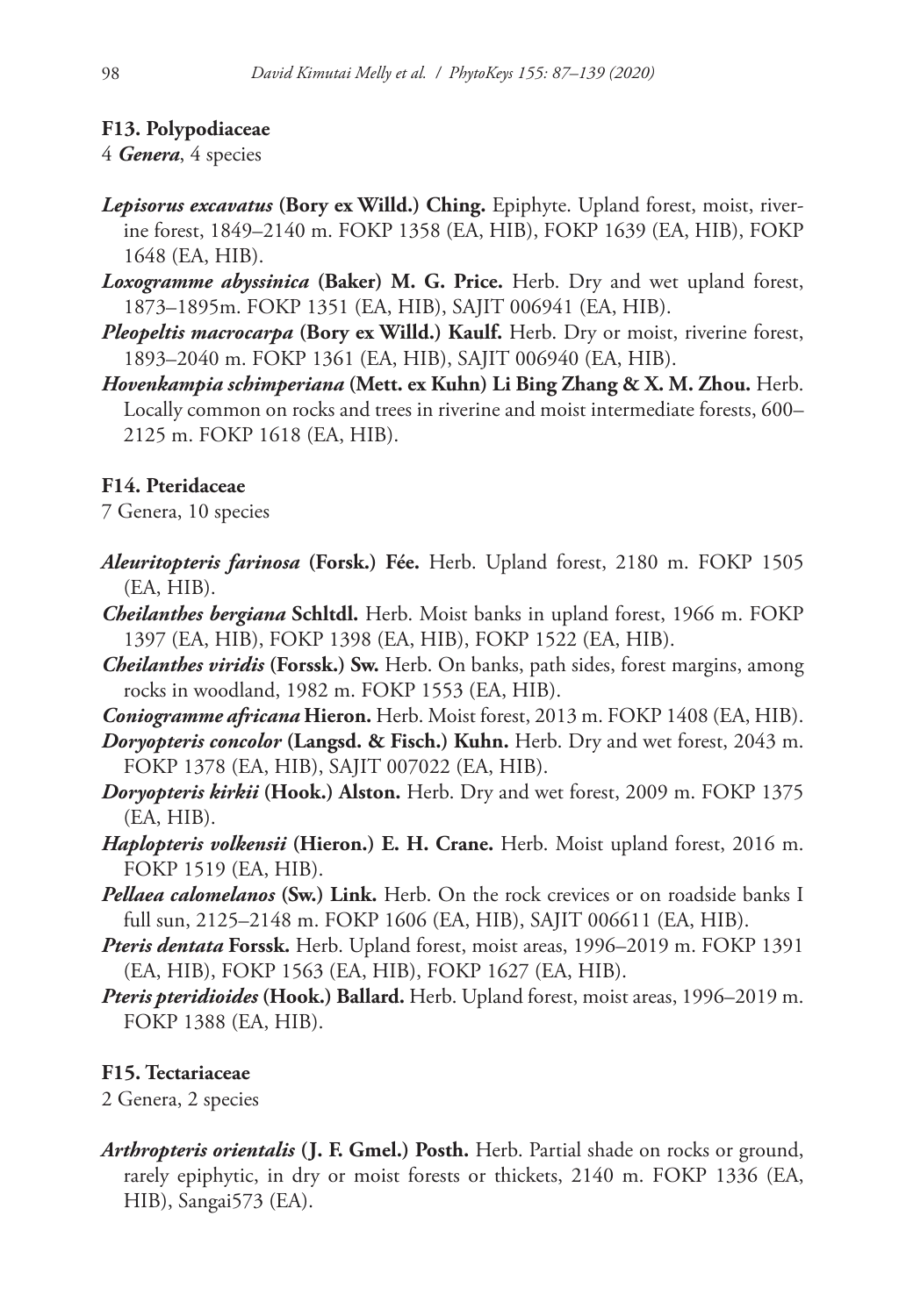### F13. Polypodiaceae

4 ***Genera***, 4 species

***Lepisorus excavatus*** **(Bory ex Willd.) Ching.** Epiphyte. Upland forest, moist, riverine forest, 1849–2140 m. FOKP 1358 (EA, HIB), FOKP 1639 (EA, HIB), FOKP 1648 (EA, HIB).

***Loxogramme abyssinica*** **(Baker) M. G. Price.** Herb. Dry and wet upland forest, 1873–1895m. FOKP 1351 (EA, HIB), SAJIT 006941 (EA, HIB).

***Pleopeltis macrocarpa*** **(Bory ex Willd.) Kaulf.** Herb. Dry or moist, riverine forest, 1893–2040 m. FOKP 1361 (EA, HIB), SAJIT 006940 (EA, HIB).

***Hovenkampia schimperiana*** **(Mett. ex Kuhn) Li Bing Zhang & X. M. Zhou.** Herb. Locally common on rocks and trees in riverine and moist intermediate forests, 600–2125 m. FOKP 1618 (EA, HIB).

### F14. Pteridaceae

7 Genera, 10 species

***Aleuritopteris farinosa*** **(Forsk.) Fée.** Herb. Upland forest, 2180 m. FOKP 1505 (EA, HIB).

***Cheilanthes bergiana*** **Schltdl.** Herb. Moist banks in upland forest, 1966 m. FOKP 1397 (EA, HIB), FOKP 1398 (EA, HIB), FOKP 1522 (EA, HIB).

***Cheilanthes viridis*** **(Forssk.) Sw.** Herb. On banks, path sides, forest margins, among rocks in woodland, 1982 m. FOKP 1553 (EA, HIB).

***Coniogramme africana*** **Hieron.** Herb. Moist forest, 2013 m. FOKP 1408 (EA, HIB).

***Doryopteris concolor*** **(Langsd. & Fisch.) Kuhn.** Herb. Dry and wet forest, 2043 m. FOKP 1378 (EA, HIB), SAJIT 007022 (EA, HIB).

***Doryopteris kirkii*** **(Hook.) Alston.** Herb. Dry and wet forest, 2009 m. FOKP 1375 (EA, HIB).

***Haplopteris volkensii*** **(Hieron.) E. H. Crane.** Herb. Moist upland forest, 2016 m. FOKP 1519 (EA, HIB).

***Pellaea calomelanos*** **(Sw.) Link.** Herb. On the rock crevices or on roadside banks I full sun, 2125–2148 m. FOKP 1606 (EA, HIB), SAJIT 006611 (EA, HIB).

***Pteris dentata*** **Forssk.** Herb. Upland forest, moist areas, 1996–2019 m. FOKP 1391 (EA, HIB), FOKP 1563 (EA, HIB), FOKP 1627 (EA, HIB).

***Pteris pteridioides*** **(Hook.) Ballard.** Herb. Upland forest, moist areas, 1996–2019 m. FOKP 1388 (EA, HIB).

### F15. Tectariaceae

2 Genera, 2 species

***Arthropteris orientalis*** **(J. F. Gmel.) Posth.** Herb. Partial shade on rocks or ground, rarely epiphytic, in dry or moist forests or thickets, 2140 m. FOKP 1336 (EA, HIB), Sangai573 (EA).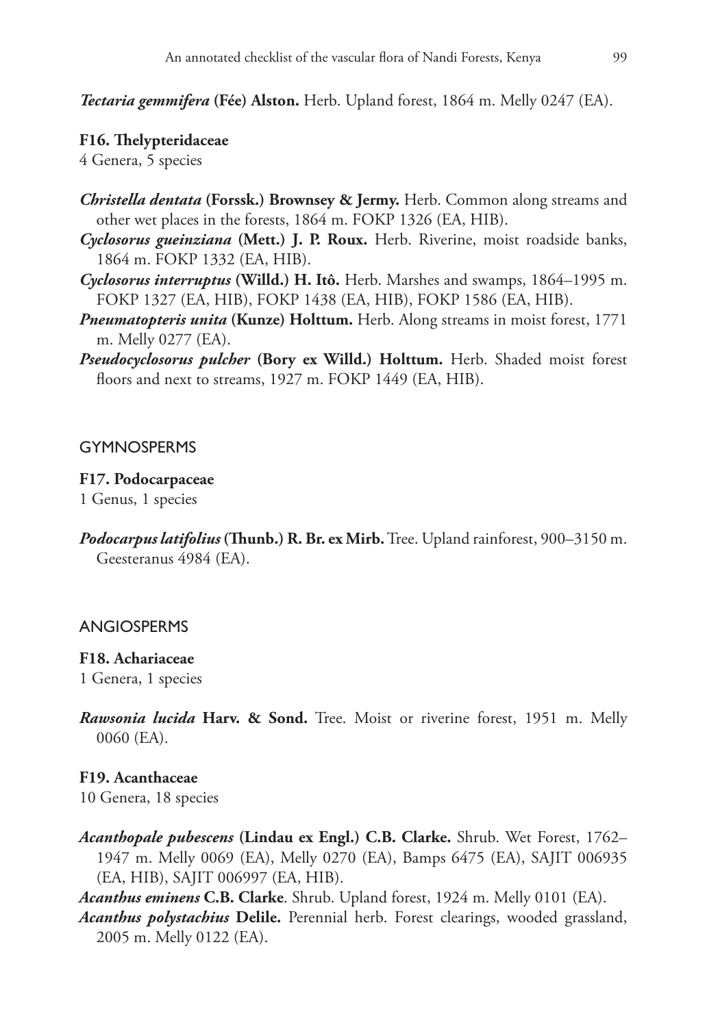***Tectaria gemmifera*** **(Fée) Alston.** Herb. Upland forest, 1864 m. Melly 0247 (EA).

**F16. Thelypteridaceae**

4 Genera, 5 species

***Christella dentata*** **(Forssk.) Brownsey & Jermy.** Herb. Common along streams and other wet places in the forests, 1864 m. FOKP 1326 (EA, HIB).

***Cyclosorus gueinziana*** **(Mett.) J. P. Roux.** Herb. Riverine, moist roadside banks, 1864 m. FOKP 1332 (EA, HIB).

***Cyclosorus interruptus*** **(Willd.) H. Itô.** Herb. Marshes and swamps, 1864–1995 m. FOKP 1327 (EA, HIB), FOKP 1438 (EA, HIB), FOKP 1586 (EA, HIB).

***Pneumatopteris unita*** **(Kunze) Holttum.** Herb. Along streams in moist forest, 1771 m. Melly 0277 (EA).

***Pseudocyclosorus pulcher*** **(Bory ex Willd.) Holttum.** Herb. Shaded moist forest floors and next to streams, 1927 m. FOKP 1449 (EA, HIB).

## GYMNOSPERMS

**F17. Podocarpaceae**

1 Genus, 1 species

***Podocarpus latifolius*** **(Thunb.) R. Br. ex Mirb.** Tree. Upland rainforest, 900–3150 m. Geesteranus 4984 (EA).

## ANGIOSPERMS

**F18. Achariaceae**

1 Genera, 1 species

***Rawsonia lucida*** **Harv. & Sond.** Tree. Moist or riverine forest, 1951 m. Melly 0060 (EA).

**F19. Acanthaceae**

10 Genera, 18 species

***Acanthopale pubescens*** **(Lindau ex Engl.) C.B. Clarke.** Shrub. Wet Forest, 1762–1947 m. Melly 0069 (EA), Melly 0270 (EA), Bamps 6475 (EA), SAJIT 006935 (EA, HIB), SAJIT 006997 (EA, HIB).

***Acanthus eminens*** **C.B. Clarke**. Shrub. Upland forest, 1924 m. Melly 0101 (EA).

***Acanthus polystachius*** **Delile.** Perennial herb. Forest clearings, wooded grassland, 2005 m. Melly 0122 (EA).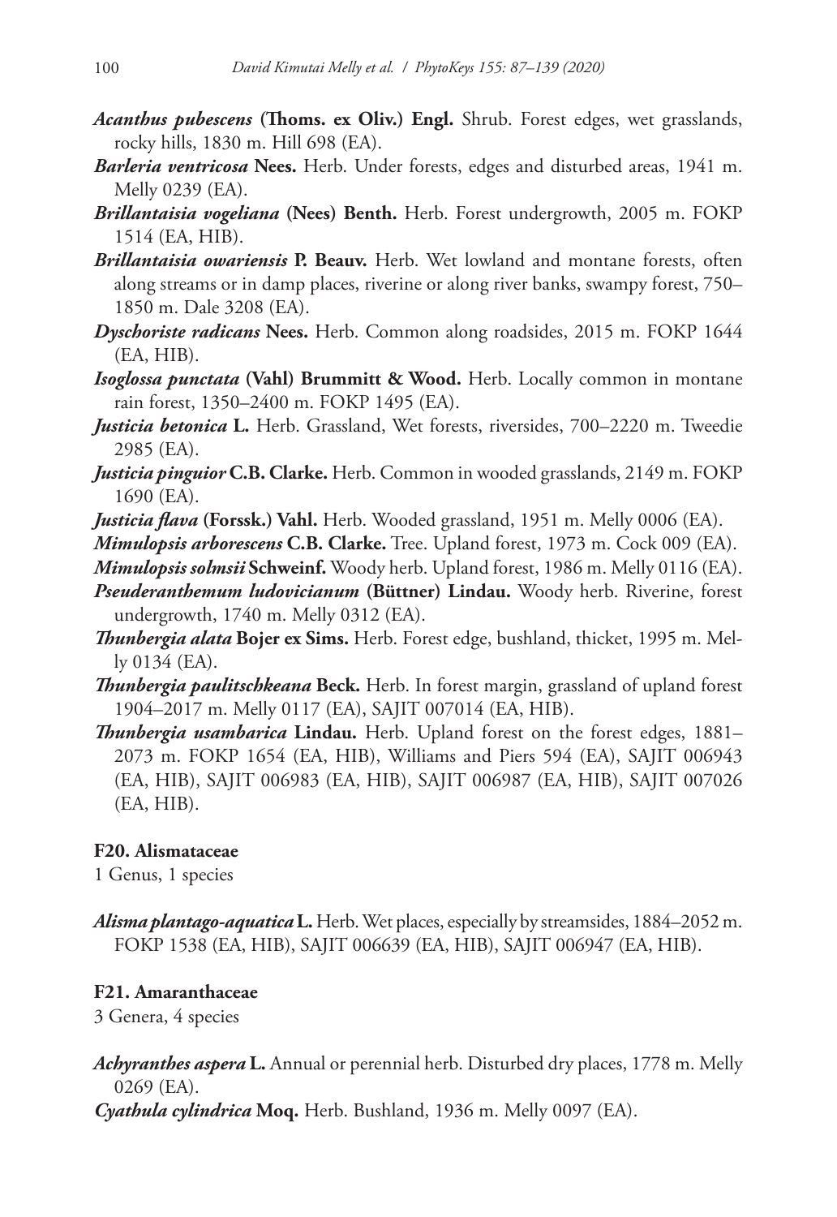***Acanthus pubescens*** **(Thoms. ex Oliv.) Engl.** Shrub. Forest edges, wet grasslands, rocky hills, 1830 m. Hill 698 (EA).

***Barleria ventricosa*** **Nees.** Herb. Under forests, edges and disturbed areas, 1941 m. Melly 0239 (EA).

***Brillantaisia vogeliana*** **(Nees) Benth.** Herb. Forest undergrowth, 2005 m. FOKP 1514 (EA, HIB).

***Brillantaisia owariensis*** **P. Beauv.** Herb. Wet lowland and montane forests, often along streams or in damp places, riverine or along river banks, swampy forest, 750–1850 m. Dale 3208 (EA).

***Dyschoriste radicans*** **Nees.** Herb. Common along roadsides, 2015 m. FOKP 1644 (EA, HIB).

***Isoglossa punctata*** **(Vahl) Brummitt & Wood.** Herb. Locally common in montane rain forest, 1350–2400 m. FOKP 1495 (EA).

***Justicia betonica*** **L.** Herb. Grassland, Wet forests, riversides, 700–2220 m. Tweedie 2985 (EA).

***Justicia pinguior*** **C.B. Clarke.** Herb. Common in wooded grasslands, 2149 m. FOKP 1690 (EA).

***Justicia flava*** **(Forssk.) Vahl.** Herb. Wooded grassland, 1951 m. Melly 0006 (EA).

***Mimulopsis arborescens*** **C.B. Clarke.** Tree. Upland forest, 1973 m. Cock 009 (EA).

***Mimulopsis solmsii*** **Schweinf.** Woody herb. Upland forest, 1986 m. Melly 0116 (EA).

***Pseuderanthemum ludovicianum*** **(Büttner) Lindau.** Woody herb. Riverine, forest undergrowth, 1740 m. Melly 0312 (EA).

***Thunbergia alata*** **Bojer ex Sims.** Herb. Forest edge, bushland, thicket, 1995 m. Melly 0134 (EA).

***Thunbergia paulitschkeana*** **Beck.** Herb. In forest margin, grassland of upland forest 1904–2017 m. Melly 0117 (EA), SAJIT 007014 (EA, HIB).

***Thunbergia usambarica*** **Lindau.** Herb. Upland forest on the forest edges, 1881–2073 m. FOKP 1654 (EA, HIB), Williams and Piers 594 (EA), SAJIT 006943 (EA, HIB), SAJIT 006983 (EA, HIB), SAJIT 006987 (EA, HIB), SAJIT 007026 (EA, HIB).

**F20. Alismataceae**

1 Genus, 1 species

***Alisma plantago-aquatica*** **L.** Herb. Wet places, especially by streamsides, 1884–2052 m. FOKP 1538 (EA, HIB), SAJIT 006639 (EA, HIB), SAJIT 006947 (EA, HIB).

**F21. Amaranthaceae**

3 Genera, 4 species

***Achyranthes aspera*** **L.** Annual or perennial herb. Disturbed dry places, 1778 m. Melly 0269 (EA).

***Cyathula cylindrica*** **Moq.** Herb. Bushland, 1936 m. Melly 0097 (EA).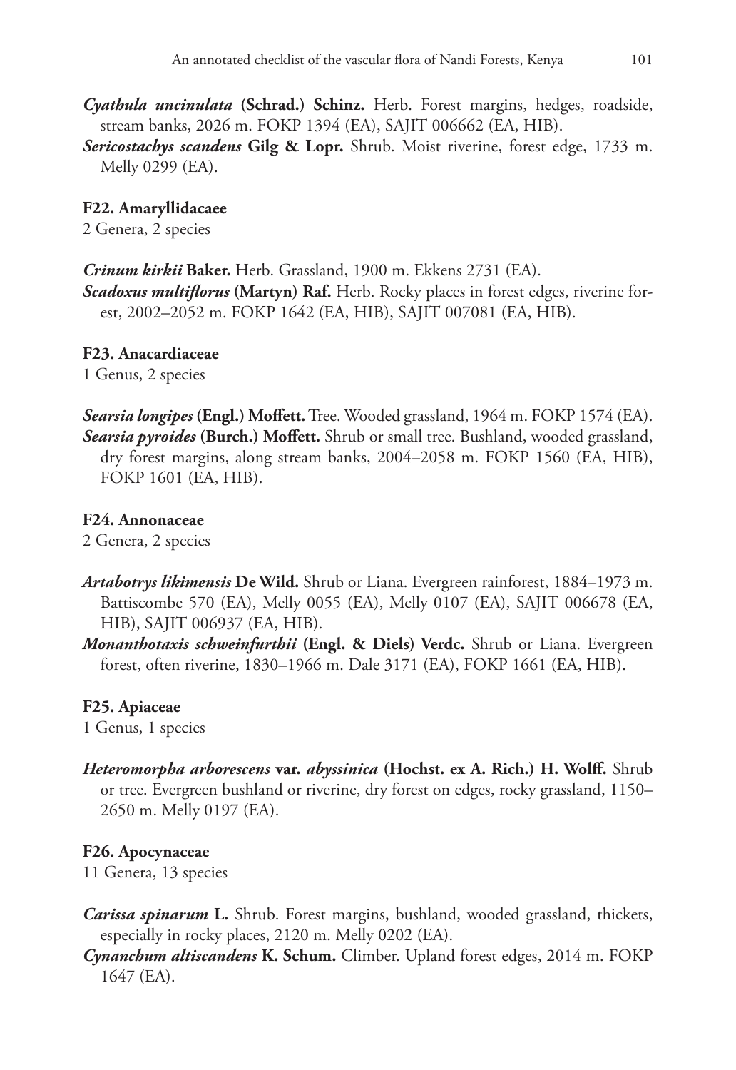***Cyathula uncinulata* (Schrad.) Schinz.** Herb. Forest margins, hedges, roadside, stream banks, 2026 m. FOKP 1394 (EA), SAJIT 006662 (EA, HIB).

***Sericostachys scandens* Gilg & Lopr.** Shrub. Moist riverine, forest edge, 1733 m. Melly 0299 (EA).

**F22. Amaryllidacaee**

2 Genera, 2 species

***Crinum kirkii* Baker.** Herb. Grassland, 1900 m. Ekkens 2731 (EA).

***Scadoxus multiflorus* (Martyn) Raf.** Herb. Rocky places in forest edges, riverine forest, 2002–2052 m. FOKP 1642 (EA, HIB), SAJIT 007081 (EA, HIB).

**F23. Anacardiaceae**

1 Genus, 2 species

***Searsia longipes* (Engl.) Moffett.** Tree. Wooded grassland, 1964 m. FOKP 1574 (EA).

***Searsia pyroides* (Burch.) Moffett.** Shrub or small tree. Bushland, wooded grassland, dry forest margins, along stream banks, 2004–2058 m. FOKP 1560 (EA, HIB), FOKP 1601 (EA, HIB).

**F24. Annonaceae**

2 Genera, 2 species

***Artabotrys likimensis* De Wild.** Shrub or Liana. Evergreen rainforest, 1884–1973 m. Battiscombe 570 (EA), Melly 0055 (EA), Melly 0107 (EA), SAJIT 006678 (EA, HIB), SAJIT 006937 (EA, HIB).

***Monanthotaxis schweinfurthii* (Engl. & Diels) Verdc.** Shrub or Liana. Evergreen forest, often riverine, 1830–1966 m. Dale 3171 (EA), FOKP 1661 (EA, HIB).

**F25. Apiaceae**

1 Genus, 1 species

***Heteromorpha arborescens* var. *abyssinica* (Hochst. ex A. Rich.) H. Wolff.** Shrub or tree. Evergreen bushland or riverine, dry forest on edges, rocky grassland, 1150–2650 m. Melly 0197 (EA).

**F26. Apocynaceae**

11 Genera, 13 species

***Carissa spinarum* L.** Shrub. Forest margins, bushland, wooded grassland, thickets, especially in rocky places, 2120 m. Melly 0202 (EA).

***Cynanchum altiscandens* K. Schum.** Climber. Upland forest edges, 2014 m. FOKP 1647 (EA).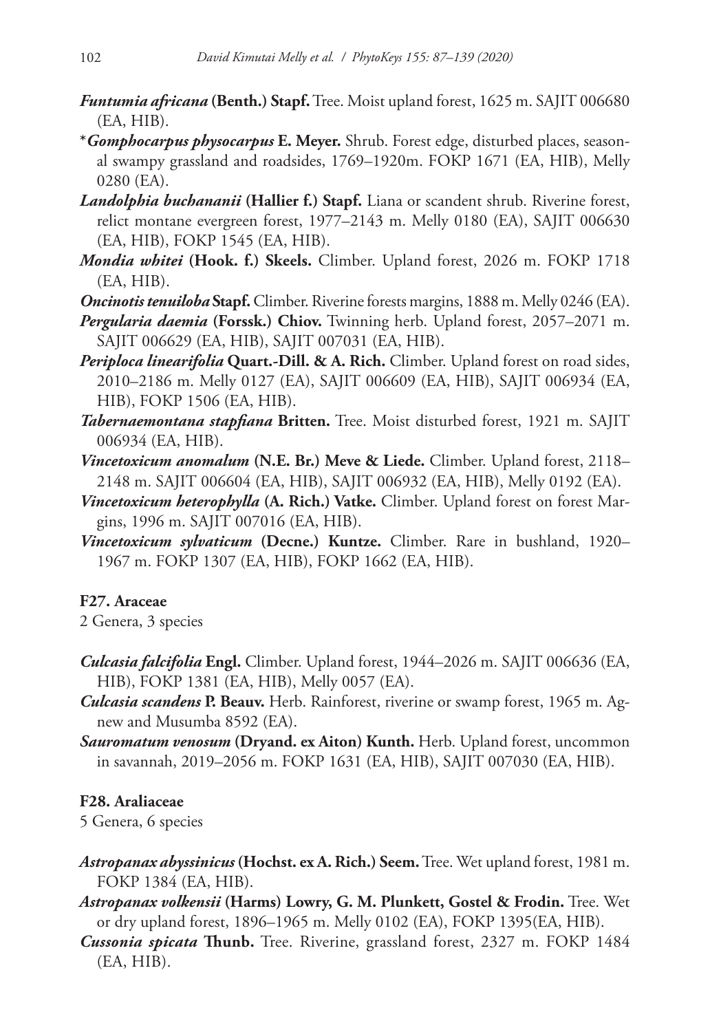***Funtumia africana* (Benth.) Stapf.** Tree. Moist upland forest, 1625 m. SAJIT 006680 (EA, HIB).

**\**Gomphocarpus physocarpus* E. Meyer.** Shrub. Forest edge, disturbed places, seasonal swampy grassland and roadsides, 1769–1920m. FOKP 1671 (EA, HIB), Melly 0280 (EA).

***Landolphia buchananii* (Hallier f.) Stapf.** Liana or scandent shrub. Riverine forest, relict montane evergreen forest, 1977–2143 m. Melly 0180 (EA), SAJIT 006630 (EA, HIB), FOKP 1545 (EA, HIB).

***Mondia whitei* (Hook. f.) Skeels.** Climber. Upland forest, 2026 m. FOKP 1718 (EA, HIB).

***Oncinotis tenuiloba* Stapf.** Climber. Riverine forests margins, 1888 m. Melly 0246 (EA).

***Pergularia daemia* (Forssk.) Chiov.** Twinning herb. Upland forest, 2057–2071 m. SAJIT 006629 (EA, HIB), SAJIT 007031 (EA, HIB).

***Periploca linearifolia* Quart.-Dill. & A. Rich.** Climber. Upland forest on road sides, 2010–2186 m. Melly 0127 (EA), SAJIT 006609 (EA, HIB), SAJIT 006934 (EA, HIB), FOKP 1506 (EA, HIB).

***Tabernaemontana stapfiana* Britten.** Tree. Moist disturbed forest, 1921 m. SAJIT 006934 (EA, HIB).

***Vincetoxicum anomalum* (N.E. Br.) Meve & Liede.** Climber. Upland forest, 2118–2148 m. SAJIT 006604 (EA, HIB), SAJIT 006932 (EA, HIB), Melly 0192 (EA).

***Vincetoxicum heterophylla* (A. Rich.) Vatke.** Climber. Upland forest on forest Margins, 1996 m. SAJIT 007016 (EA, HIB).

***Vincetoxicum sylvaticum* (Decne.) Kuntze.** Climber. Rare in bushland, 1920–1967 m. FOKP 1307 (EA, HIB), FOKP 1662 (EA, HIB).

#### F27. Araceae

2 Genera, 3 species

***Culcasia falcifolia* Engl.** Climber. Upland forest, 1944–2026 m. SAJIT 006636 (EA, HIB), FOKP 1381 (EA, HIB), Melly 0057 (EA).

***Culcasia scandens* P. Beauv.** Herb. Rainforest, riverine or swamp forest, 1965 m. Agnew and Musumba 8592 (EA).

***Sauromatum venosum* (Dryand. ex Aiton) Kunth.** Herb. Upland forest, uncommon in savannah, 2019–2056 m. FOKP 1631 (EA, HIB), SAJIT 007030 (EA, HIB).

#### F28. Araliaceae

5 Genera, 6 species

***Astropanax abyssinicus* (Hochst. ex A. Rich.) Seem.** Tree. Wet upland forest, 1981 m. FOKP 1384 (EA, HIB).

***Astropanax volkensii* (Harms) Lowry, G. M. Plunkett, Gostel & Frodin.** Tree. Wet or dry upland forest, 1896–1965 m. Melly 0102 (EA), FOKP 1395(EA, HIB).

***Cussonia spicata* Thunb.** Tree. Riverine, grassland forest, 2327 m. FOKP 1484 (EA, HIB).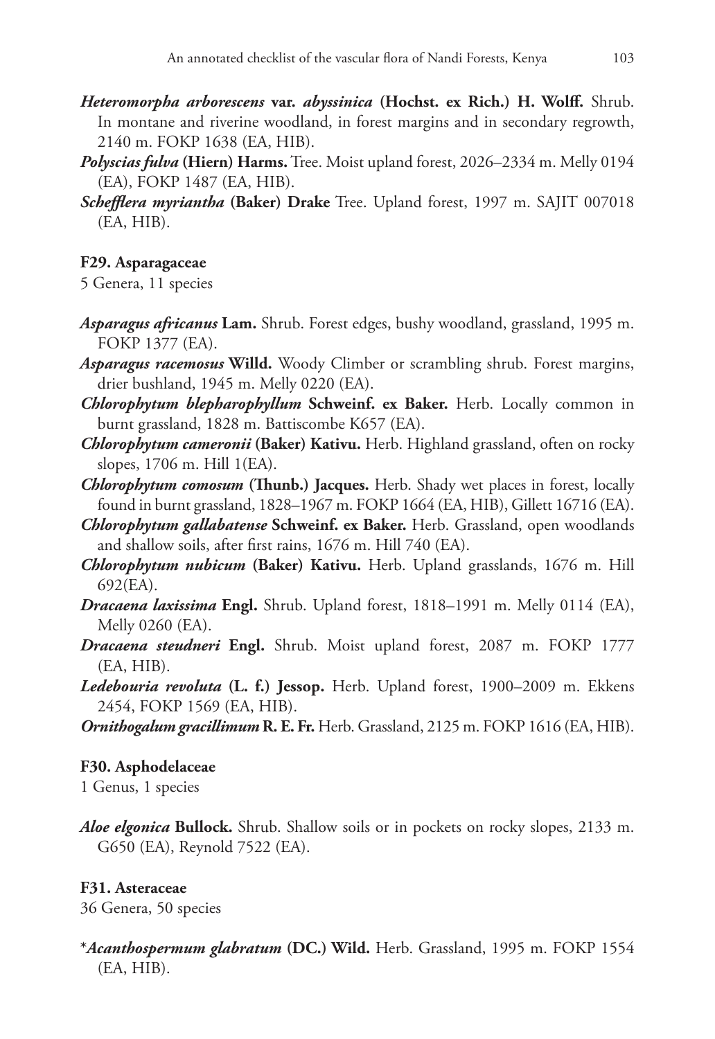***Heteromorpha arborescens* var. *abyssinica* (Hochst. ex Rich.) H. Wolff.** Shrub. In montane and riverine woodland, in forest margins and in secondary regrowth, 2140 m. FOKP 1638 (EA, HIB).

***Polyscias fulva* (Hiern) Harms.** Tree. Moist upland forest, 2026–2334 m. Melly 0194 (EA), FOKP 1487 (EA, HIB).

***Schefflera myriantha* (Baker) Drake** Tree. Upland forest, 1997 m. SAJIT 007018 (EA, HIB).

**F29. Asparagaceae**

5 Genera, 11 species

***Asparagus africanus* Lam.** Shrub. Forest edges, bushy woodland, grassland, 1995 m. FOKP 1377 (EA).

***Asparagus racemosus* Willd.** Woody Climber or scrambling shrub. Forest margins, drier bushland, 1945 m. Melly 0220 (EA).

***Chlorophytum blepharophyllum* Schweinf. ex Baker.** Herb. Locally common in burnt grassland, 1828 m. Battiscombe K657 (EA).

***Chlorophytum cameronii* (Baker) Kativu.** Herb. Highland grassland, often on rocky slopes, 1706 m. Hill 1(EA).

***Chlorophytum comosum* (Thunb.) Jacques.** Herb. Shady wet places in forest, locally found in burnt grassland, 1828–1967 m. FOKP 1664 (EA, HIB), Gillett 16716 (EA).

***Chlorophytum gallabatense* Schweinf. ex Baker.** Herb. Grassland, open woodlands and shallow soils, after first rains, 1676 m. Hill 740 (EA).

***Chlorophytum nubicum* (Baker) Kativu.** Herb. Upland grasslands, 1676 m. Hill 692(EA).

***Dracaena laxissima* Engl.** Shrub. Upland forest, 1818–1991 m. Melly 0114 (EA), Melly 0260 (EA).

***Dracaena steudneri* Engl.** Shrub. Moist upland forest, 2087 m. FOKP 1777 (EA, HIB).

***Ledebouria revoluta* (L. f.) Jessop.** Herb. Upland forest, 1900–2009 m. Ekkens 2454, FOKP 1569 (EA, HIB).

***Ornithogalum gracillimum* R. E. Fr.** Herb. Grassland, 2125 m. FOKP 1616 (EA, HIB).

**F30. Asphodelaceae**

1 Genus, 1 species

***Aloe elgonica* Bullock.** Shrub. Shallow soils or in pockets on rocky slopes, 2133 m. G650 (EA), Reynold 7522 (EA).

**F31. Asteraceae**

36 Genera, 50 species

*****Acanthospermum glabratum* (DC.) Wild.** Herb. Grassland, 1995 m. FOKP 1554 (EA, HIB).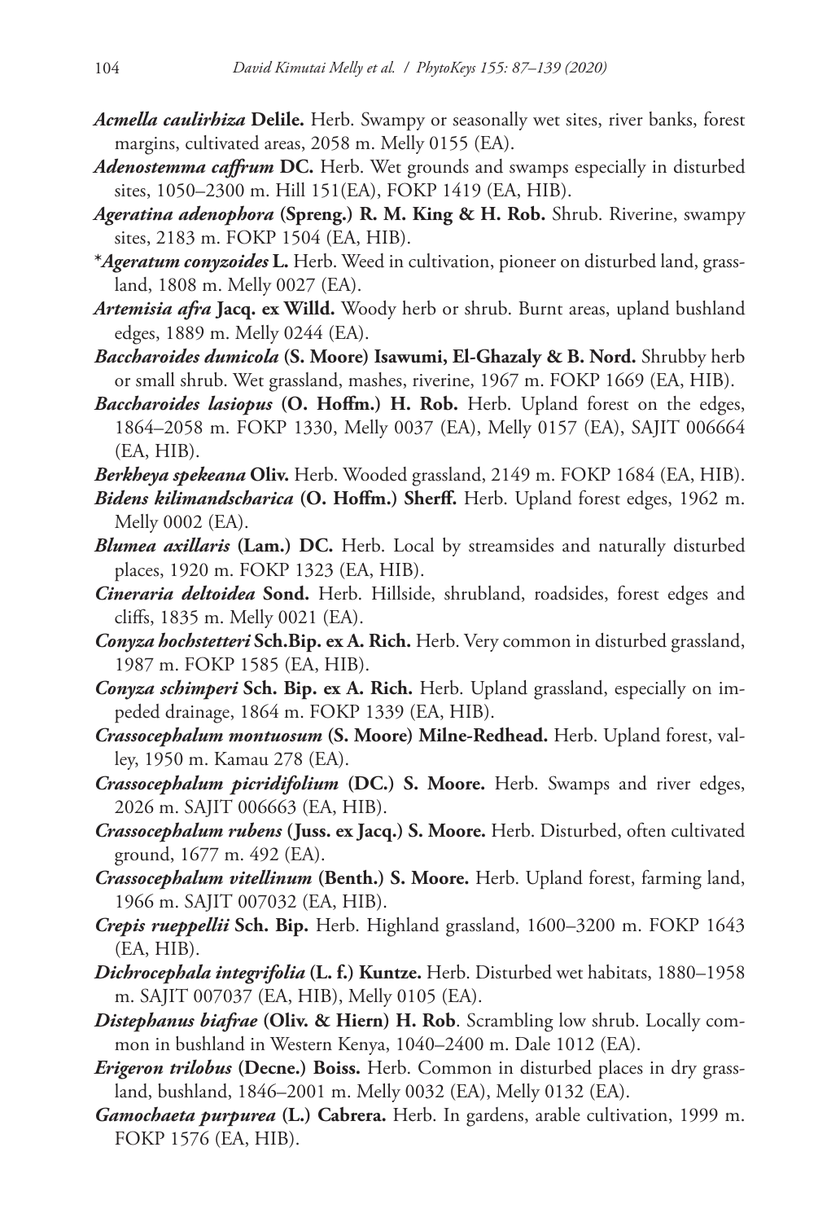***Acmella caulirhiza*** **Delile.** Herb. Swampy or seasonally wet sites, river banks, forest margins, cultivated areas, 2058 m. Melly 0155 (EA).

***Adenostemma caffrum*** **DC.** Herb. Wet grounds and swamps especially in disturbed sites, 1050–2300 m. Hill 151(EA), FOKP 1419 (EA, HIB).

***Ageratina adenophora*** **(Spreng.) R. M. King & H. Rob.** Shrub. Riverine, swampy sites, 2183 m. FOKP 1504 (EA, HIB).

***Ageratum conyzoides*** **L.** Herb. Weed in cultivation, pioneer on disturbed land, grassland, 1808 m. Melly 0027 (EA).

***Artemisia afra*** **Jacq. ex Willd.** Woody herb or shrub. Burnt areas, upland bushland edges, 1889 m. Melly 0244 (EA).

***Baccharoides dumicola*** **(S. Moore) Isawumi, El-Ghazaly & B. Nord.** Shrubby herb or small shrub. Wet grassland, mashes, riverine, 1967 m. FOKP 1669 (EA, HIB).

***Baccharoides lasiopus*** **(O. Hoffm.) H. Rob.** Herb. Upland forest on the edges, 1864–2058 m. FOKP 1330, Melly 0037 (EA), Melly 0157 (EA), SAJIT 006664 (EA, HIB).

***Berkheya spekeana*** **Oliv.** Herb. Wooded grassland, 2149 m. FOKP 1684 (EA, HIB).

***Bidens kilimandscharica*** **(O. Hoffm.) Sherff.** Herb. Upland forest edges, 1962 m. Melly 0002 (EA).

***Blumea axillaris*** **(Lam.) DC.** Herb. Local by streamsides and naturally disturbed places, 1920 m. FOKP 1323 (EA, HIB).

***Cineraria deltoidea*** **Sond.** Herb. Hillside, shrubland, roadsides, forest edges and cliffs, 1835 m. Melly 0021 (EA).

***Conyza hochstetteri*** **Sch.Bip. ex A. Rich.** Herb. Very common in disturbed grassland, 1987 m. FOKP 1585 (EA, HIB).

***Conyza schimperi*** **Sch. Bip. ex A. Rich.** Herb. Upland grassland, especially on impeded drainage, 1864 m. FOKP 1339 (EA, HIB).

***Crassocephalum montuosum*** **(S. Moore) Milne-Redhead.** Herb. Upland forest, valley, 1950 m. Kamau 278 (EA).

***Crassocephalum picridifolium*** **(DC.) S. Moore.** Herb. Swamps and river edges, 2026 m. SAJIT 006663 (EA, HIB).

***Crassocephalum rubens*** **(Juss. ex Jacq.) S. Moore.** Herb. Disturbed, often cultivated ground, 1677 m. 492 (EA).

***Crassocephalum vitellinum*** **(Benth.) S. Moore.** Herb. Upland forest, farming land, 1966 m. SAJIT 007032 (EA, HIB).

***Crepis rueppellii*** **Sch. Bip.** Herb. Highland grassland, 1600–3200 m. FOKP 1643 (EA, HIB).

***Dichrocephala integrifolia*** **(L. f.) Kuntze.** Herb. Disturbed wet habitats, 1880–1958 m. SAJIT 007037 (EA, HIB), Melly 0105 (EA).

***Distephanus biafrae*** **(Oliv. & Hiern) H. Rob**. Scrambling low shrub. Locally common in bushland in Western Kenya, 1040–2400 m. Dale 1012 (EA).

***Erigeron trilobus*** **(Decne.) Boiss.** Herb. Common in disturbed places in dry grassland, bushland, 1846–2001 m. Melly 0032 (EA), Melly 0132 (EA).

***Gamochaeta purpurea*** **(L.) Cabrera.** Herb. In gardens, arable cultivation, 1999 m. FOKP 1576 (EA, HIB).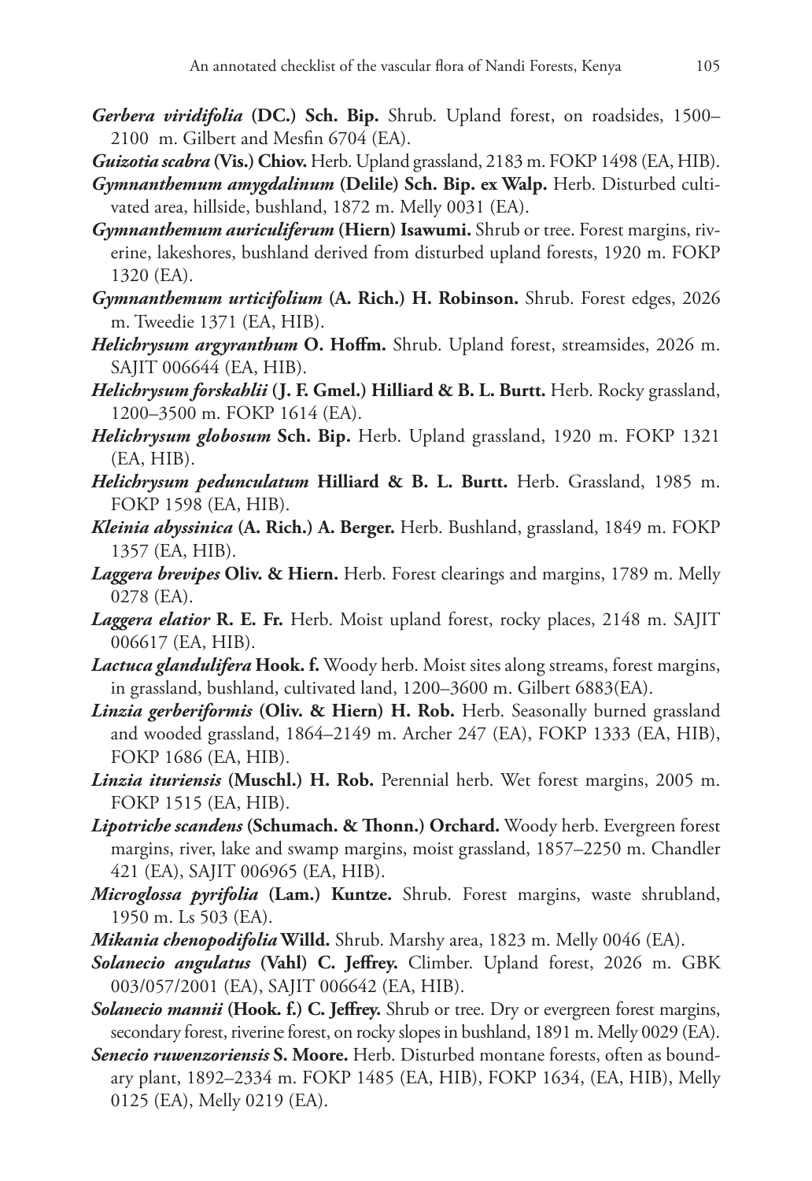***Gerbera viridifolia*** **(DC.) Sch. Bip.** Shrub. Upland forest, on roadsides, 1500–2100 m. Gilbert and Mesfin 6704 (EA).

***Guizotia scabra*** **(Vis.) Chiov.** Herb. Upland grassland, 2183 m. FOKP 1498 (EA, HIB).

***Gymnanthemum amygdalinum*** **(Delile) Sch. Bip. ex Walp.** Herb. Disturbed cultivated area, hillside, bushland, 1872 m. Melly 0031 (EA).

***Gymnanthemum auriculiferum*** **(Hiern) Isawumi.** Shrub or tree. Forest margins, riverine, lakeshores, bushland derived from disturbed upland forests, 1920 m. FOKP 1320 (EA).

***Gymnanthemum urticifolium*** **(A. Rich.) H. Robinson.** Shrub. Forest edges, 2026 m. Tweedie 1371 (EA, HIB).

***Helichrysum argyranthum*** **O. Hoffm.** Shrub. Upland forest, streamsides, 2026 m. SAJIT 006644 (EA, HIB).

***Helichrysum forskahlii*** **(J. F. Gmel.) Hilliard & B. L. Burtt.** Herb. Rocky grassland, 1200–3500 m. FOKP 1614 (EA).

***Helichrysum globosum*** **Sch. Bip.** Herb. Upland grassland, 1920 m. FOKP 1321 (EA, HIB).

***Helichrysum pedunculatum*** **Hilliard & B. L. Burtt.** Herb. Grassland, 1985 m. FOKP 1598 (EA, HIB).

***Kleinia abyssinica*** **(A. Rich.) A. Berger.** Herb. Bushland, grassland, 1849 m. FOKP 1357 (EA, HIB).

***Laggera brevipes*** **Oliv. & Hiern.** Herb. Forest clearings and margins, 1789 m. Melly 0278 (EA).

***Laggera elatior*** **R. E. Fr.** Herb. Moist upland forest, rocky places, 2148 m. SAJIT 006617 (EA, HIB).

***Lactuca glandulifera*** **Hook. f.** Woody herb. Moist sites along streams, forest margins, in grassland, bushland, cultivated land, 1200–3600 m. Gilbert 6883(EA).

***Linzia gerberiformis*** **(Oliv. & Hiern) H. Rob.** Herb. Seasonally burned grassland and wooded grassland, 1864–2149 m. Archer 247 (EA), FOKP 1333 (EA, HIB), FOKP 1686 (EA, HIB).

***Linzia ituriensis*** **(Muschl.) H. Rob.** Perennial herb. Wet forest margins, 2005 m. FOKP 1515 (EA, HIB).

***Lipotriche scandens*** **(Schumach. & Thonn.) Orchard.** Woody herb. Evergreen forest margins, river, lake and swamp margins, moist grassland, 1857–2250 m. Chandler 421 (EA), SAJIT 006965 (EA, HIB).

***Microglossa pyrifolia*** **(Lam.) Kuntze.** Shrub. Forest margins, waste shrubland, 1950 m. Ls 503 (EA).

***Mikania chenopodifolia*** **Willd.** Shrub. Marshy area, 1823 m. Melly 0046 (EA).

***Solanecio angulatus*** **(Vahl) C. Jeffrey.** Climber. Upland forest, 2026 m. GBK 003/057/2001 (EA), SAJIT 006642 (EA, HIB).

***Solanecio mannii*** **(Hook. f.) C. Jeffrey.** Shrub or tree. Dry or evergreen forest margins, secondary forest, riverine forest, on rocky slopes in bushland, 1891 m. Melly 0029 (EA).

***Senecio ruwenzoriensis*** **S. Moore.** Herb. Disturbed montane forests, often as boundary plant, 1892–2334 m. FOKP 1485 (EA, HIB), FOKP 1634, (EA, HIB), Melly 0125 (EA), Melly 0219 (EA).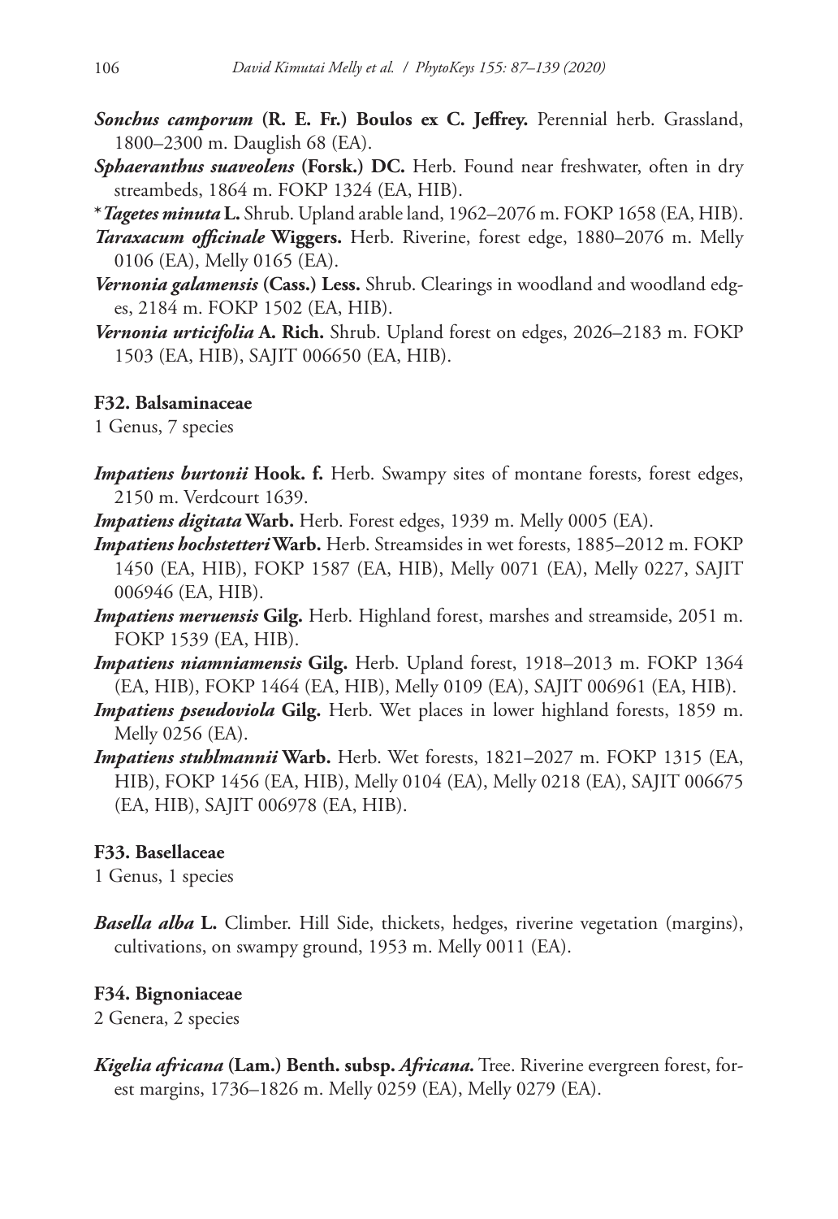***Sonchus camporum*** **(R. E. Fr.) Boulos ex C. Jeffrey.** Perennial herb. Grassland, 1800–2300 m. Dauglish 68 (EA).

***Sphaeranthus suaveolens*** **(Forsk.) DC.** Herb. Found near freshwater, often in dry streambeds, 1864 m. FOKP 1324 (EA, HIB).

*\****Tagetes minuta*** **L.** Shrub. Upland arable land, 1962–2076 m. FOKP 1658 (EA, HIB).

***Taraxacum officinale*** **Wiggers.** Herb. Riverine, forest edge, 1880–2076 m. Melly 0106 (EA), Melly 0165 (EA).

***Vernonia galamensis*** **(Cass.) Less.** Shrub. Clearings in woodland and woodland edges, 2184 m. FOKP 1502 (EA, HIB).

***Vernonia urticifolia*** **A. Rich.** Shrub. Upland forest on edges, 2026–2183 m. FOKP 1503 (EA, HIB), SAJIT 006650 (EA, HIB).

#### F32. Balsaminaceae

1 Genus, 7 species

***Impatiens burtonii*** **Hook. f.** Herb. Swampy sites of montane forests, forest edges, 2150 m. Verdcourt 1639.

***Impatiens digitata*** **Warb.** Herb. Forest edges, 1939 m. Melly 0005 (EA).

***Impatiens hochstetteri*** **Warb.** Herb. Streamsides in wet forests, 1885–2012 m. FOKP 1450 (EA, HIB), FOKP 1587 (EA, HIB), Melly 0071 (EA), Melly 0227, SAJIT 006946 (EA, HIB).

***Impatiens meruensis*** **Gilg.** Herb. Highland forest, marshes and streamside, 2051 m. FOKP 1539 (EA, HIB).

***Impatiens niamniamensis*** **Gilg.** Herb. Upland forest, 1918–2013 m. FOKP 1364 (EA, HIB), FOKP 1464 (EA, HIB), Melly 0109 (EA), SAJIT 006961 (EA, HIB).

***Impatiens pseudoviola*** **Gilg.** Herb. Wet places in lower highland forests, 1859 m. Melly 0256 (EA).

***Impatiens stuhlmannii*** **Warb.** Herb. Wet forests, 1821–2027 m. FOKP 1315 (EA, HIB), FOKP 1456 (EA, HIB), Melly 0104 (EA), Melly 0218 (EA), SAJIT 006675 (EA, HIB), SAJIT 006978 (EA, HIB).

#### F33. Basellaceae

1 Genus, 1 species

***Basella alba*** **L.** Climber. Hill Side, thickets, hedges, riverine vegetation (margins), cultivations, on swampy ground, 1953 m. Melly 0011 (EA).

#### F34. Bignoniaceae

2 Genera, 2 species

***Kigelia africana*** **(Lam.) Benth. subsp.** ***Africana.*** Tree. Riverine evergreen forest, forest margins, 1736–1826 m. Melly 0259 (EA), Melly 0279 (EA).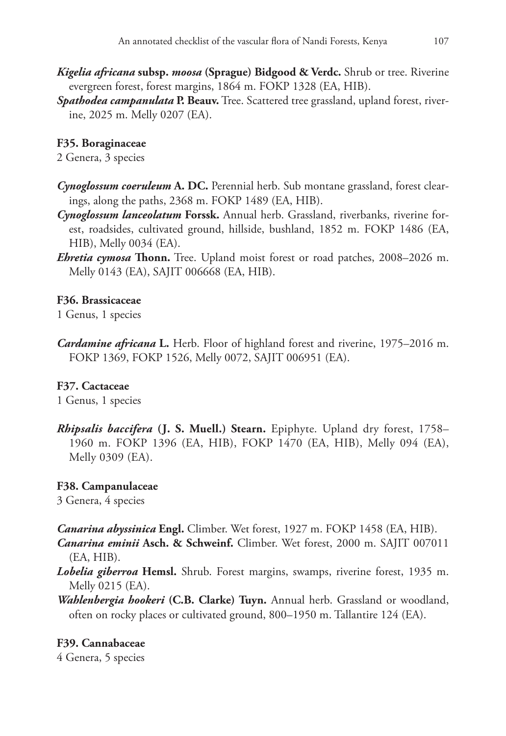***Kigelia africana*** **subsp.** ***moosa*** **(Sprague) Bidgood & Verdc.** Shrub or tree. Riverine evergreen forest, forest margins, 1864 m. FOKP 1328 (EA, HIB).

***Spathodea campanulata*** **P. Beauv.** Tree. Scattered tree grassland, upland forest, riverine, 2025 m. Melly 0207 (EA).

### F35. Boraginaceae

2 Genera, 3 species

***Cynoglossum coeruleum*** **A. DC.** Perennial herb. Sub montane grassland, forest clearings, along the paths, 2368 m. FOKP 1489 (EA, HIB).

***Cynoglossum lanceolatum*** **Forssk.** Annual herb. Grassland, riverbanks, riverine forest, roadsides, cultivated ground, hillside, bushland, 1852 m. FOKP 1486 (EA, HIB), Melly 0034 (EA).

***Ehretia cymosa*** **Thonn.** Tree. Upland moist forest or road patches, 2008–2026 m. Melly 0143 (EA), SAJIT 006668 (EA, HIB).

### F36. Brassicaceae

1 Genus, 1 species

***Cardamine africana*** **L.** Herb. Floor of highland forest and riverine, 1975–2016 m. FOKP 1369, FOKP 1526, Melly 0072, SAJIT 006951 (EA).

### F37. Cactaceae

1 Genus, 1 species

***Rhipsalis baccifera*** **(J. S. Muell.) Stearn.** Epiphyte. Upland dry forest, 1758–1960 m. FOKP 1396 (EA, HIB), FOKP 1470 (EA, HIB), Melly 094 (EA), Melly 0309 (EA).

### F38. Campanulaceae

3 Genera, 4 species

***Canarina abyssinica*** **Engl.** Climber. Wet forest, 1927 m. FOKP 1458 (EA, HIB).

***Canarina eminii*** **Asch. & Schweinf.** Climber. Wet forest, 2000 m. SAJIT 007011 (EA, HIB).

***Lobelia giberroa*** **Hemsl.** Shrub. Forest margins, swamps, riverine forest, 1935 m. Melly 0215 (EA).

***Wahlenbergia hookeri*** **(C.B. Clarke) Tuyn.** Annual herb. Grassland or woodland, often on rocky places or cultivated ground, 800–1950 m. Tallantire 124 (EA).

### F39. Cannabaceae

4 Genera, 5 species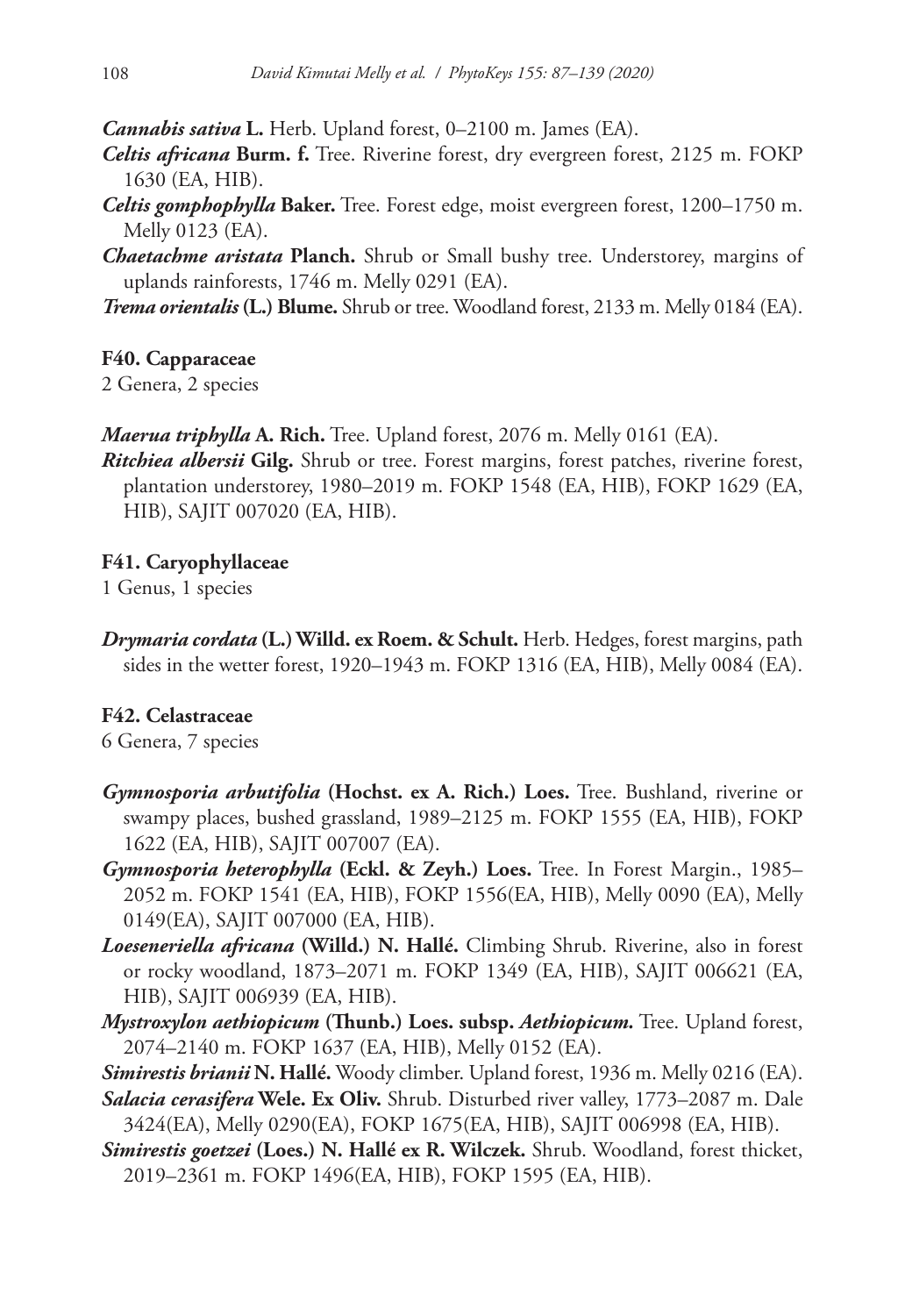***Cannabis sativa* L.** Herb. Upland forest, 0–2100 m. James (EA).

***Celtis africana* Burm. f.** Tree. Riverine forest, dry evergreen forest, 2125 m. FOKP 1630 (EA, HIB).

***Celtis gomphophylla* Baker.** Tree. Forest edge, moist evergreen forest, 1200–1750 m. Melly 0123 (EA).

***Chaetachme aristata* Planch.** Shrub or Small bushy tree. Understorey, margins of uplands rainforests, 1746 m. Melly 0291 (EA).

***Trema orientalis* (L.) Blume.** Shrub or tree. Woodland forest, 2133 m. Melly 0184 (EA).

**F40. Capparaceae**

2 Genera, 2 species

***Maerua triphylla* A. Rich.** Tree. Upland forest, 2076 m. Melly 0161 (EA).

***Ritchiea albersii* Gilg.** Shrub or tree. Forest margins, forest patches, riverine forest, plantation understorey, 1980–2019 m. FOKP 1548 (EA, HIB), FOKP 1629 (EA, HIB), SAJIT 007020 (EA, HIB).

**F41. Caryophyllaceae**

1 Genus, 1 species

***Drymaria cordata* (L.) Willd. ex Roem. & Schult.** Herb. Hedges, forest margins, path sides in the wetter forest, 1920–1943 m. FOKP 1316 (EA, HIB), Melly 0084 (EA).

**F42. Celastraceae**

6 Genera, 7 species

***Gymnosporia arbutifolia* (Hochst. ex A. Rich.) Loes.** Tree. Bushland, riverine or swampy places, bushed grassland, 1989–2125 m. FOKP 1555 (EA, HIB), FOKP 1622 (EA, HIB), SAJIT 007007 (EA).

***Gymnosporia heterophylla* (Eckl. & Zeyh.) Loes.** Tree. In Forest Margin., 1985–2052 m. FOKP 1541 (EA, HIB), FOKP 1556(EA, HIB), Melly 0090 (EA), Melly 0149(EA), SAJIT 007000 (EA, HIB).

***Loeseneriella africana* (Willd.) N. Hallé.** Climbing Shrub. Riverine, also in forest or rocky woodland, 1873–2071 m. FOKP 1349 (EA, HIB), SAJIT 006621 (EA, HIB), SAJIT 006939 (EA, HIB).

***Mystroxylon aethiopicum* (Thunb.) Loes. subsp. *Aethiopicum*.** Tree. Upland forest, 2074–2140 m. FOKP 1637 (EA, HIB), Melly 0152 (EA).

***Simirestis brianii* N. Hallé.** Woody climber. Upland forest, 1936 m. Melly 0216 (EA).

***Salacia cerasifera* Wele. Ex Oliv.** Shrub. Disturbed river valley, 1773–2087 m. Dale 3424(EA), Melly 0290(EA), FOKP 1675(EA, HIB), SAJIT 006998 (EA, HIB).

***Simirestis goetzei* (Loes.) N. Hallé ex R. Wilczek.** Shrub. Woodland, forest thicket, 2019–2361 m. FOKP 1496(EA, HIB), FOKP 1595 (EA, HIB).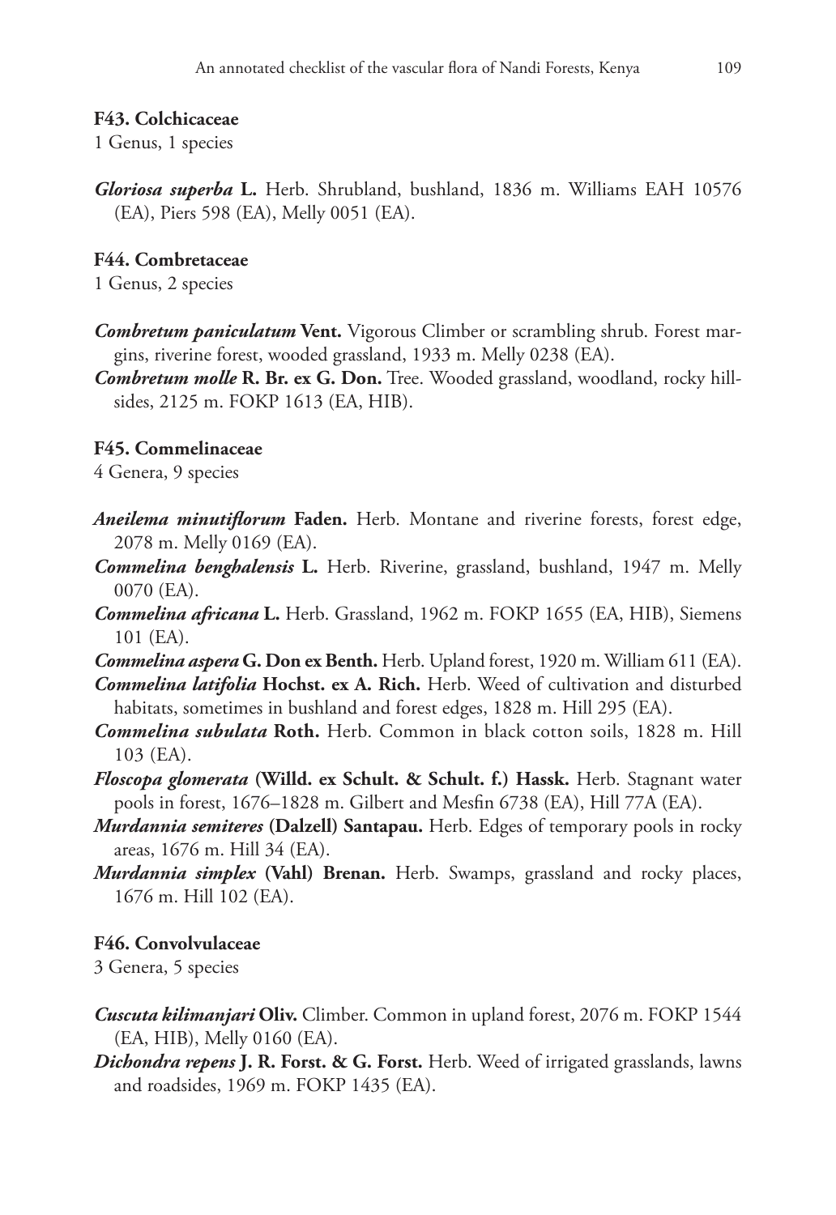**F43. Colchicaceae**

1 Genus, 1 species

***Gloriosa superba*** **L.** Herb. Shrubland, bushland, 1836 m. Williams EAH 10576 (EA), Piers 598 (EA), Melly 0051 (EA).

**F44. Combretaceae**

1 Genus, 2 species

***Combretum paniculatum*** **Vent.** Vigorous Climber or scrambling shrub. Forest margins, riverine forest, wooded grassland, 1933 m. Melly 0238 (EA).

***Combretum molle*** **R. Br. ex G. Don.** Tree. Wooded grassland, woodland, rocky hillsides, 2125 m. FOKP 1613 (EA, HIB).

**F45. Commelinaceae**

4 Genera, 9 species

***Aneilema minutiflorum*** **Faden.** Herb. Montane and riverine forests, forest edge, 2078 m. Melly 0169 (EA).

***Commelina benghalensis*** **L.** Herb. Riverine, grassland, bushland, 1947 m. Melly 0070 (EA).

***Commelina africana*** **L.** Herb. Grassland, 1962 m. FOKP 1655 (EA, HIB), Siemens 101 (EA).

***Commelina aspera*** **G. Don ex Benth.** Herb. Upland forest, 1920 m. William 611 (EA).

***Commelina latifolia*** **Hochst. ex A. Rich.** Herb. Weed of cultivation and disturbed habitats, sometimes in bushland and forest edges, 1828 m. Hill 295 (EA).

***Commelina subulata*** **Roth.** Herb. Common in black cotton soils, 1828 m. Hill 103 (EA).

***Floscopa glomerata*** **(Willd. ex Schult. & Schult. f.) Hassk.** Herb. Stagnant water pools in forest, 1676–1828 m. Gilbert and Mesfin 6738 (EA), Hill 77A (EA).

***Murdannia semiteres*** **(Dalzell) Santapau.** Herb. Edges of temporary pools in rocky areas, 1676 m. Hill 34 (EA).

***Murdannia simplex*** **(Vahl) Brenan.** Herb. Swamps, grassland and rocky places, 1676 m. Hill 102 (EA).

**F46. Convolvulaceae**

3 Genera, 5 species

***Cuscuta kilimanjari*** **Oliv.** Climber. Common in upland forest, 2076 m. FOKP 1544 (EA, HIB), Melly 0160 (EA).

***Dichondra repens*** **J. R. Forst. & G. Forst.** Herb. Weed of irrigated grasslands, lawns and roadsides, 1969 m. FOKP 1435 (EA).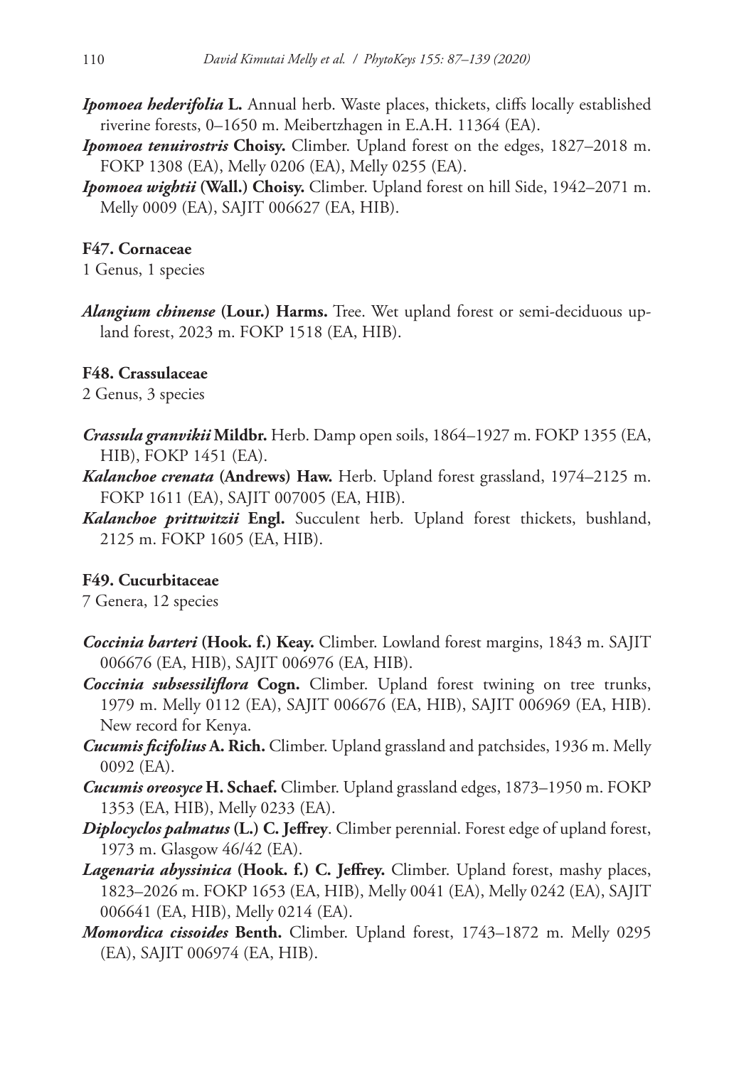***Ipomoea hederifolia*** **L.** Annual herb. Waste places, thickets, cliffs locally established riverine forests, 0–1650 m. Meibertzhagen in E.A.H. 11364 (EA).

***Ipomoea tenuirostris*** **Choisy.** Climber. Upland forest on the edges, 1827–2018 m. FOKP 1308 (EA), Melly 0206 (EA), Melly 0255 (EA).

***Ipomoea wightii*** **(Wall.) Choisy.** Climber. Upland forest on hill Side, 1942–2071 m. Melly 0009 (EA), SAJIT 006627 (EA, HIB).

#### F47. Cornaceae

1 Genus, 1 species

***Alangium chinense*** **(Lour.) Harms.** Tree. Wet upland forest or semi-deciduous upland forest, 2023 m. FOKP 1518 (EA, HIB).

#### F48. Crassulaceae

2 Genus, 3 species

***Crassula granvikii*** **Mildbr.** Herb. Damp open soils, 1864–1927 m. FOKP 1355 (EA, HIB), FOKP 1451 (EA).

***Kalanchoe crenata*** **(Andrews) Haw.** Herb. Upland forest grassland, 1974–2125 m. FOKP 1611 (EA), SAJIT 007005 (EA, HIB).

***Kalanchoe prittwitzii*** **Engl.** Succulent herb. Upland forest thickets, bushland, 2125 m. FOKP 1605 (EA, HIB).

#### F49. Cucurbitaceae

7 Genera, 12 species

***Coccinia barteri*** **(Hook. f.) Keay.** Climber. Lowland forest margins, 1843 m. SAJIT 006676 (EA, HIB), SAJIT 006976 (EA, HIB).

***Coccinia subsessiliflora*** **Cogn.** Climber. Upland forest twining on tree trunks, 1979 m. Melly 0112 (EA), SAJIT 006676 (EA, HIB), SAJIT 006969 (EA, HIB). New record for Kenya.

***Cucumis ficifolius*** **A. Rich.** Climber. Upland grassland and patchsides, 1936 m. Melly 0092 (EA).

***Cucumis oreosyce*** **H. Schaef.** Climber. Upland grassland edges, 1873–1950 m. FOKP 1353 (EA, HIB), Melly 0233 (EA).

***Diplocyclos palmatus*** **(L.) C. Jeffrey**. Climber perennial. Forest edge of upland forest, 1973 m. Glasgow 46/42 (EA).

***Lagenaria abyssinica*** **(Hook. f.) C. Jeffrey.** Climber. Upland forest, mashy places, 1823–2026 m. FOKP 1653 (EA, HIB), Melly 0041 (EA), Melly 0242 (EA), SAJIT 006641 (EA, HIB), Melly 0214 (EA).

***Momordica cissoides*** **Benth.** Climber. Upland forest, 1743–1872 m. Melly 0295 (EA), SAJIT 006974 (EA, HIB).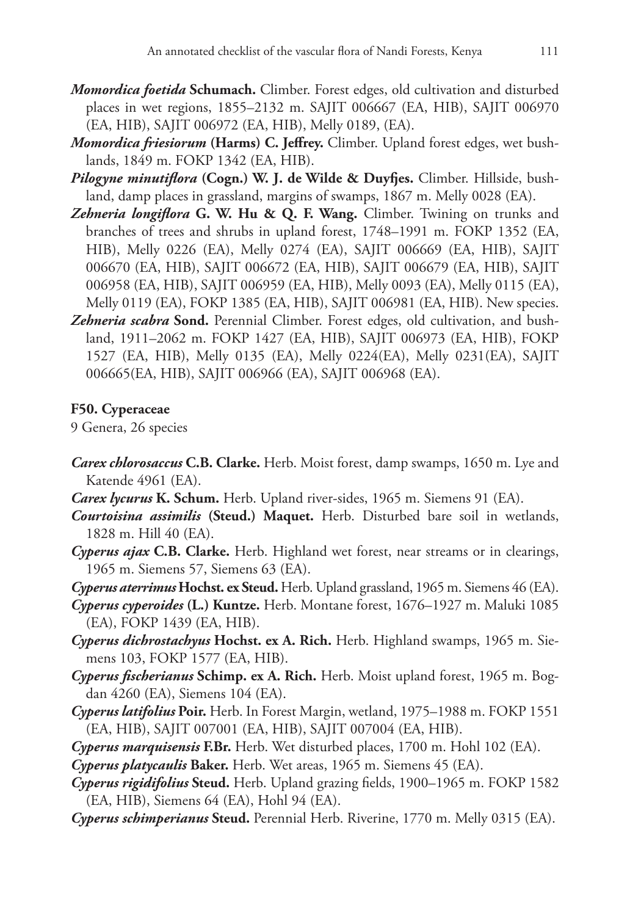***Momordica foetida* Schumach.** Climber. Forest edges, old cultivation and disturbed places in wet regions, 1855–2132 m. SAJIT 006667 (EA, HIB), SAJIT 006970 (EA, HIB), SAJIT 006972 (EA, HIB), Melly 0189, (EA).

***Momordica friesiorum* (Harms) C. Jeffrey.** Climber. Upland forest edges, wet bushlands, 1849 m. FOKP 1342 (EA, HIB).

***Pilogyne minutiflora* (Cogn.) W. J. de Wilde & Duyfjes.** Climber. Hillside, bushland, damp places in grassland, margins of swamps, 1867 m. Melly 0028 (EA).

***Zehneria longiflora* G. W. Hu & Q. F. Wang.** Climber. Twining on trunks and branches of trees and shrubs in upland forest, 1748–1991 m. FOKP 1352 (EA, HIB), Melly 0226 (EA), Melly 0274 (EA), SAJIT 006669 (EA, HIB), SAJIT 006670 (EA, HIB), SAJIT 006672 (EA, HIB), SAJIT 006679 (EA, HIB), SAJIT 006958 (EA, HIB), SAJIT 006959 (EA, HIB), Melly 0093 (EA), Melly 0115 (EA), Melly 0119 (EA), FOKP 1385 (EA, HIB), SAJIT 006981 (EA, HIB). New species.

***Zehneria scabra* Sond.** Perennial Climber. Forest edges, old cultivation, and bushland, 1911–2062 m. FOKP 1427 (EA, HIB), SAJIT 006973 (EA, HIB), FOKP 1527 (EA, HIB), Melly 0135 (EA), Melly 0224(EA), Melly 0231(EA), SAJIT 006665(EA, HIB), SAJIT 006966 (EA), SAJIT 006968 (EA).

**F50. Cyperaceae**

9 Genera, 26 species

***Carex chlorosaccus* C.B. Clarke.** Herb. Moist forest, damp swamps, 1650 m. Lye and Katende 4961 (EA).

***Carex lycurus* K. Schum.** Herb. Upland river-sides, 1965 m. Siemens 91 (EA).

***Courtoisina assimilis* (Steud.) Maquet.** Herb. Disturbed bare soil in wetlands, 1828 m. Hill 40 (EA).

***Cyperus ajax* C.B. Clarke.** Herb. Highland wet forest, near streams or in clearings, 1965 m. Siemens 57, Siemens 63 (EA).

***Cyperus aterrimus* Hochst. ex Steud.** Herb. Upland grassland, 1965 m. Siemens 46 (EA).

***Cyperus cyperoides* (L.) Kuntze.** Herb. Montane forest, 1676–1927 m. Maluki 1085 (EA), FOKP 1439 (EA, HIB).

***Cyperus dichrostachyus* Hochst. ex A. Rich.** Herb. Highland swamps, 1965 m. Siemens 103, FOKP 1577 (EA, HIB).

***Cyperus fischerianus* Schimp. ex A. Rich.** Herb. Moist upland forest, 1965 m. Bogdan 4260 (EA), Siemens 104 (EA).

***Cyperus latifolius* Poir.** Herb. In Forest Margin, wetland, 1975–1988 m. FOKP 1551 (EA, HIB), SAJIT 007001 (EA, HIB), SAJIT 007004 (EA, HIB).

***Cyperus marquisensis* F.Br.** Herb. Wet disturbed places, 1700 m. Hohl 102 (EA).

***Cyperus platycaulis* Baker.** Herb. Wet areas, 1965 m. Siemens 45 (EA).

***Cyperus rigidifolius* Steud.** Herb. Upland grazing fields, 1900–1965 m. FOKP 1582 (EA, HIB), Siemens 64 (EA), Hohl 94 (EA).

***Cyperus schimperianus* Steud.** Perennial Herb. Riverine, 1770 m. Melly 0315 (EA).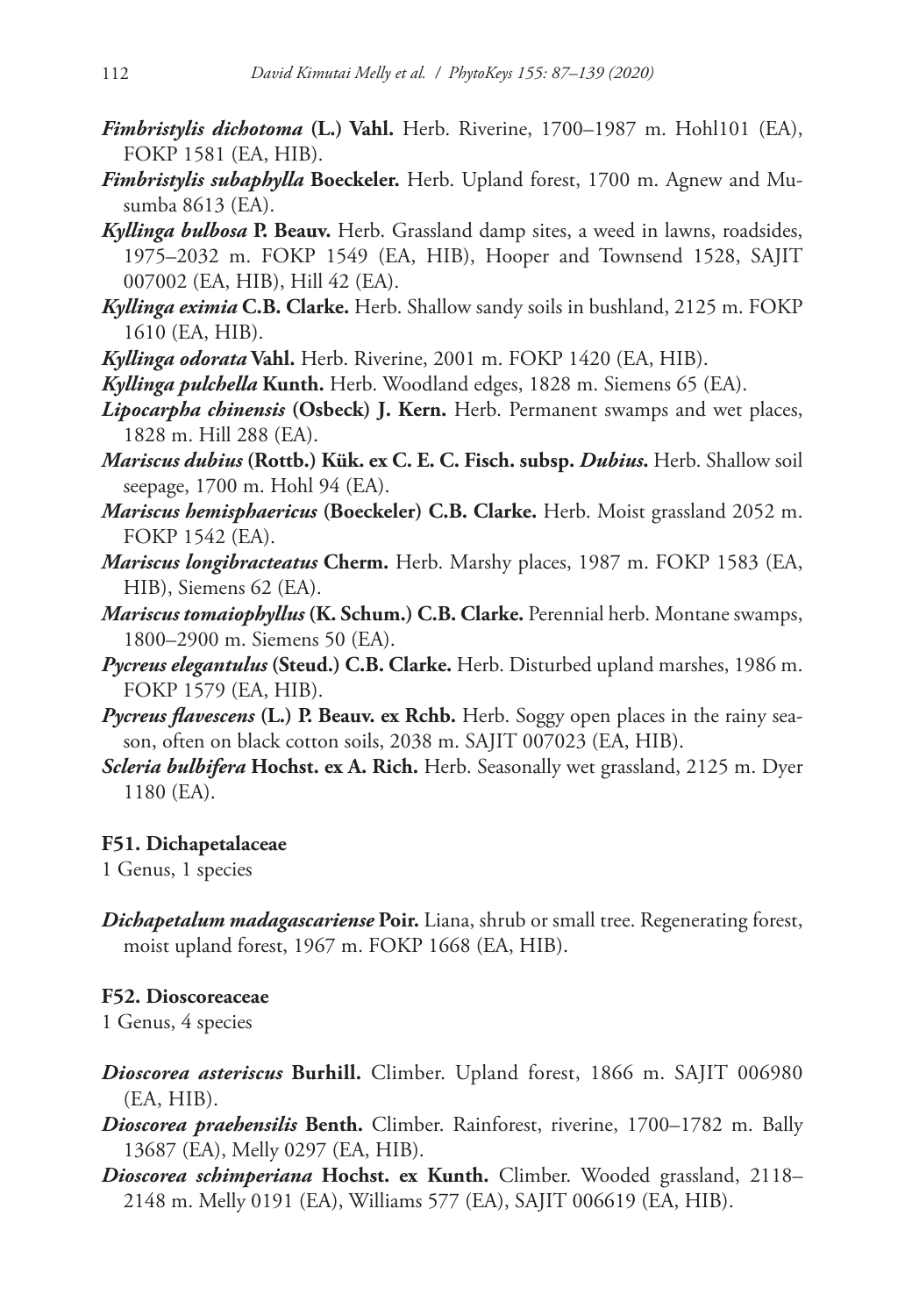***Fimbristylis dichotoma*** **(L.) Vahl.** Herb. Riverine, 1700–1987 m. Hohl101 (EA), FOKP 1581 (EA, HIB).

***Fimbristylis subaphylla*** **Boeckeler.** Herb. Upland forest, 1700 m. Agnew and Musumba 8613 (EA).

***Kyllinga bulbosa*** **P. Beauv.** Herb. Grassland damp sites, a weed in lawns, roadsides, 1975–2032 m. FOKP 1549 (EA, HIB), Hooper and Townsend 1528, SAJIT 007002 (EA, HIB), Hill 42 (EA).

***Kyllinga eximia*** **C.B. Clarke.** Herb. Shallow sandy soils in bushland, 2125 m. FOKP 1610 (EA, HIB).

***Kyllinga odorata*** **Vahl.** Herb. Riverine, 2001 m. FOKP 1420 (EA, HIB).

***Kyllinga pulchella*** **Kunth.** Herb. Woodland edges, 1828 m. Siemens 65 (EA).

***Lipocarpha chinensis*** **(Osbeck) J. Kern.** Herb. Permanent swamps and wet places, 1828 m. Hill 288 (EA).

***Mariscus dubius*** **(Rottb.) Kük. ex C. E. C. Fisch. subsp. *Dubius*.** Herb. Shallow soil seepage, 1700 m. Hohl 94 (EA).

***Mariscus hemisphaericus*** **(Boeckeler) C.B. Clarke.** Herb. Moist grassland 2052 m. FOKP 1542 (EA).

***Mariscus longibracteatus*** **Cherm.** Herb. Marshy places, 1987 m. FOKP 1583 (EA, HIB), Siemens 62 (EA).

***Mariscus tomaiophyllus*** **(K. Schum.) C.B. Clarke.** Perennial herb. Montane swamps, 1800–2900 m. Siemens 50 (EA).

***Pycreus elegantulus*** **(Steud.) C.B. Clarke.** Herb. Disturbed upland marshes, 1986 m. FOKP 1579 (EA, HIB).

***Pycreus flavescens*** **(L.) P. Beauv. ex Rchb.** Herb. Soggy open places in the rainy season, often on black cotton soils, 2038 m. SAJIT 007023 (EA, HIB).

***Scleria bulbifera*** **Hochst. ex A. Rich.** Herb. Seasonally wet grassland, 2125 m. Dyer 1180 (EA).

#### F51. Dichapetalaceae

1 Genus, 1 species

***Dichapetalum madagascariense*** **Poir.** Liana, shrub or small tree. Regenerating forest, moist upland forest, 1967 m. FOKP 1668 (EA, HIB).

#### F52. Dioscoreaceae

1 Genus, 4 species

***Dioscorea asteriscus*** **Burhill.** Climber. Upland forest, 1866 m. SAJIT 006980 (EA, HIB).

***Dioscorea praehensilis*** **Benth.** Climber. Rainforest, riverine, 1700–1782 m. Bally 13687 (EA), Melly 0297 (EA, HIB).

***Dioscorea schimperiana*** **Hochst. ex Kunth.** Climber. Wooded grassland, 2118–2148 m. Melly 0191 (EA), Williams 577 (EA), SAJIT 006619 (EA, HIB).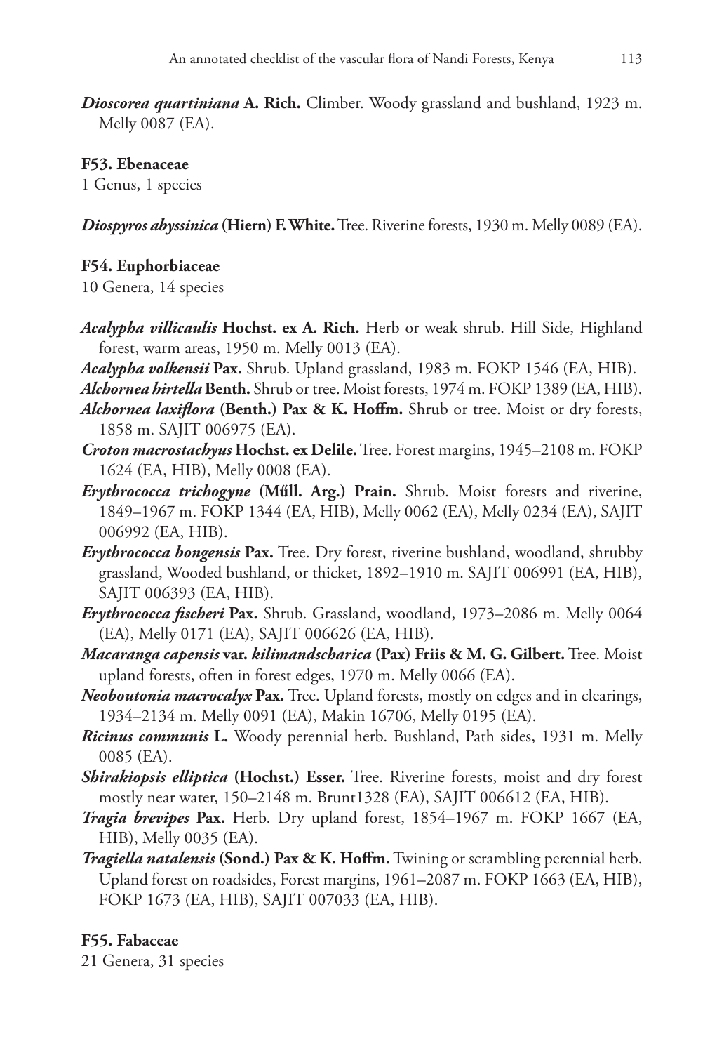***Dioscorea quartiniana* A. Rich.** Climber. Woody grassland and bushland, 1923 m. Melly 0087 (EA).

### F53. Ebenaceae

1 Genus, 1 species

***Diospyros abyssinica* (Hiern) F. White.** Tree. Riverine forests, 1930 m. Melly 0089 (EA).

### F54. Euphorbiaceae

10 Genera, 14 species

***Acalypha villicaulis* Hochst. ex A. Rich.** Herb or weak shrub. Hill Side, Highland forest, warm areas, 1950 m. Melly 0013 (EA).

***Acalypha volkensii* Pax.** Shrub. Upland grassland, 1983 m. FOKP 1546 (EA, HIB).

***Alchornea hirtella* Benth.** Shrub or tree. Moist forests, 1974 m. FOKP 1389 (EA, HIB).

***Alchornea laxiflora* (Benth.) Pax & K. Hoffm.** Shrub or tree. Moist or dry forests, 1858 m. SAJIT 006975 (EA).

***Croton macrostachyus* Hochst. ex Delile.** Tree. Forest margins, 1945–2108 m. FOKP 1624 (EA, HIB), Melly 0008 (EA).

***Erythrococca trichogyne* (Műll. Arg.) Prain.** Shrub. Moist forests and riverine, 1849–1967 m. FOKP 1344 (EA, HIB), Melly 0062 (EA), Melly 0234 (EA), SAJIT 006992 (EA, HIB).

***Erythrococca bongensis* Pax.** Tree. Dry forest, riverine bushland, woodland, shrubby grassland, Wooded bushland, or thicket, 1892–1910 m. SAJIT 006991 (EA, HIB), SAJIT 006393 (EA, HIB).

***Erythrococca fischeri* Pax.** Shrub. Grassland, woodland, 1973–2086 m. Melly 0064 (EA), Melly 0171 (EA), SAJIT 006626 (EA, HIB).

***Macaranga capensis* var. *kilimandscharica* (Pax) Friis & M. G. Gilbert.** Tree. Moist upland forests, often in forest edges, 1970 m. Melly 0066 (EA).

***Neoboutonia macrocalyx* Pax.** Tree. Upland forests, mostly on edges and in clearings, 1934–2134 m. Melly 0091 (EA), Makin 16706, Melly 0195 (EA).

***Ricinus communis* L.** Woody perennial herb. Bushland, Path sides, 1931 m. Melly 0085 (EA).

***Shirakiopsis elliptica* (Hochst.) Esser.** Tree. Riverine forests, moist and dry forest mostly near water, 150–2148 m. Brunt1328 (EA), SAJIT 006612 (EA, HIB).

***Tragia brevipes* Pax.** Herb. Dry upland forest, 1854–1967 m. FOKP 1667 (EA, HIB), Melly 0035 (EA).

***Tragiella natalensis* (Sond.) Pax & K. Hoffm.** Twining or scrambling perennial herb. Upland forest on roadsides, Forest margins, 1961–2087 m. FOKP 1663 (EA, HIB), FOKP 1673 (EA, HIB), SAJIT 007033 (EA, HIB).

### F55. Fabaceae

21 Genera, 31 species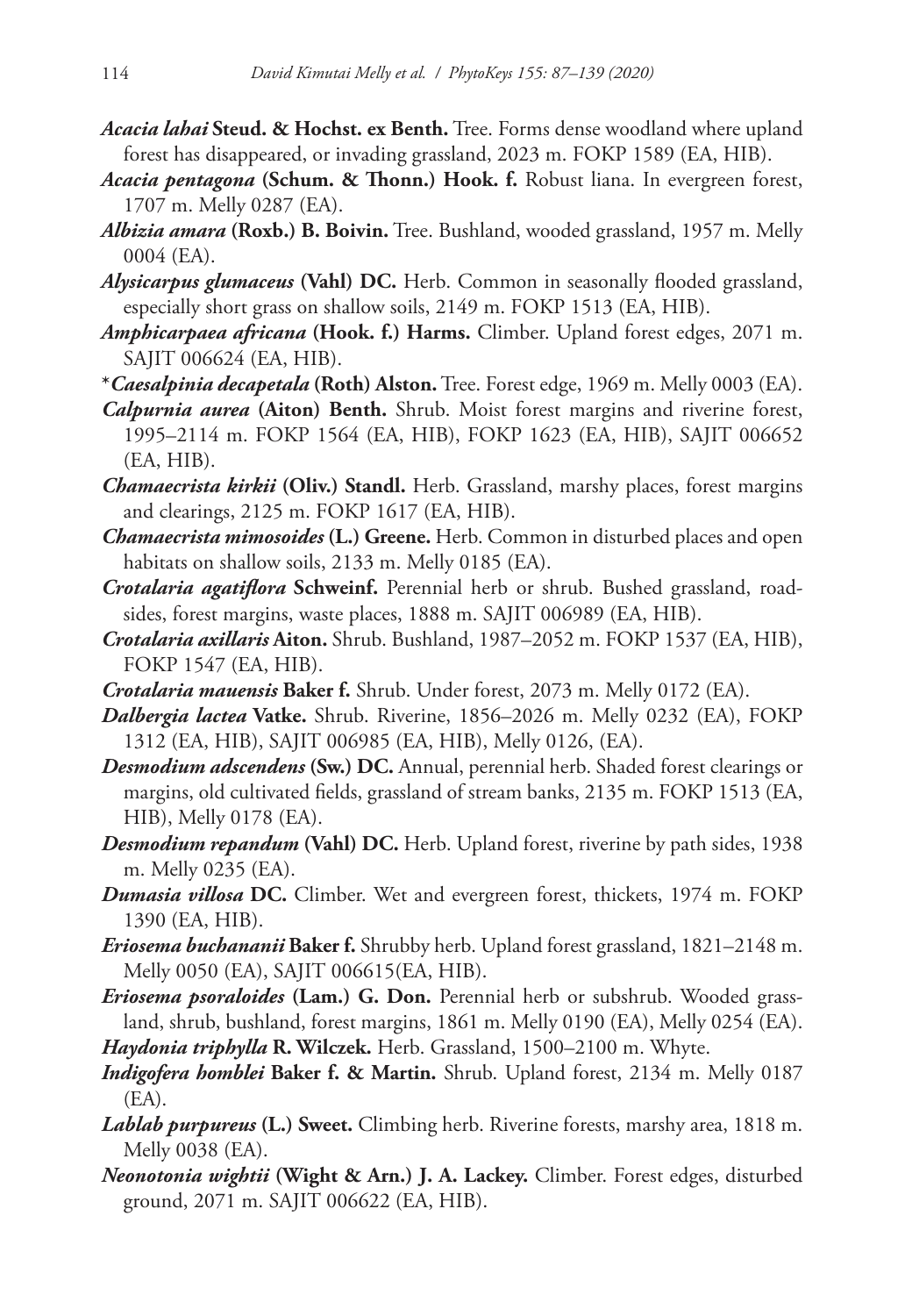***Acacia lahai*** **Steud. & Hochst. ex Benth.** Tree. Forms dense woodland where upland forest has disappeared, or invading grassland, 2023 m. FOKP 1589 (EA, HIB).

***Acacia pentagona*** **(Schum. & Thonn.) Hook. f.** Robust liana. In evergreen forest, 1707 m. Melly 0287 (EA).

***Albizia amara*** **(Roxb.) B. Boivin.** Tree. Bushland, wooded grassland, 1957 m. Melly 0004 (EA).

***Alysicarpus glumaceus*** **(Vahl) DC.** Herb. Common in seasonally flooded grassland, especially short grass on shallow soils, 2149 m. FOKP 1513 (EA, HIB).

***Amphicarpaea africana*** **(Hook. f.) Harms.** Climber. Upland forest edges, 2071 m. SAJIT 006624 (EA, HIB).

*​***Caesalpinia decapetala*** **(Roth) Alston.** Tree. Forest edge, 1969 m. Melly 0003 (EA).

***Calpurnia aurea*** **(Aiton) Benth.** Shrub. Moist forest margins and riverine forest, 1995–2114 m. FOKP 1564 (EA, HIB), FOKP 1623 (EA, HIB), SAJIT 006652 (EA, HIB).

***Chamaecrista kirkii*** **(Oliv.) Standl.** Herb. Grassland, marshy places, forest margins and clearings, 2125 m. FOKP 1617 (EA, HIB).

***Chamaecrista mimosoides*** **(L.) Greene.** Herb. Common in disturbed places and open habitats on shallow soils, 2133 m. Melly 0185 (EA).

***Crotalaria agatiflora*** **Schweinf.** Perennial herb or shrub. Bushed grassland, roadsides, forest margins, waste places, 1888 m. SAJIT 006989 (EA, HIB).

***Crotalaria axillaris*** **Aiton.** Shrub. Bushland, 1987–2052 m. FOKP 1537 (EA, HIB), FOKP 1547 (EA, HIB).

***Crotalaria mauensis*** **Baker f.** Shrub. Under forest, 2073 m. Melly 0172 (EA).

***Dalbergia lactea*** **Vatke.** Shrub. Riverine, 1856–2026 m. Melly 0232 (EA), FOKP 1312 (EA, HIB), SAJIT 006985 (EA, HIB), Melly 0126, (EA).

***Desmodium adscendens*** **(Sw.) DC.** Annual, perennial herb. Shaded forest clearings or margins, old cultivated fields, grassland of stream banks, 2135 m. FOKP 1513 (EA, HIB), Melly 0178 (EA).

***Desmodium repandum*** **(Vahl) DC.** Herb. Upland forest, riverine by path sides, 1938 m. Melly 0235 (EA).

***Dumasia villosa*** **DC.** Climber. Wet and evergreen forest, thickets, 1974 m. FOKP 1390 (EA, HIB).

***Eriosema buchananii*** **Baker f.** Shrubby herb. Upland forest grassland, 1821–2148 m. Melly 0050 (EA), SAJIT 006615(EA, HIB).

***Eriosema psoraloides*** **(Lam.) G. Don.** Perennial herb or subshrub. Wooded grassland, shrub, bushland, forest margins, 1861 m. Melly 0190 (EA), Melly 0254 (EA).

***Haydonia triphylla*** **R. Wilczek.** Herb. Grassland, 1500–2100 m. Whyte.

***Indigofera homblei*** **Baker f. & Martin.** Shrub. Upland forest, 2134 m. Melly 0187 (EA).

***Lablab purpureus*** **(L.) Sweet.** Climbing herb. Riverine forests, marshy area, 1818 m. Melly 0038 (EA).

***Neonotonia wightii*** **(Wight & Arn.) J. A. Lackey.** Climber. Forest edges, disturbed ground, 2071 m. SAJIT 006622 (EA, HIB).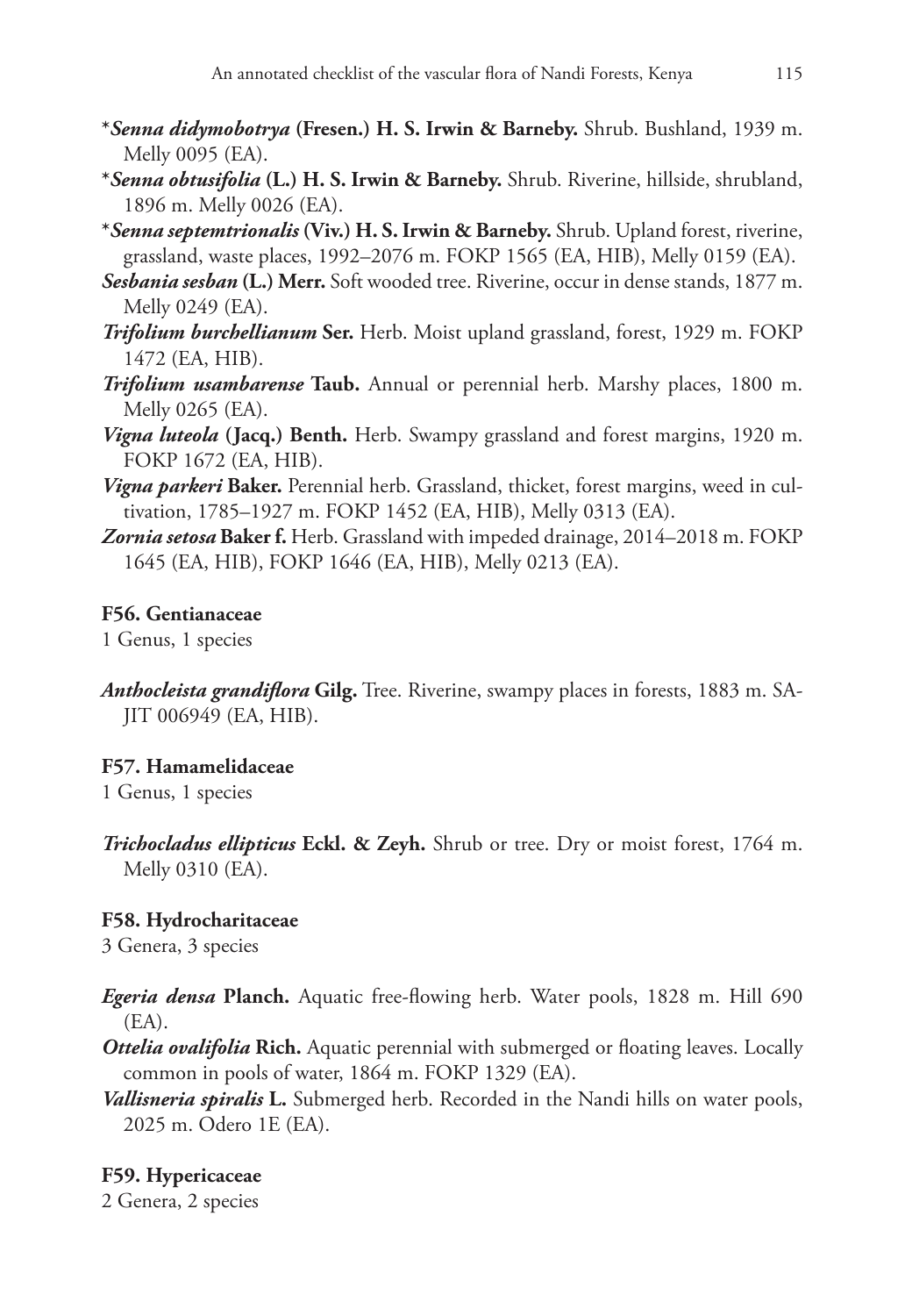**\****Senna didymobotrya*** **(Fresen.) H. S. Irwin & Barneby.** Shrub. Bushland, 1939 m. Melly 0095 (EA).

**\****Senna obtusifolia*** **(L.) H. S. Irwin & Barneby.** Shrub. Riverine, hillside, shrubland, 1896 m. Melly 0026 (EA).

**\****Senna septemtrionalis*** **(Viv.) H. S. Irwin & Barneby.** Shrub. Upland forest, riverine, grassland, waste places, 1992–2076 m. FOKP 1565 (EA, HIB), Melly 0159 (EA).

***Sesbania sesban*** **(L.) Merr.** Soft wooded tree. Riverine, occur in dense stands, 1877 m. Melly 0249 (EA).

***Trifolium burchellianum*** **Ser.** Herb. Moist upland grassland, forest, 1929 m. FOKP 1472 (EA, HIB).

***Trifolium usambarense*** **Taub.** Annual or perennial herb. Marshy places, 1800 m. Melly 0265 (EA).

***Vigna luteola*** **(Jacq.) Benth.** Herb. Swampy grassland and forest margins, 1920 m. FOKP 1672 (EA, HIB).

***Vigna parkeri*** **Baker.** Perennial herb. Grassland, thicket, forest margins, weed in cultivation, 1785–1927 m. FOKP 1452 (EA, HIB), Melly 0313 (EA).

***Zornia setosa*** **Baker f.** Herb. Grassland with impeded drainage, 2014–2018 m. FOKP 1645 (EA, HIB), FOKP 1646 (EA, HIB), Melly 0213 (EA).

### F56. Gentianaceae

1 Genus, 1 species

***Anthocleista grandiflora*** **Gilg.** Tree. Riverine, swampy places in forests, 1883 m. SAJIT 006949 (EA, HIB).

### F57. Hamamelidaceae

1 Genus, 1 species

***Trichocladus ellipticus*** **Eckl. & Zeyh.** Shrub or tree. Dry or moist forest, 1764 m. Melly 0310 (EA).

### F58. Hydrocharitaceae

3 Genera, 3 species

***Egeria densa*** **Planch.** Aquatic free-flowing herb. Water pools, 1828 m. Hill 690 (EA).

***Ottelia ovalifolia*** **Rich.** Aquatic perennial with submerged or floating leaves. Locally common in pools of water, 1864 m. FOKP 1329 (EA).

***Vallisneria spiralis*** **L.** Submerged herb. Recorded in the Nandi hills on water pools, 2025 m. Odero 1E (EA).

### F59. Hypericaceae

2 Genera, 2 species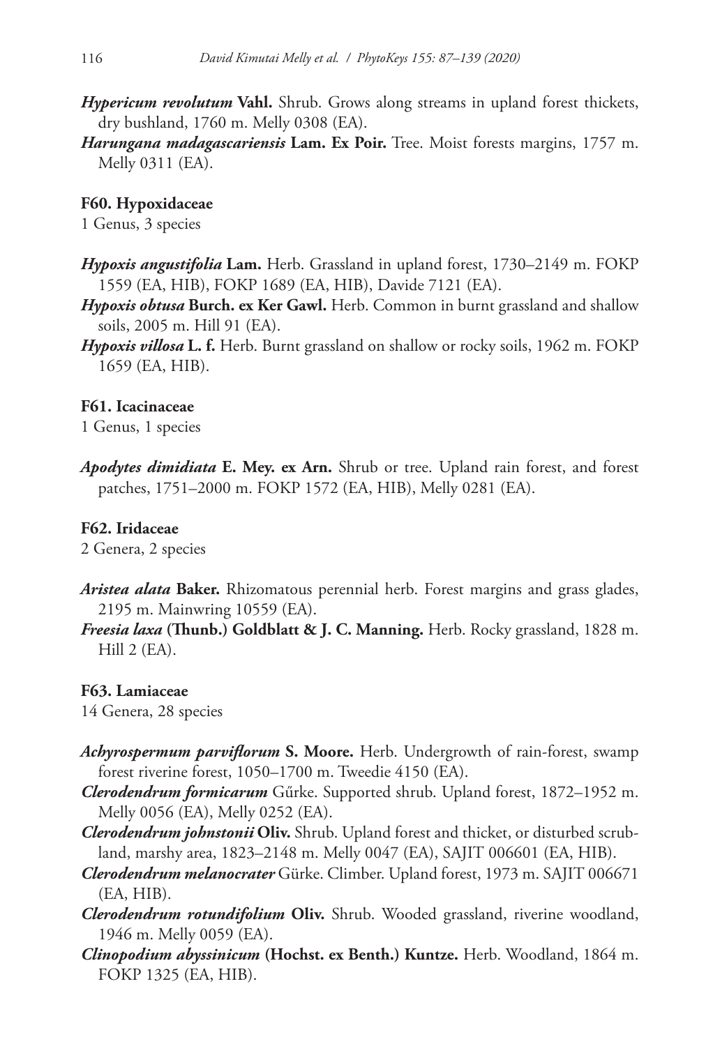***Hypericum revolutum* Vahl.** Shrub. Grows along streams in upland forest thickets, dry bushland, 1760 m. Melly 0308 (EA).

***Harungana madagascariensis* Lam. Ex Poir.** Tree. Moist forests margins, 1757 m. Melly 0311 (EA).

**F60. Hypoxidaceae**

1 Genus, 3 species

***Hypoxis angustifolia* Lam.** Herb. Grassland in upland forest, 1730–2149 m. FOKP 1559 (EA, HIB), FOKP 1689 (EA, HIB), Davide 7121 (EA).

***Hypoxis obtusa* Burch. ex Ker Gawl.** Herb. Common in burnt grassland and shallow soils, 2005 m. Hill 91 (EA).

***Hypoxis villosa* L. f.** Herb. Burnt grassland on shallow or rocky soils, 1962 m. FOKP 1659 (EA, HIB).

**F61. Icacinaceae**

1 Genus, 1 species

***Apodytes dimidiata* E. Mey. ex Arn.** Shrub or tree. Upland rain forest, and forest patches, 1751–2000 m. FOKP 1572 (EA, HIB), Melly 0281 (EA).

**F62. Iridaceae**

2 Genera, 2 species

***Aristea alata* Baker.** Rhizomatous perennial herb. Forest margins and grass glades, 2195 m. Mainwring 10559 (EA).

***Freesia laxa* (Thunb.) Goldblatt & J. C. Manning.** Herb. Rocky grassland, 1828 m. Hill 2 (EA).

**F63. Lamiaceae**

14 Genera, 28 species

***Achyrospermum parviflorum* S. Moore.** Herb. Undergrowth of rain-forest, swamp forest riverine forest, 1050–1700 m. Tweedie 4150 (EA).

***Clerodendrum formicarum*** Gűrke. Supported shrub. Upland forest, 1872–1952 m. Melly 0056 (EA), Melly 0252 (EA).

***Clerodendrum johnstonii* Oliv.** Shrub. Upland forest and thicket, or disturbed scrubland, marshy area, 1823–2148 m. Melly 0047 (EA), SAJIT 006601 (EA, HIB).

***Clerodendrum melanocrater*** Gürke. Climber. Upland forest, 1973 m. SAJIT 006671 (EA, HIB).

***Clerodendrum rotundifolium* Oliv.** Shrub. Wooded grassland, riverine woodland, 1946 m. Melly 0059 (EA).

***Clinopodium abyssinicum* (Hochst. ex Benth.) Kuntze.** Herb. Woodland, 1864 m. FOKP 1325 (EA, HIB).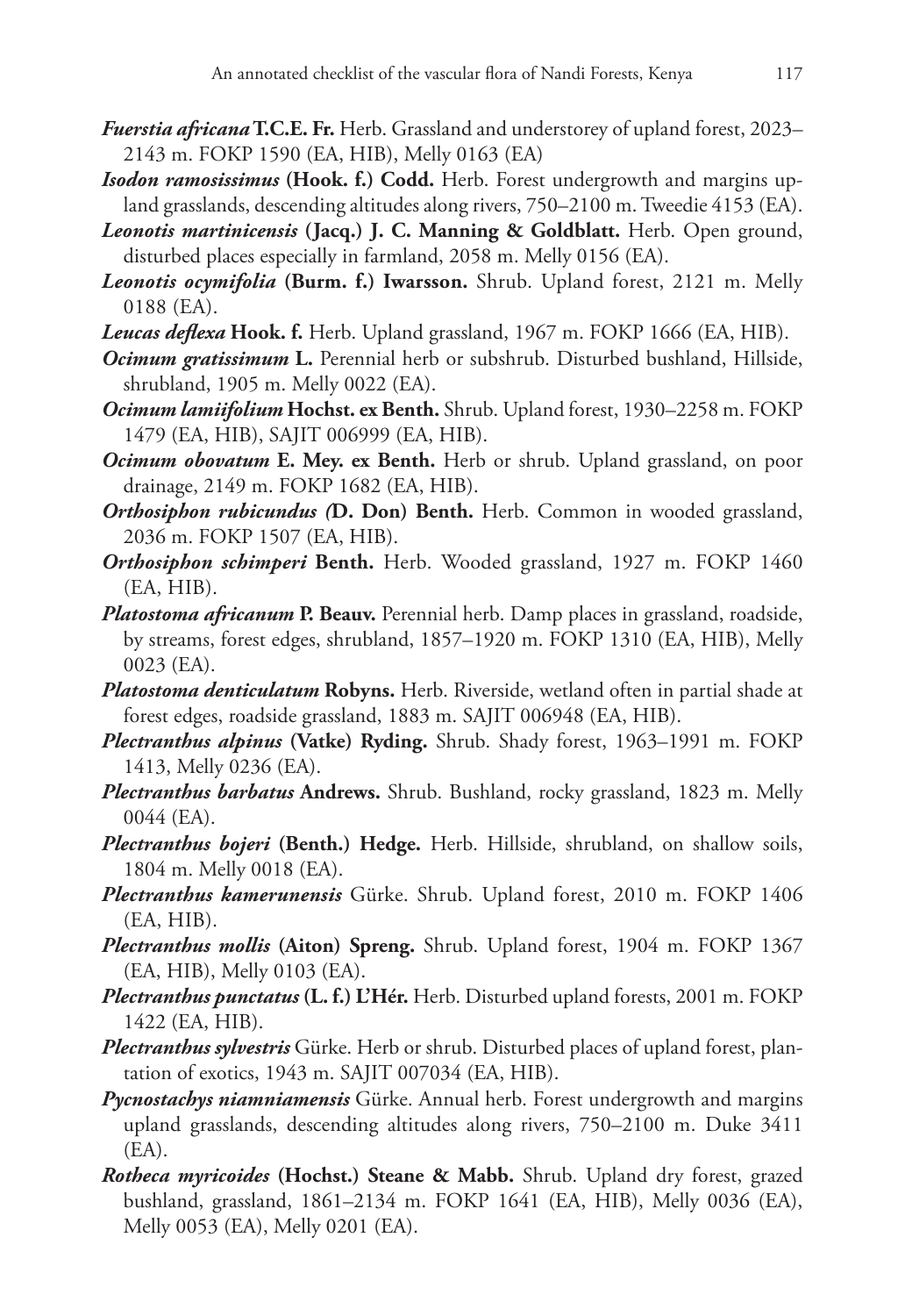***Fuerstia africana* T.C.E. Fr.** Herb. Grassland and understorey of upland forest, 2023–2143 m. FOKP 1590 (EA, HIB), Melly 0163 (EA)

***Isodon ramosissimus* (Hook. f.) Codd.** Herb. Forest undergrowth and margins upland grasslands, descending altitudes along rivers, 750–2100 m. Tweedie 4153 (EA).

***Leonotis martinicensis* (Jacq.) J. C. Manning & Goldblatt.** Herb. Open ground, disturbed places especially in farmland, 2058 m. Melly 0156 (EA).

***Leonotis ocymifolia* (Burm. f.) Iwarsson.** Shrub. Upland forest, 2121 m. Melly 0188 (EA).

***Leucas deflexa* Hook. f.** Herb. Upland grassland, 1967 m. FOKP 1666 (EA, HIB).

***Ocimum gratissimum* L.** Perennial herb or subshrub. Disturbed bushland, Hillside, shrubland, 1905 m. Melly 0022 (EA).

***Ocimum lamiifolium* Hochst. ex Benth.** Shrub. Upland forest, 1930–2258 m. FOKP 1479 (EA, HIB), SAJIT 006999 (EA, HIB).

***Ocimum obovatum* E. Mey. ex Benth.** Herb or shrub. Upland grassland, on poor drainage, 2149 m. FOKP 1682 (EA, HIB).

***Orthosiphon rubicundus* (D. Don) Benth.** Herb. Common in wooded grassland, 2036 m. FOKP 1507 (EA, HIB).

***Orthosiphon schimperi* Benth.** Herb. Wooded grassland, 1927 m. FOKP 1460 (EA, HIB).

***Platostoma africanum* P. Beauv.** Perennial herb. Damp places in grassland, roadside, by streams, forest edges, shrubland, 1857–1920 m. FOKP 1310 (EA, HIB), Melly 0023 (EA).

***Platostoma denticulatum* Robyns.** Herb. Riverside, wetland often in partial shade at forest edges, roadside grassland, 1883 m. SAJIT 006948 (EA, HIB).

***Plectranthus alpinus* (Vatke) Ryding.** Shrub. Shady forest, 1963–1991 m. FOKP 1413, Melly 0236 (EA).

***Plectranthus barbatus* Andrews.** Shrub. Bushland, rocky grassland, 1823 m. Melly 0044 (EA).

***Plectranthus bojeri* (Benth.) Hedge.** Herb. Hillside, shrubland, on shallow soils, 1804 m. Melly 0018 (EA).

***Plectranthus kamerunensis*** Gürke. Shrub. Upland forest, 2010 m. FOKP 1406 (EA, HIB).

***Plectranthus mollis* (Aiton) Spreng.** Shrub. Upland forest, 1904 m. FOKP 1367 (EA, HIB), Melly 0103 (EA).

***Plectranthus punctatus* (L. f.) L'Hér.** Herb. Disturbed upland forests, 2001 m. FOKP 1422 (EA, HIB).

***Plectranthus sylvestris*** Gürke. Herb or shrub. Disturbed places of upland forest, plantation of exotics, 1943 m. SAJIT 007034 (EA, HIB).

***Pycnostachys niamniamensis*** Gürke. Annual herb. Forest undergrowth and margins upland grasslands, descending altitudes along rivers, 750–2100 m. Duke 3411 (EA).

***Rotheca myricoides* (Hochst.) Steane & Mabb.** Shrub. Upland dry forest, grazed bushland, grassland, 1861–2134 m. FOKP 1641 (EA, HIB), Melly 0036 (EA), Melly 0053 (EA), Melly 0201 (EA).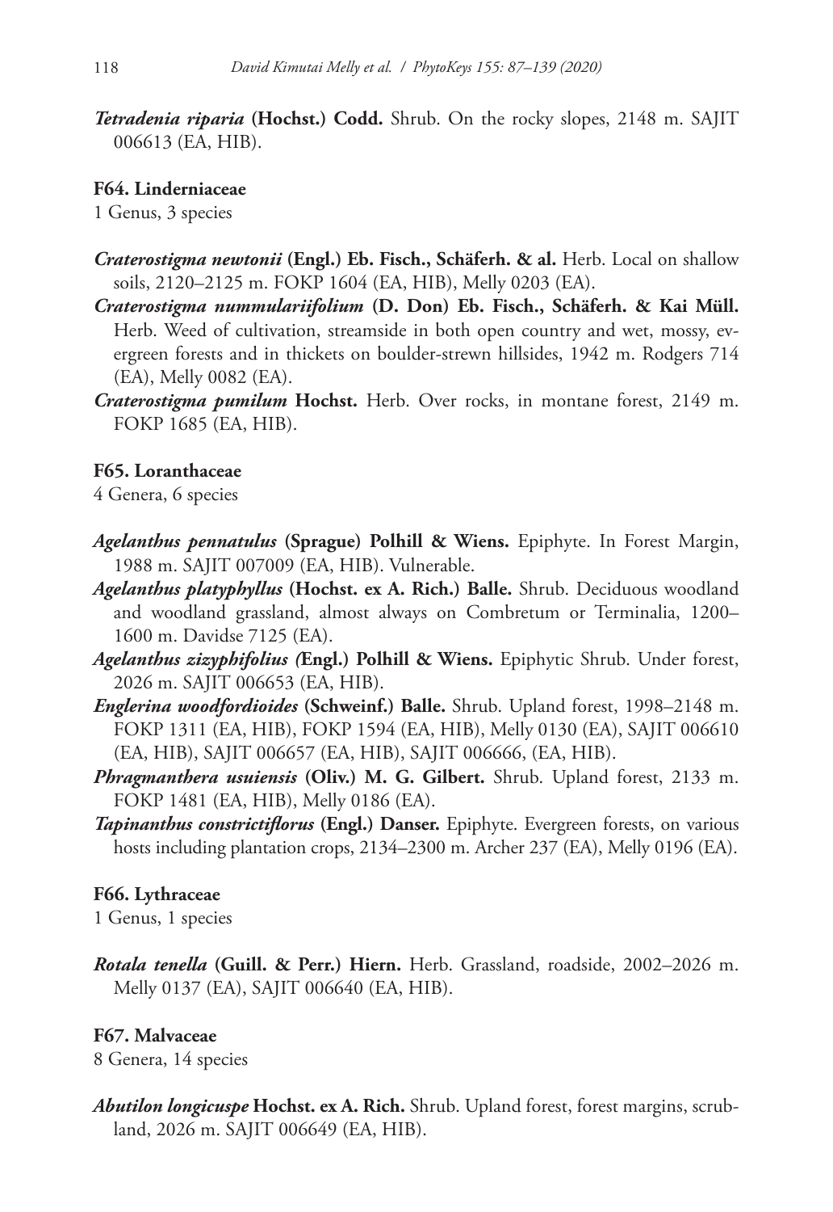***Tetradenia riparia*** **(Hochst.) Codd.** Shrub. On the rocky slopes, 2148 m. SAJIT 006613 (EA, HIB).

**F64. Linderniaceae**

1 Genus, 3 species

***Craterostigma newtonii*** **(Engl.) Eb. Fisch., Schäferh. & al.** Herb. Local on shallow soils, 2120–2125 m. FOKP 1604 (EA, HIB), Melly 0203 (EA).

***Craterostigma nummulariifolium*** **(D. Don) Eb. Fisch., Schäferh. & Kai Müll.** Herb. Weed of cultivation, streamside in both open country and wet, mossy, evergreen forests and in thickets on boulder-strewn hillsides, 1942 m. Rodgers 714 (EA), Melly 0082 (EA).

***Craterostigma pumilum*** **Hochst.** Herb. Over rocks, in montane forest, 2149 m. FOKP 1685 (EA, HIB).

**F65. Loranthaceae**

4 Genera, 6 species

***Agelanthus pennatulus*** **(Sprague) Polhill & Wiens.** Epiphyte. In Forest Margin, 1988 m. SAJIT 007009 (EA, HIB). Vulnerable.

***Agelanthus platyphyllus*** **(Hochst. ex A. Rich.) Balle.** Shrub. Deciduous woodland and woodland grassland, almost always on Combretum or Terminalia, 1200–1600 m. Davidse 7125 (EA).

***Agelanthus zizyphifolius*** **(Engl.) Polhill & Wiens.** Epiphytic Shrub. Under forest, 2026 m. SAJIT 006653 (EA, HIB).

***Englerina woodfordioides*** **(Schweinf.) Balle.** Shrub. Upland forest, 1998–2148 m. FOKP 1311 (EA, HIB), FOKP 1594 (EA, HIB), Melly 0130 (EA), SAJIT 006610 (EA, HIB), SAJIT 006657 (EA, HIB), SAJIT 006666, (EA, HIB).

***Phragmanthera usuiensis*** **(Oliv.) M. G. Gilbert.** Shrub. Upland forest, 2133 m. FOKP 1481 (EA, HIB), Melly 0186 (EA).

***Tapinanthus constrictiflorus*** **(Engl.) Danser.** Epiphyte. Evergreen forests, on various hosts including plantation crops, 2134–2300 m. Archer 237 (EA), Melly 0196 (EA).

**F66. Lythraceae**

1 Genus, 1 species

***Rotala tenella*** **(Guill. & Perr.) Hiern.** Herb. Grassland, roadside, 2002–2026 m. Melly 0137 (EA), SAJIT 006640 (EA, HIB).

**F67. Malvaceae**

8 Genera, 14 species

***Abutilon longicuspe*** **Hochst. ex A. Rich.** Shrub. Upland forest, forest margins, scrubland, 2026 m. SAJIT 006649 (EA, HIB).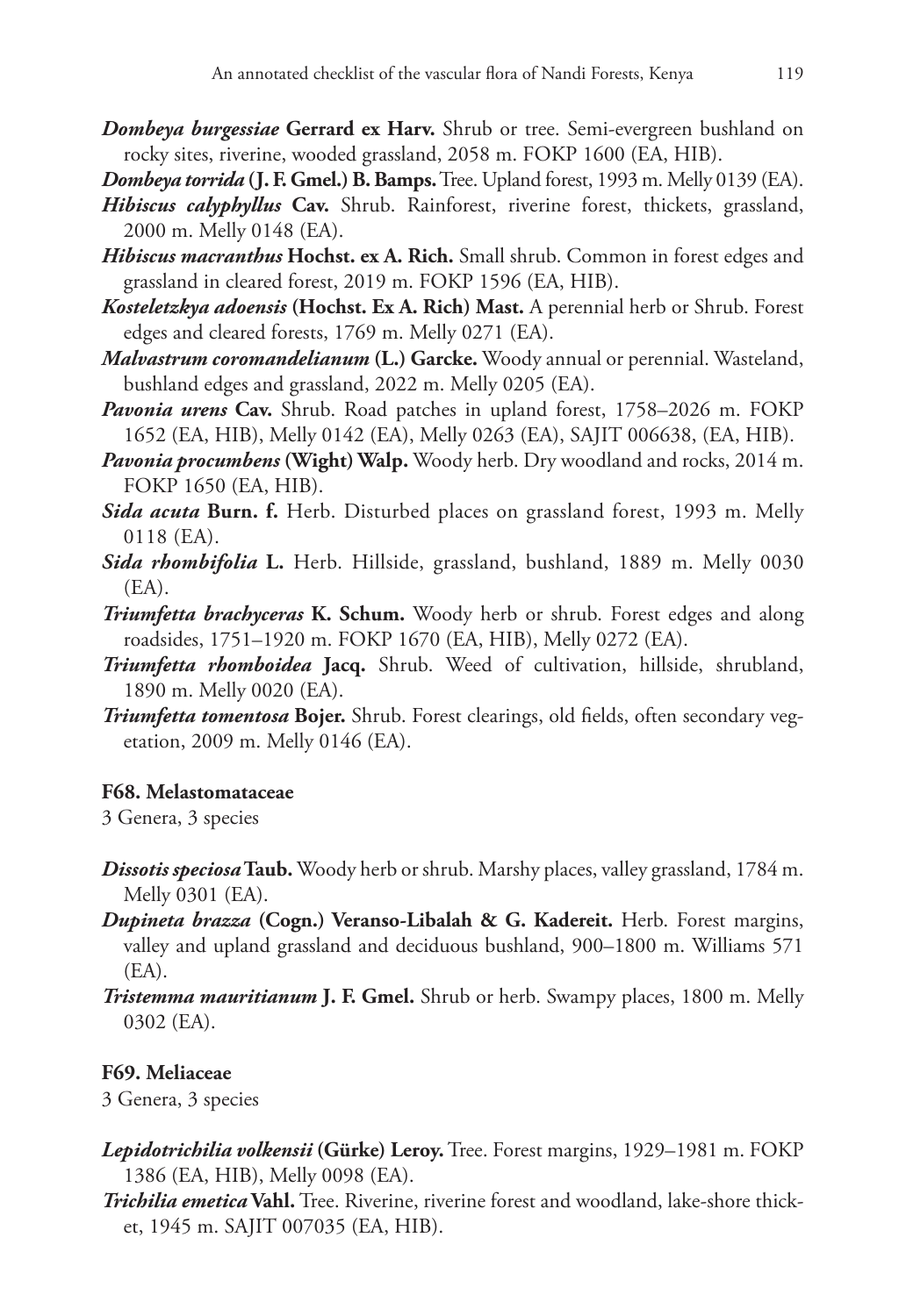***Dombeya burgessiae*** **Gerrard ex Harv.** Shrub or tree. Semi-evergreen bushland on rocky sites, riverine, wooded grassland, 2058 m. FOKP 1600 (EA, HIB).

***Dombeya torrida*** **(J. F. Gmel.) B. Bamps.** Tree. Upland forest, 1993 m. Melly 0139 (EA).

***Hibiscus calyphyllus*** **Cav.** Shrub. Rainforest, riverine forest, thickets, grassland, 2000 m. Melly 0148 (EA).

***Hibiscus macranthus*** **Hochst. ex A. Rich.** Small shrub. Common in forest edges and grassland in cleared forest, 2019 m. FOKP 1596 (EA, HIB).

***Kosteletzkya adoensis*** **(Hochst. Ex A. Rich) Mast.** A perennial herb or Shrub. Forest edges and cleared forests, 1769 m. Melly 0271 (EA).

***Malvastrum coromandelianum*** **(L.) Garcke.** Woody annual or perennial. Wasteland, bushland edges and grassland, 2022 m. Melly 0205 (EA).

***Pavonia urens*** **Cav.** Shrub. Road patches in upland forest, 1758–2026 m. FOKP 1652 (EA, HIB), Melly 0142 (EA), Melly 0263 (EA), SAJIT 006638, (EA, HIB).

***Pavonia procumbens*** **(Wight) Walp.** Woody herb. Dry woodland and rocks, 2014 m. FOKP 1650 (EA, HIB).

***Sida acuta*** **Burn. f.** Herb. Disturbed places on grassland forest, 1993 m. Melly 0118 (EA).

***Sida rhombifolia*** **L.** Herb. Hillside, grassland, bushland, 1889 m. Melly 0030 (EA).

***Triumfetta brachyceras*** **K. Schum.** Woody herb or shrub. Forest edges and along roadsides, 1751–1920 m. FOKP 1670 (EA, HIB), Melly 0272 (EA).

***Triumfetta rhomboidea*** **Jacq.** Shrub. Weed of cultivation, hillside, shrubland, 1890 m. Melly 0020 (EA).

***Triumfetta tomentosa*** **Bojer.** Shrub. Forest clearings, old fields, often secondary vegetation, 2009 m. Melly 0146 (EA).

**F68. Melastomataceae**

3 Genera, 3 species

***Dissotis speciosa*** **Taub.** Woody herb or shrub. Marshy places, valley grassland, 1784 m. Melly 0301 (EA).

***Dupineta brazza*** **(Cogn.) Veranso-Libalah & G. Kadereit.** Herb. Forest margins, valley and upland grassland and deciduous bushland, 900–1800 m. Williams 571 (EA).

***Tristemma mauritianum*** **J. F. Gmel.** Shrub or herb. Swampy places, 1800 m. Melly 0302 (EA).

**F69. Meliaceae**

3 Genera, 3 species

***Lepidotrichilia volkensii*** **(Gürke) Leroy.** Tree. Forest margins, 1929–1981 m. FOKP 1386 (EA, HIB), Melly 0098 (EA).

***Trichilia emetica*** **Vahl.** Tree. Riverine, riverine forest and woodland, lake-shore thicket, 1945 m. SAJIT 007035 (EA, HIB).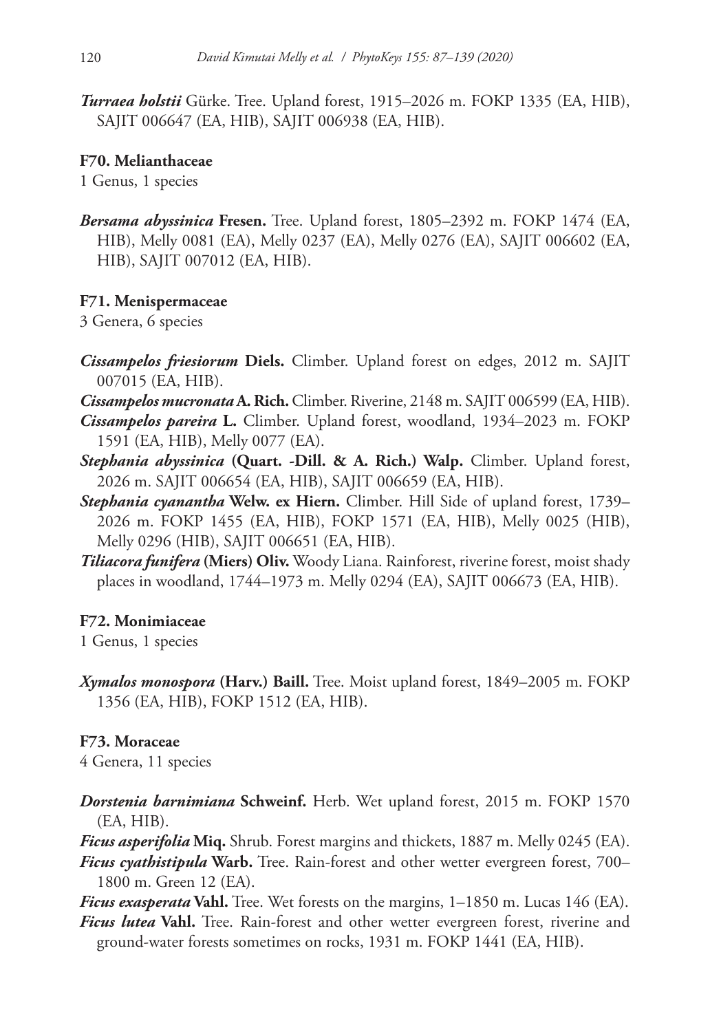***Turraea holstii*** Gürke. Tree. Upland forest, 1915–2026 m. FOKP 1335 (EA, HIB), SAJIT 006647 (EA, HIB), SAJIT 006938 (EA, HIB).

**F70. Melianthaceae**

1 Genus, 1 species

***Bersama abyssinica*** **Fresen.** Tree. Upland forest, 1805–2392 m. FOKP 1474 (EA, HIB), Melly 0081 (EA), Melly 0237 (EA), Melly 0276 (EA), SAJIT 006602 (EA, HIB), SAJIT 007012 (EA, HIB).

**F71. Menispermaceae**

3 Genera, 6 species

***Cissampelos friesiorum*** **Diels.** Climber. Upland forest on edges, 2012 m. SAJIT 007015 (EA, HIB).

***Cissampelos mucronata*** **A. Rich.** Climber. Riverine, 2148 m. SAJIT 006599 (EA, HIB).

***Cissampelos pareira*** **L.** Climber. Upland forest, woodland, 1934–2023 m. FOKP 1591 (EA, HIB), Melly 0077 (EA).

***Stephania abyssinica*** **(Quart. -Dill. & A. Rich.) Walp.** Climber. Upland forest, 2026 m. SAJIT 006654 (EA, HIB), SAJIT 006659 (EA, HIB).

***Stephania cyanantha*** **Welw. ex Hiern.** Climber. Hill Side of upland forest, 1739–2026 m. FOKP 1455 (EA, HIB), FOKP 1571 (EA, HIB), Melly 0025 (HIB), Melly 0296 (HIB), SAJIT 006651 (EA, HIB).

***Tiliacora funifera*** **(Miers) Oliv.** Woody Liana. Rainforest, riverine forest, moist shady places in woodland, 1744–1973 m. Melly 0294 (EA), SAJIT 006673 (EA, HIB).

**F72. Monimiaceae**

1 Genus, 1 species

***Xymalos monospora*** **(Harv.) Baill.** Tree. Moist upland forest, 1849–2005 m. FOKP 1356 (EA, HIB), FOKP 1512 (EA, HIB).

**F73. Moraceae**

4 Genera, 11 species

***Dorstenia barnimiana*** **Schweinf.** Herb. Wet upland forest, 2015 m. FOKP 1570 (EA, HIB).

***Ficus asperifolia*** **Miq.** Shrub. Forest margins and thickets, 1887 m. Melly 0245 (EA).

***Ficus cyathistipula*** **Warb.** Tree. Rain-forest and other wetter evergreen forest, 700–1800 m. Green 12 (EA).

***Ficus exasperata*** **Vahl.** Tree. Wet forests on the margins, 1–1850 m. Lucas 146 (EA).

***Ficus lutea*** **Vahl.** Tree. Rain-forest and other wetter evergreen forest, riverine and ground-water forests sometimes on rocks, 1931 m. FOKP 1441 (EA, HIB).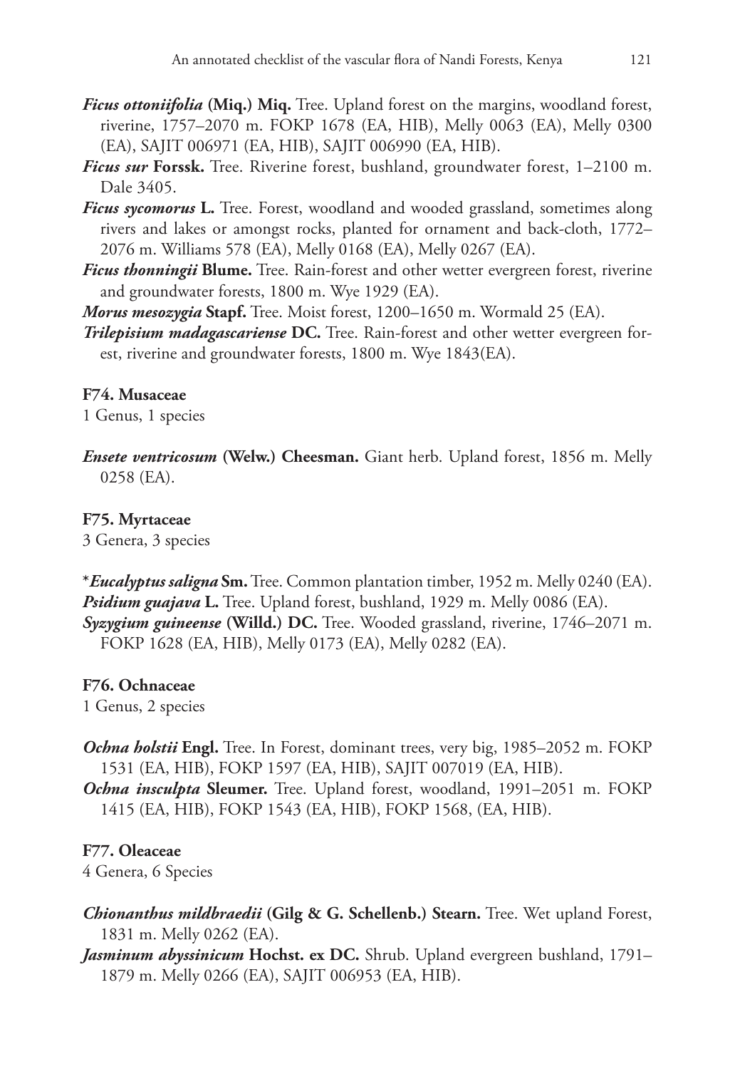***Ficus ottoniifolia*** **(Miq.) Miq.** Tree. Upland forest on the margins, woodland forest, riverine, 1757–2070 m. FOKP 1678 (EA, HIB), Melly 0063 (EA), Melly 0300 (EA), SAJIT 006971 (EA, HIB), SAJIT 006990 (EA, HIB).

***Ficus sur*** **Forssk.** Tree. Riverine forest, bushland, groundwater forest, 1–2100 m. Dale 3405.

***Ficus sycomorus*** **L.** Tree. Forest, woodland and wooded grassland, sometimes along rivers and lakes or amongst rocks, planted for ornament and back-cloth, 1772–2076 m. Williams 578 (EA), Melly 0168 (EA), Melly 0267 (EA).

***Ficus thonningii*** **Blume.** Tree. Rain-forest and other wetter evergreen forest, riverine and groundwater forests, 1800 m. Wye 1929 (EA).

***Morus mesozygia*** **Stapf.** Tree. Moist forest, 1200–1650 m. Wormald 25 (EA).

***Trilepisium madagascariense*** **DC.** Tree. Rain-forest and other wetter evergreen forest, riverine and groundwater forests, 1800 m. Wye 1843(EA).

**F74. Musaceae**

1 Genus, 1 species

***Ensete ventricosum*** **(Welw.) Cheesman.** Giant herb. Upland forest, 1856 m. Melly 0258 (EA).

**F75. Myrtaceae**

3 Genera, 3 species

*\****Eucalyptus saligna*** **Sm.** Tree. Common plantation timber, 1952 m. Melly 0240 (EA).

***Psidium guajava*** **L.** Tree. Upland forest, bushland, 1929 m. Melly 0086 (EA).

***Syzygium guineense*** **(Willd.) DC.** Tree. Wooded grassland, riverine, 1746–2071 m. FOKP 1628 (EA, HIB), Melly 0173 (EA), Melly 0282 (EA).

**F76. Ochnaceae**

1 Genus, 2 species

***Ochna holstii*** **Engl.** Tree. In Forest, dominant trees, very big, 1985–2052 m. FOKP 1531 (EA, HIB), FOKP 1597 (EA, HIB), SAJIT 007019 (EA, HIB).

***Ochna insculpta*** **Sleumer.** Tree. Upland forest, woodland, 1991–2051 m. FOKP 1415 (EA, HIB), FOKP 1543 (EA, HIB), FOKP 1568, (EA, HIB).

**F77. Oleaceae**

4 Genera, 6 Species

***Chionanthus mildbraedii*** **(Gilg & G. Schellenb.) Stearn.** Tree. Wet upland Forest, 1831 m. Melly 0262 (EA).

***Jasminum abyssinicum*** **Hochst. ex DC.** Shrub. Upland evergreen bushland, 1791–1879 m. Melly 0266 (EA), SAJIT 006953 (EA, HIB).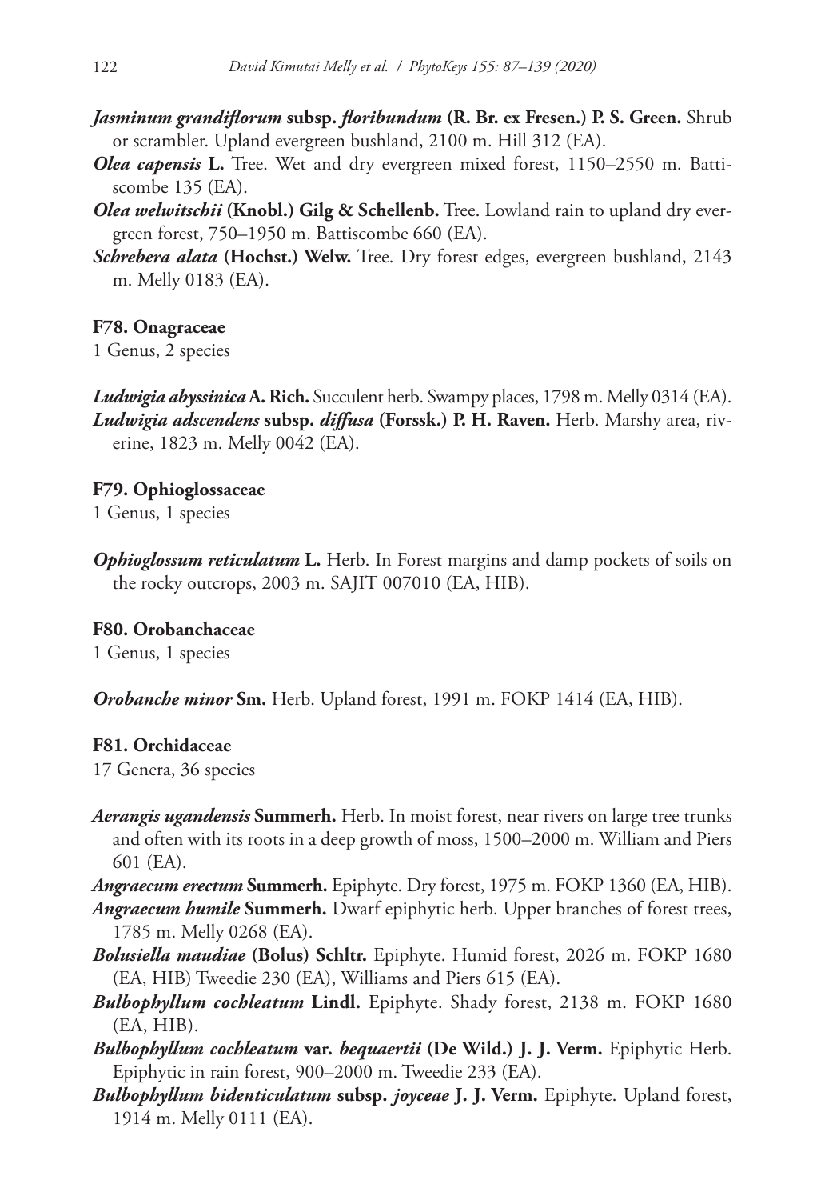***Jasminum grandiflorum*** **subsp.** ***floribundum*** **(R. Br. ex Fresen.) P. S. Green.** Shrub or scrambler. Upland evergreen bushland, 2100 m. Hill 312 (EA).

***Olea capensis*** **L.** Tree. Wet and dry evergreen mixed forest, 1150–2550 m. Battiscombe 135 (EA).

***Olea welwitschii*** **(Knobl.) Gilg & Schellenb.** Tree. Lowland rain to upland dry evergreen forest, 750–1950 m. Battiscombe 660 (EA).

***Schrebera alata*** **(Hochst.) Welw.** Tree. Dry forest edges, evergreen bushland, 2143 m. Melly 0183 (EA).

**F78. Onagraceae**

1 Genus, 2 species

***Ludwigia abyssinica*** **A. Rich.** Succulent herb. Swampy places, 1798 m. Melly 0314 (EA).

***Ludwigia adscendens*** **subsp.** ***diffusa*** **(Forssk.) P. H. Raven.** Herb. Marshy area, riverine, 1823 m. Melly 0042 (EA).

**F79. Ophioglossaceae**

1 Genus, 1 species

***Ophioglossum reticulatum*** **L.** Herb. In Forest margins and damp pockets of soils on the rocky outcrops, 2003 m. SAJIT 007010 (EA, HIB).

**F80. Orobanchaceae**

1 Genus, 1 species

***Orobanche minor*** **Sm.** Herb. Upland forest, 1991 m. FOKP 1414 (EA, HIB).

**F81. Orchidaceae**

17 Genera, 36 species

***Aerangis ugandensis*** **Summerh.** Herb. In moist forest, near rivers on large tree trunks and often with its roots in a deep growth of moss, 1500–2000 m. William and Piers 601 (EA).

***Angraecum erectum*** **Summerh.** Epiphyte. Dry forest, 1975 m. FOKP 1360 (EA, HIB).

***Angraecum humile*** **Summerh.** Dwarf epiphytic herb. Upper branches of forest trees, 1785 m. Melly 0268 (EA).

***Bolusiella maudiae*** **(Bolus) Schltr.** Epiphyte. Humid forest, 2026 m. FOKP 1680 (EA, HIB) Tweedie 230 (EA), Williams and Piers 615 (EA).

***Bulbophyllum cochleatum*** **Lindl.** Epiphyte. Shady forest, 2138 m. FOKP 1680 (EA, HIB).

***Bulbophyllum cochleatum*** **var.** ***bequaertii*** **(De Wild.) J. J. Verm.** Epiphytic Herb. Epiphytic in rain forest, 900–2000 m. Tweedie 233 (EA).

***Bulbophyllum bidenticulatum*** **subsp.** ***joyceae*** **J. J. Verm.** Epiphyte. Upland forest, 1914 m. Melly 0111 (EA).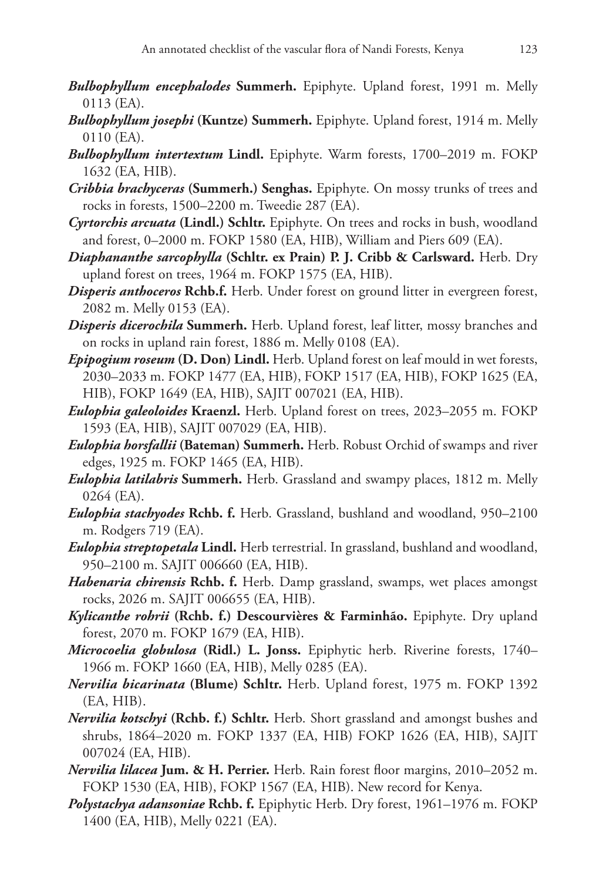***Bulbophyllum encephalodes*** **Summerh.** Epiphyte. Upland forest, 1991 m. Melly 0113 (EA).

***Bulbophyllum josephi*** **(Kuntze) Summerh.** Epiphyte. Upland forest, 1914 m. Melly 0110 (EA).

***Bulbophyllum intertextum*** **Lindl.** Epiphyte. Warm forests, 1700–2019 m. FOKP 1632 (EA, HIB).

***Cribbia brachyceras*** **(Summerh.) Senghas.** Epiphyte. On mossy trunks of trees and rocks in forests, 1500–2200 m. Tweedie 287 (EA).

***Cyrtorchis arcuata*** **(Lindl.) Schltr.** Epiphyte. On trees and rocks in bush, woodland and forest, 0–2000 m. FOKP 1580 (EA, HIB), William and Piers 609 (EA).

***Diaphananthe sarcophylla*** **(Schltr. ex Prain) P. J. Cribb & Carlsward.** Herb. Dry upland forest on trees, 1964 m. FOKP 1575 (EA, HIB).

***Disperis anthoceros*** **Rchb.f.** Herb. Under forest on ground litter in evergreen forest, 2082 m. Melly 0153 (EA).

***Disperis dicerochila*** **Summerh.** Herb. Upland forest, leaf litter, mossy branches and on rocks in upland rain forest, 1886 m. Melly 0108 (EA).

***Epipogium roseum*** **(D. Don) Lindl.** Herb. Upland forest on leaf mould in wet forests, 2030–2033 m. FOKP 1477 (EA, HIB), FOKP 1517 (EA, HIB), FOKP 1625 (EA, HIB), FOKP 1649 (EA, HIB), SAJIT 007021 (EA, HIB).

***Eulophia galeoloides*** **Kraenzl.** Herb. Upland forest on trees, 2023–2055 m. FOKP 1593 (EA, HIB), SAJIT 007029 (EA, HIB).

***Eulophia horsfallii*** **(Bateman) Summerh.** Herb. Robust Orchid of swamps and river edges, 1925 m. FOKP 1465 (EA, HIB).

***Eulophia latilabris*** **Summerh.** Herb. Grassland and swampy places, 1812 m. Melly 0264 (EA).

***Eulophia stachyodes*** **Rchb. f.** Herb. Grassland, bushland and woodland, 950–2100 m. Rodgers 719 (EA).

***Eulophia streptopetala*** **Lindl.** Herb terrestrial. In grassland, bushland and woodland, 950–2100 m. SAJIT 006660 (EA, HIB).

***Habenaria chirensis*** **Rchb. f.** Herb. Damp grassland, swamps, wet places amongst rocks, 2026 m. SAJIT 006655 (EA, HIB).

***Kylicanthe rohrii*** **(Rchb. f.) Descourvières & Farminhão.** Epiphyte. Dry upland forest, 2070 m. FOKP 1679 (EA, HIB).

***Microcoelia globulosa*** **(Ridl.) L. Jonss.** Epiphytic herb. Riverine forests, 1740–1966 m. FOKP 1660 (EA, HIB), Melly 0285 (EA).

***Nervilia bicarinata*** **(Blume) Schltr.** Herb. Upland forest, 1975 m. FOKP 1392 (EA, HIB).

***Nervilia kotschyi*** **(Rchb. f.) Schltr.** Herb. Short grassland and amongst bushes and shrubs, 1864–2020 m. FOKP 1337 (EA, HIB) FOKP 1626 (EA, HIB), SAJIT 007024 (EA, HIB).

***Nervilia lilacea*** **Jum. & H. Perrier.** Herb. Rain forest floor margins, 2010–2052 m. FOKP 1530 (EA, HIB), FOKP 1567 (EA, HIB). New record for Kenya.

***Polystachya adansoniae*** **Rchb. f.** Epiphytic Herb. Dry forest, 1961–1976 m. FOKP 1400 (EA, HIB), Melly 0221 (EA).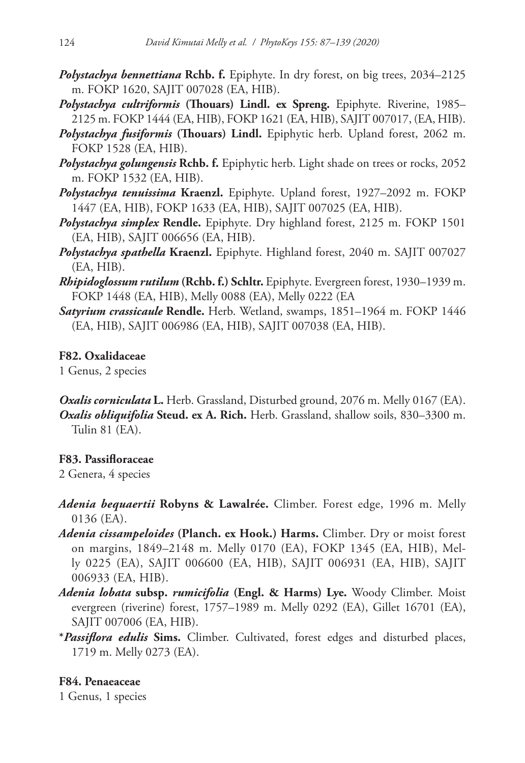***Polystachya bennettiana*** **Rchb. f.** Epiphyte. In dry forest, on big trees, 2034–2125 m. FOKP 1620, SAJIT 007028 (EA, HIB).

***Polystachya cultriformis*** **(Thouars) Lindl. ex Spreng.** Epiphyte. Riverine, 1985–2125 m. FOKP 1444 (EA, HIB), FOKP 1621 (EA, HIB), SAJIT 007017, (EA, HIB).

***Polystachya fusiformis*** **(Thouars) Lindl.** Epiphytic herb. Upland forest, 2062 m. FOKP 1528 (EA, HIB).

***Polystachya golungensis*** **Rchb. f.** Epiphytic herb. Light shade on trees or rocks, 2052 m. FOKP 1532 (EA, HIB).

***Polystachya tenuissima*** **Kraenzl.** Epiphyte. Upland forest, 1927–2092 m. FOKP 1447 (EA, HIB), FOKP 1633 (EA, HIB), SAJIT 007025 (EA, HIB).

***Polystachya simplex*** **Rendle.** Epiphyte. Dry highland forest, 2125 m. FOKP 1501 (EA, HIB), SAJIT 006656 (EA, HIB).

***Polystachya spathella*** **Kraenzl.** Epiphyte. Highland forest, 2040 m. SAJIT 007027 (EA, HIB).

***Rhipidoglossum rutilum*** **(Rchb. f.) Schltr.** Epiphyte. Evergreen forest, 1930–1939 m. FOKP 1448 (EA, HIB), Melly 0088 (EA), Melly 0222 (EA

***Satyrium crassicaule*** **Rendle.** Herb. Wetland, swamps, 1851–1964 m. FOKP 1446 (EA, HIB), SAJIT 006986 (EA, HIB), SAJIT 007038 (EA, HIB).

**F82. Oxalidaceae**

1 Genus, 2 species

***Oxalis corniculata*** **L.** Herb. Grassland, Disturbed ground, 2076 m. Melly 0167 (EA).

***Oxalis obliquifolia*** **Steud. ex A. Rich.** Herb. Grassland, shallow soils, 830–3300 m. Tulin 81 (EA).

**F83. Passifloraceae**

2 Genera, 4 species

***Adenia bequaertii*** **Robyns & Lawalrée.** Climber. Forest edge, 1996 m. Melly 0136 (EA).

***Adenia cissampeloides*** **(Planch. ex Hook.) Harms.** Climber. Dry or moist forest on margins, 1849–2148 m. Melly 0170 (EA), FOKP 1345 (EA, HIB), Melly 0225 (EA), SAJIT 006600 (EA, HIB), SAJIT 006931 (EA, HIB), SAJIT 006933 (EA, HIB).

***Adenia lobata*** **subsp.** ***rumicifolia*** **(Engl. & Harms) Lye.** Woody Climber. Moist evergreen (riverine) forest, 1757–1989 m. Melly 0292 (EA), Gillet 16701 (EA), SAJIT 007006 (EA, HIB).

*\****Passiflora edulis*** **Sims.** Climber. Cultivated, forest edges and disturbed places, 1719 m. Melly 0273 (EA).

**F84. Penaeaceae**

1 Genus, 1 species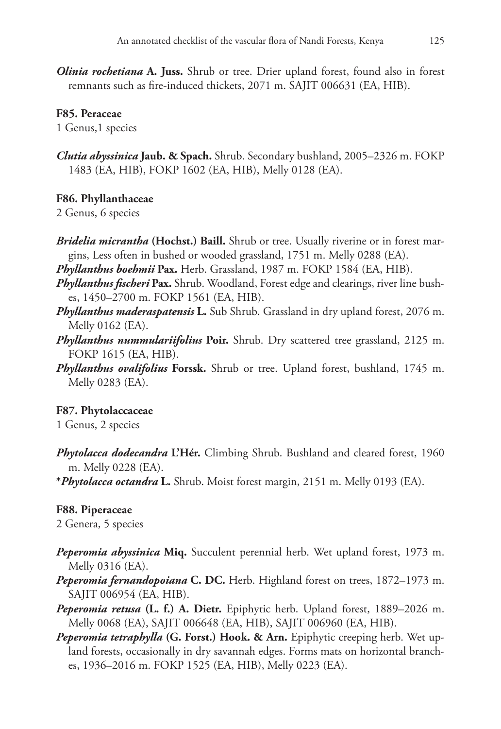***Olinia rochetiana* A. Juss.** Shrub or tree. Drier upland forest, found also in forest remnants such as fire-induced thickets, 2071 m. SAJIT 006631 (EA, HIB).

**F85. Peraceae**

1 Genus,1 species

***Clutia abyssinica* Jaub. & Spach.** Shrub. Secondary bushland, 2005–2326 m. FOKP 1483 (EA, HIB), FOKP 1602 (EA, HIB), Melly 0128 (EA).

**F86. Phyllanthaceae**

2 Genus, 6 species

***Bridelia micrantha* (Hochst.) Baill.** Shrub or tree. Usually riverine or in forest margins, Less often in bushed or wooded grassland, 1751 m. Melly 0288 (EA).

***Phyllanthus boehmii* Pax.** Herb. Grassland, 1987 m. FOKP 1584 (EA, HIB).

***Phyllanthus fischeri* Pax.** Shrub. Woodland, Forest edge and clearings, river line bushes, 1450–2700 m. FOKP 1561 (EA, HIB).

***Phyllanthus maderaspatensis* L.** Sub Shrub. Grassland in dry upland forest, 2076 m. Melly 0162 (EA).

***Phyllanthus nummulariifolius* Poir.** Shrub. Dry scattered tree grassland, 2125 m. FOKP 1615 (EA, HIB).

***Phyllanthus ovalifolius* Forssk.** Shrub or tree. Upland forest, bushland, 1745 m. Melly 0283 (EA).

**F87. Phytolaccaceae**

1 Genus, 2 species

***Phytolacca dodecandra* L'Hér.** Climbing Shrub. Bushland and cleared forest, 1960 m. Melly 0228 (EA).

*\****Phytolacca octandra* L.** Shrub. Moist forest margin, 2151 m. Melly 0193 (EA).

**F88. Piperaceae**

2 Genera, 5 species

***Peperomia abyssinica* Miq.** Succulent perennial herb. Wet upland forest, 1973 m. Melly 0316 (EA).

***Peperomia fernandopoiana* C. DC.** Herb. Highland forest on trees, 1872–1973 m. SAJIT 006954 (EA, HIB).

***Peperomia retusa* (L. f.) A. Dietr.** Epiphytic herb. Upland forest, 1889–2026 m. Melly 0068 (EA), SAJIT 006648 (EA, HIB), SAJIT 006960 (EA, HIB).

***Peperomia tetraphylla* (G. Forst.) Hook. & Arn.** Epiphytic creeping herb. Wet upland forests, occasionally in dry savannah edges. Forms mats on horizontal branches, 1936–2016 m. FOKP 1525 (EA, HIB), Melly 0223 (EA).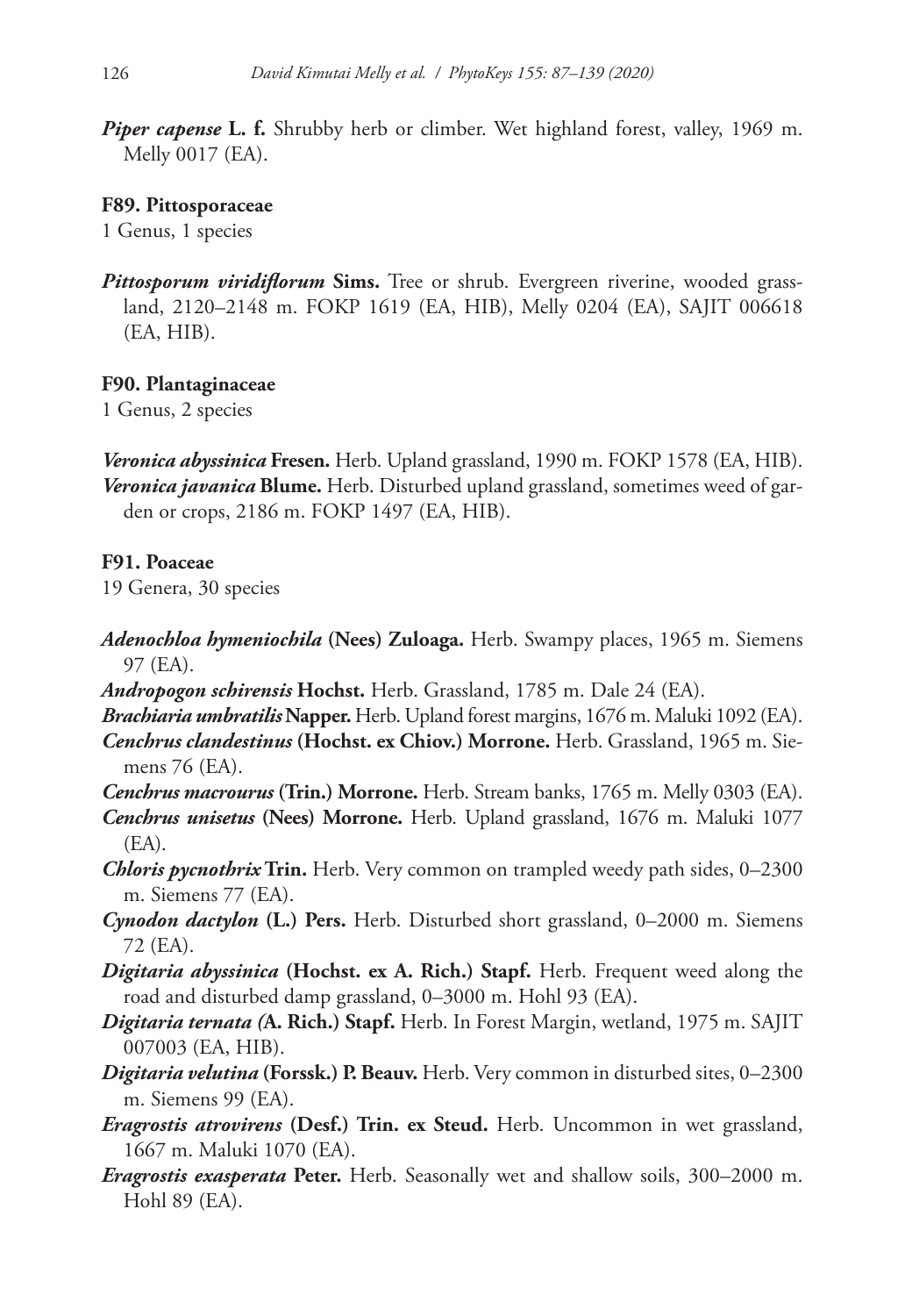***Piper capense*** **L. f.** Shrubby herb or climber. Wet highland forest, valley, 1969 m. Melly 0017 (EA).

#### F89. Pittosporaceae

1 Genus, 1 species

***Pittosporum viridiflorum*** **Sims.** Tree or shrub. Evergreen riverine, wooded grassland, 2120–2148 m. FOKP 1619 (EA, HIB), Melly 0204 (EA), SAJIT 006618 (EA, HIB).

#### F90. Plantaginaceae

1 Genus, 2 species

***Veronica abyssinica*** **Fresen.** Herb. Upland grassland, 1990 m. FOKP 1578 (EA, HIB).
***Veronica javanica*** **Blume.** Herb. Disturbed upland grassland, sometimes weed of garden or crops, 2186 m. FOKP 1497 (EA, HIB).

#### F91. Poaceae

19 Genera, 30 species

***Adenochloa hymeniochila*** **(Nees) Zuloaga.** Herb. Swampy places, 1965 m. Siemens 97 (EA).
***Andropogon schirensis*** **Hochst.** Herb. Grassland, 1785 m. Dale 24 (EA).
***Brachiaria umbratilis*** **Napper.** Herb. Upland forest margins, 1676 m. Maluki 1092 (EA).
***Cenchrus clandestinus*** **(Hochst. ex Chiov.) Morrone.** Herb. Grassland, 1965 m. Siemens 76 (EA).
***Cenchrus macrourus*** **(Trin.) Morrone.** Herb. Stream banks, 1765 m. Melly 0303 (EA).
***Cenchrus unisetus*** **(Nees) Morrone.** Herb. Upland grassland, 1676 m. Maluki 1077 (EA).
***Chloris pycnothrix*** **Trin.** Herb. Very common on trampled weedy path sides, 0–2300 m. Siemens 77 (EA).
***Cynodon dactylon*** **(L.) Pers.** Herb. Disturbed short grassland, 0–2000 m. Siemens 72 (EA).
***Digitaria abyssinica*** **(Hochst. ex A. Rich.) Stapf.** Herb. Frequent weed along the road and disturbed damp grassland, 0–3000 m. Hohl 93 (EA).
***Digitaria ternata*** **(A. Rich.) Stapf.** Herb. In Forest Margin, wetland, 1975 m. SAJIT 007003 (EA, HIB).
***Digitaria velutina*** **(Forssk.) P. Beauv.** Herb. Very common in disturbed sites, 0–2300 m. Siemens 99 (EA).
***Eragrostis atrovirens*** **(Desf.) Trin. ex Steud.** Herb. Uncommon in wet grassland, 1667 m. Maluki 1070 (EA).
***Eragrostis exasperata*** **Peter.** Herb. Seasonally wet and shallow soils, 300–2000 m. Hohl 89 (EA).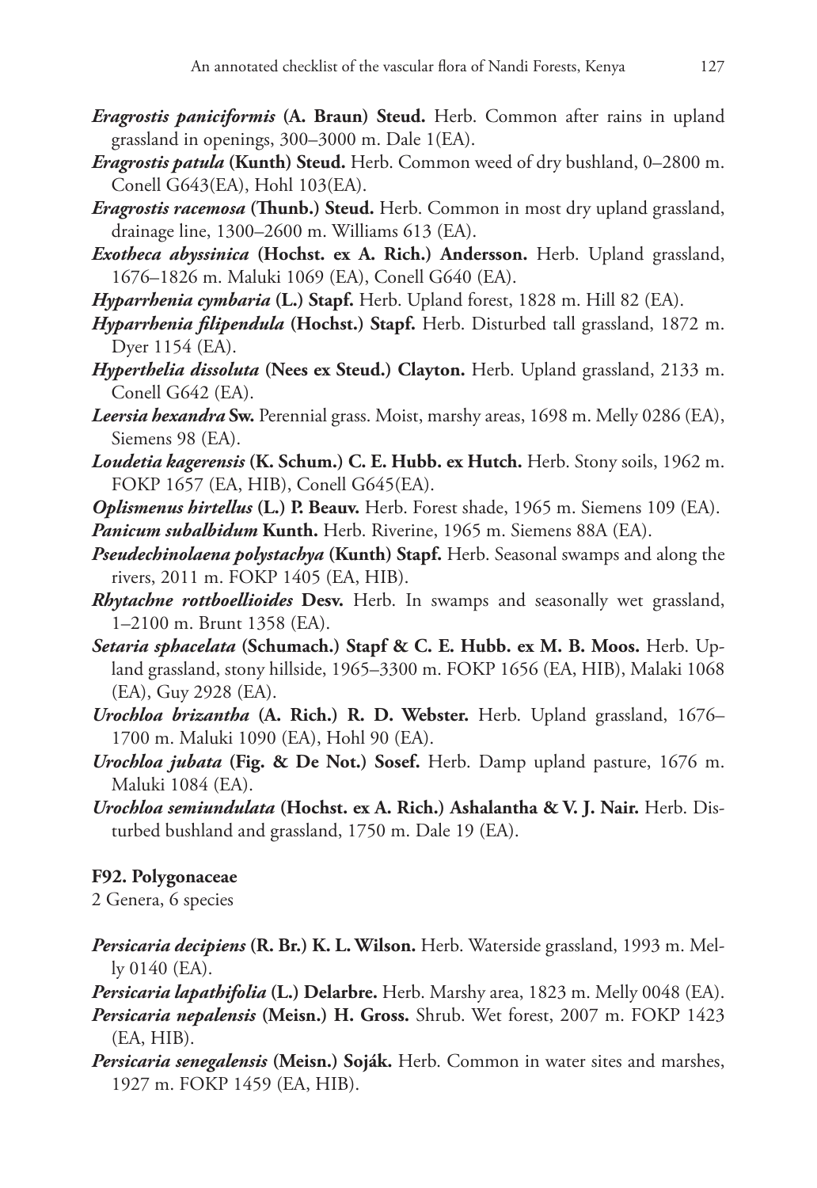***Eragrostis paniciformis*** **(A. Braun) Steud.** Herb. Common after rains in upland grassland in openings, 300–3000 m. Dale 1(EA).

***Eragrostis patula*** **(Kunth) Steud.** Herb. Common weed of dry bushland, 0–2800 m. Conell G643(EA), Hohl 103(EA).

***Eragrostis racemosa*** **(Thunb.) Steud.** Herb. Common in most dry upland grassland, drainage line, 1300–2600 m. Williams 613 (EA).

***Exotheca abyssinica*** **(Hochst. ex A. Rich.) Andersson.** Herb. Upland grassland, 1676–1826 m. Maluki 1069 (EA), Conell G640 (EA).

***Hyparrhenia cymbaria*** **(L.) Stapf.** Herb. Upland forest, 1828 m. Hill 82 (EA).

***Hyparrhenia filipendula*** **(Hochst.) Stapf.** Herb. Disturbed tall grassland, 1872 m. Dyer 1154 (EA).

***Hyperthelia dissoluta*** **(Nees ex Steud.) Clayton.** Herb. Upland grassland, 2133 m. Conell G642 (EA).

***Leersia hexandra*** **Sw.** Perennial grass. Moist, marshy areas, 1698 m. Melly 0286 (EA), Siemens 98 (EA).

***Loudetia kagerensis*** **(K. Schum.) C. E. Hubb. ex Hutch.** Herb. Stony soils, 1962 m. FOKP 1657 (EA, HIB), Conell G645(EA).

***Oplismenus hirtellus*** **(L.) P. Beauv.** Herb. Forest shade, 1965 m. Siemens 109 (EA).

***Panicum subalbidum*** **Kunth.** Herb. Riverine, 1965 m. Siemens 88A (EA).

***Pseudechinolaena polystachya*** **(Kunth) Stapf.** Herb. Seasonal swamps and along the rivers, 2011 m. FOKP 1405 (EA, HIB).

***Rhytachne rottboellioides*** **Desv.** Herb. In swamps and seasonally wet grassland, 1–2100 m. Brunt 1358 (EA).

***Setaria sphacelata*** **(Schumach.) Stapf & C. E. Hubb. ex M. B. Moos.** Herb. Upland grassland, stony hillside, 1965–3300 m. FOKP 1656 (EA, HIB), Malaki 1068 (EA), Guy 2928 (EA).

***Urochloa brizantha*** **(A. Rich.) R. D. Webster.** Herb. Upland grassland, 1676–1700 m. Maluki 1090 (EA), Hohl 90 (EA).

***Urochloa jubata*** **(Fig. & De Not.) Sosef.** Herb. Damp upland pasture, 1676 m. Maluki 1084 (EA).

***Urochloa semiundulata*** **(Hochst. ex A. Rich.) Ashalantha & V. J. Nair.** Herb. Disturbed bushland and grassland, 1750 m. Dale 19 (EA).

**F92. Polygonaceae**

2 Genera, 6 species

***Persicaria decipiens*** **(R. Br.) K. L. Wilson.** Herb. Waterside grassland, 1993 m. Melly 0140 (EA).

***Persicaria lapathifolia*** **(L.) Delarbre.** Herb. Marshy area, 1823 m. Melly 0048 (EA).

***Persicaria nepalensis*** **(Meisn.) H. Gross.** Shrub. Wet forest, 2007 m. FOKP 1423 (EA, HIB).

***Persicaria senegalensis*** **(Meisn.) Soják.** Herb. Common in water sites and marshes, 1927 m. FOKP 1459 (EA, HIB).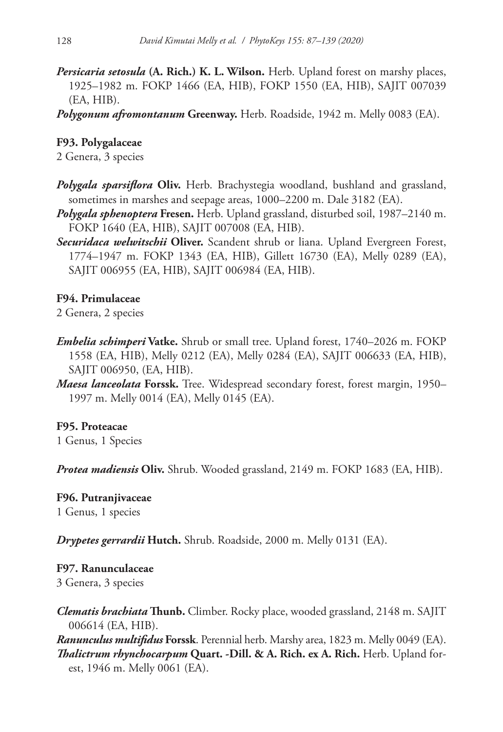***Persicaria setosula* (A. Rich.) K. L. Wilson.** Herb. Upland forest on marshy places, 1925–1982 m. FOKP 1466 (EA, HIB), FOKP 1550 (EA, HIB), SAJIT 007039 (EA, HIB).

***Polygonum afromontanum* Greenway.** Herb. Roadside, 1942 m. Melly 0083 (EA).

### F93. Polygalaceae

2 Genera, 3 species

***Polygala sparsiflora* Oliv.** Herb. Brachystegia woodland, bushland and grassland, sometimes in marshes and seepage areas, 1000–2200 m. Dale 3182 (EA).

***Polygala sphenoptera* Fresen.** Herb. Upland grassland, disturbed soil, 1987–2140 m. FOKP 1640 (EA, HIB), SAJIT 007008 (EA, HIB).

***Securidaca welwitschii* Oliver.** Scandent shrub or liana. Upland Evergreen Forest, 1774–1947 m. FOKP 1343 (EA, HIB), Gillett 16730 (EA), Melly 0289 (EA), SAJIT 006955 (EA, HIB), SAJIT 006984 (EA, HIB).

### F94. Primulaceae

2 Genera, 2 species

***Embelia schimperi* Vatke.** Shrub or small tree. Upland forest, 1740–2026 m. FOKP 1558 (EA, HIB), Melly 0212 (EA), Melly 0284 (EA), SAJIT 006633 (EA, HIB), SAJIT 006950, (EA, HIB).

***Maesa lanceolata* Forssk.** Tree. Widespread secondary forest, forest margin, 1950–1997 m. Melly 0014 (EA), Melly 0145 (EA).

### F95. Proteacae

1 Genus, 1 Species

***Protea madiensis* Oliv.** Shrub. Wooded grassland, 2149 m. FOKP 1683 (EA, HIB).

### F96. Putranjivaceae

1 Genus, 1 species

***Drypetes gerrardii* Hutch.** Shrub. Roadside, 2000 m. Melly 0131 (EA).

### F97. Ranunculaceae

3 Genera, 3 species

***Clematis brachiata* Thunb.** Climber. Rocky place, wooded grassland, 2148 m. SAJIT 006614 (EA, HIB).

***Ranunculus multifidus* Forssk**. Perennial herb. Marshy area, 1823 m. Melly 0049 (EA).

***Thalictrum rhynchocarpum* Quart. -Dill. & A. Rich. ex A. Rich.** Herb. Upland forest, 1946 m. Melly 0061 (EA).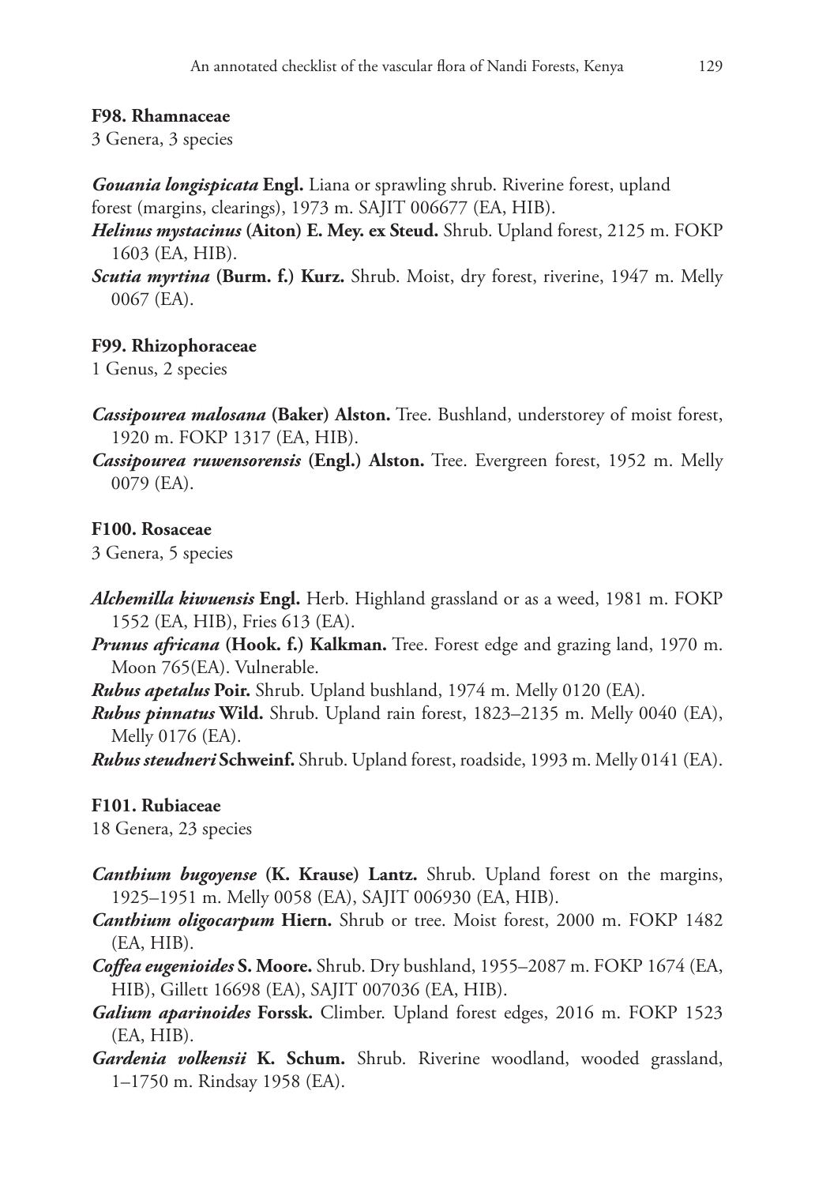**F98. Rhamnaceae**

3 Genera, 3 species

***Gouania longispicata*** **Engl.** Liana or sprawling shrub. Riverine forest, upland forest (margins, clearings), 1973 m. SAJIT 006677 (EA, HIB).

***Helinus mystacinus*** **(Aiton) E. Mey. ex Steud.** Shrub. Upland forest, 2125 m. FOKP 1603 (EA, HIB).

***Scutia myrtina*** **(Burm. f.) Kurz.** Shrub. Moist, dry forest, riverine, 1947 m. Melly 0067 (EA).

**F99. Rhizophoraceae**

1 Genus, 2 species

***Cassipourea malosana*** **(Baker) Alston.** Tree. Bushland, understorey of moist forest, 1920 m. FOKP 1317 (EA, HIB).

***Cassipourea ruwensorensis*** **(Engl.) Alston.** Tree. Evergreen forest, 1952 m. Melly 0079 (EA).

**F100. Rosaceae**

3 Genera, 5 species

***Alchemilla kiwuensis*** **Engl.** Herb. Highland grassland or as a weed, 1981 m. FOKP 1552 (EA, HIB), Fries 613 (EA).

***Prunus africana*** **(Hook. f.) Kalkman.** Tree. Forest edge and grazing land, 1970 m. Moon 765(EA). Vulnerable.

***Rubus apetalus*** **Poir.** Shrub. Upland bushland, 1974 m. Melly 0120 (EA).

***Rubus pinnatus*** **Wild.** Shrub. Upland rain forest, 1823–2135 m. Melly 0040 (EA), Melly 0176 (EA).

***Rubus steudneri*** **Schweinf.** Shrub. Upland forest, roadside, 1993 m. Melly 0141 (EA).

**F101. Rubiaceae**

18 Genera, 23 species

***Canthium bugoyense*** **(K. Krause) Lantz.** Shrub. Upland forest on the margins, 1925–1951 m. Melly 0058 (EA), SAJIT 006930 (EA, HIB).

***Canthium oligocarpum*** **Hiern.** Shrub or tree. Moist forest, 2000 m. FOKP 1482 (EA, HIB).

***Coffea eugenioides*** **S. Moore.** Shrub. Dry bushland, 1955–2087 m. FOKP 1674 (EA, HIB), Gillett 16698 (EA), SAJIT 007036 (EA, HIB).

***Galium aparinoides*** **Forssk.** Climber. Upland forest edges, 2016 m. FOKP 1523 (EA, HIB).

***Gardenia volkensii*** **K. Schum.** Shrub. Riverine woodland, wooded grassland, 1–1750 m. Rindsay 1958 (EA).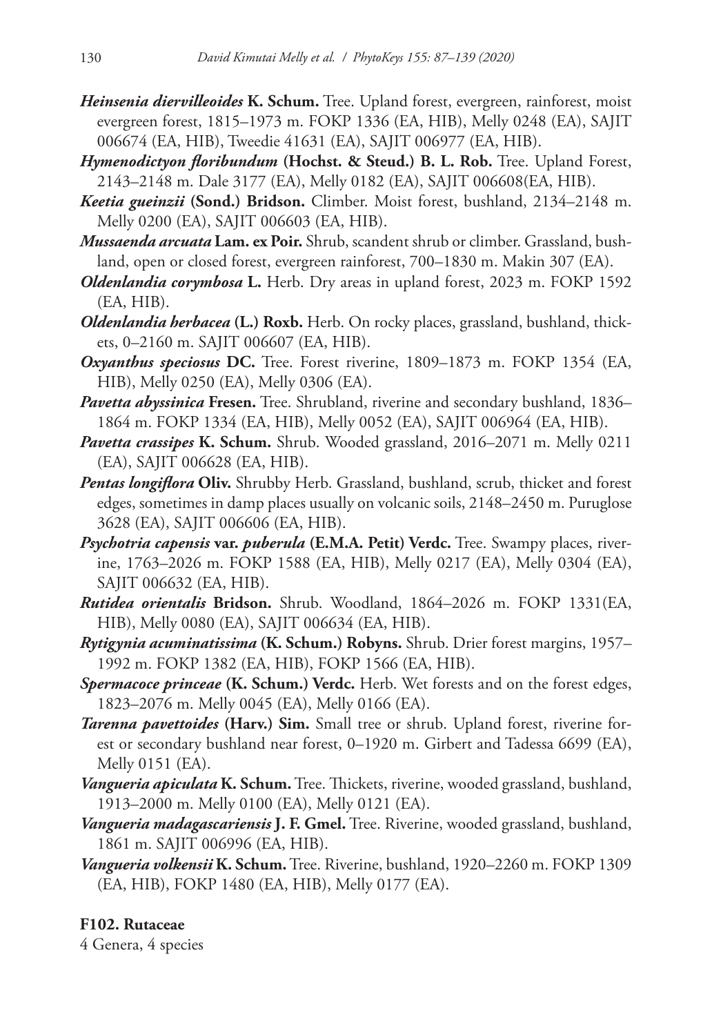***Heinsenia diervilleoides* K. Schum.** Tree. Upland forest, evergreen, rainforest, moist evergreen forest, 1815–1973 m. FOKP 1336 (EA, HIB), Melly 0248 (EA), SAJIT 006674 (EA, HIB), Tweedie 41631 (EA), SAJIT 006977 (EA, HIB).

***Hymenodictyon floribundum* (Hochst. & Steud.) B. L. Rob.** Tree. Upland Forest, 2143–2148 m. Dale 3177 (EA), Melly 0182 (EA), SAJIT 006608(EA, HIB).

***Keetia gueinzii* (Sond.) Bridson.** Climber. Moist forest, bushland, 2134–2148 m. Melly 0200 (EA), SAJIT 006603 (EA, HIB).

***Mussaenda arcuata* Lam. ex Poir.** Shrub, scandent shrub or climber. Grassland, bushland, open or closed forest, evergreen rainforest, 700–1830 m. Makin 307 (EA).

***Oldenlandia corymbosa* L.** Herb. Dry areas in upland forest, 2023 m. FOKP 1592 (EA, HIB).

***Oldenlandia herbacea* (L.) Roxb.** Herb. On rocky places, grassland, bushland, thickets, 0–2160 m. SAJIT 006607 (EA, HIB).

***Oxyanthus speciosus* DC.** Tree. Forest riverine, 1809–1873 m. FOKP 1354 (EA, HIB), Melly 0250 (EA), Melly 0306 (EA).

***Pavetta abyssinica* Fresen.** Tree. Shrubland, riverine and secondary bushland, 1836–1864 m. FOKP 1334 (EA, HIB), Melly 0052 (EA), SAJIT 006964 (EA, HIB).

***Pavetta crassipes* K. Schum.** Shrub. Wooded grassland, 2016–2071 m. Melly 0211 (EA), SAJIT 006628 (EA, HIB).

***Pentas longiflora* Oliv.** Shrubby Herb. Grassland, bushland, scrub, thicket and forest edges, sometimes in damp places usually on volcanic soils, 2148–2450 m. Puruglose 3628 (EA), SAJIT 006606 (EA, HIB).

***Psychotria capensis* var. *puberula* (E.M.A. Petit) Verdc.** Tree. Swampy places, riverine, 1763–2026 m. FOKP 1588 (EA, HIB), Melly 0217 (EA), Melly 0304 (EA), SAJIT 006632 (EA, HIB).

***Rutidea orientalis* Bridson.** Shrub. Woodland, 1864–2026 m. FOKP 1331(EA, HIB), Melly 0080 (EA), SAJIT 006634 (EA, HIB).

***Rytigynia acuminatissima* (K. Schum.) Robyns.** Shrub. Drier forest margins, 1957–1992 m. FOKP 1382 (EA, HIB), FOKP 1566 (EA, HIB).

***Spermacoce princeae* (K. Schum.) Verdc.** Herb. Wet forests and on the forest edges, 1823–2076 m. Melly 0045 (EA), Melly 0166 (EA).

***Tarenna pavettoides* (Harv.) Sim.** Small tree or shrub. Upland forest, riverine forest or secondary bushland near forest, 0–1920 m. Girbert and Tadessa 6699 (EA), Melly 0151 (EA).

***Vangueria apiculata* K. Schum.** Tree. Thickets, riverine, wooded grassland, bushland, 1913–2000 m. Melly 0100 (EA), Melly 0121 (EA).

***Vangueria madagascariensis* J. F. Gmel.** Tree. Riverine, wooded grassland, bushland, 1861 m. SAJIT 006996 (EA, HIB).

***Vangueria volkensii* K. Schum.** Tree. Riverine, bushland, 1920–2260 m. FOKP 1309 (EA, HIB), FOKP 1480 (EA, HIB), Melly 0177 (EA).

**F102. Rutaceae**

4 Genera, 4 species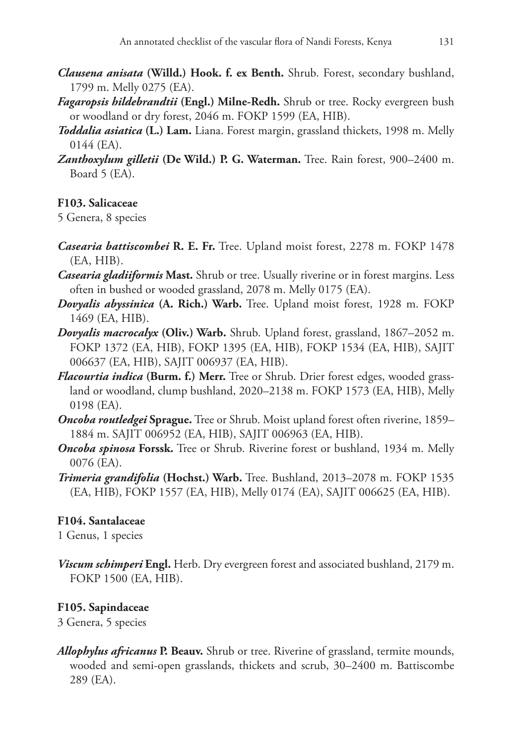***Clausena anisata* (Willd.) Hook. f. ex Benth.** Shrub. Forest, secondary bushland, 1799 m. Melly 0275 (EA).

***Fagaropsis hildebrandtii* (Engl.) Milne-Redh.** Shrub or tree. Rocky evergreen bush or woodland or dry forest, 2046 m. FOKP 1599 (EA, HIB).

***Toddalia asiatica* (L.) Lam.** Liana. Forest margin, grassland thickets, 1998 m. Melly 0144 (EA).

***Zanthoxylum gilletii* (De Wild.) P. G. Waterman.** Tree. Rain forest, 900–2400 m. Board 5 (EA).

**F103. Salicaceae**

5 Genera, 8 species

***Casearia battiscombei* R. E. Fr.** Tree. Upland moist forest, 2278 m. FOKP 1478 (EA, HIB).

***Casearia gladiiformis* Mast.** Shrub or tree. Usually riverine or in forest margins. Less often in bushed or wooded grassland, 2078 m. Melly 0175 (EA).

***Dovyalis abyssinica* (A. Rich.) Warb.** Tree. Upland moist forest, 1928 m. FOKP 1469 (EA, HIB).

***Dovyalis macrocalyx* (Oliv.) Warb.** Shrub. Upland forest, grassland, 1867–2052 m. FOKP 1372 (EA, HIB), FOKP 1395 (EA, HIB), FOKP 1534 (EA, HIB), SAJIT 006637 (EA, HIB), SAJIT 006937 (EA, HIB).

***Flacourtia indica* (Burm. f.) Merr.** Tree or Shrub. Drier forest edges, wooded grassland or woodland, clump bushland, 2020–2138 m. FOKP 1573 (EA, HIB), Melly 0198 (EA).

***Oncoba routledgei* Sprague.** Tree or Shrub. Moist upland forest often riverine, 1859–1884 m. SAJIT 006952 (EA, HIB), SAJIT 006963 (EA, HIB).

***Oncoba spinosa* Forssk.** Tree or Shrub. Riverine forest or bushland, 1934 m. Melly 0076 (EA).

***Trimeria grandifolia* (Hochst.) Warb.** Tree. Bushland, 2013–2078 m. FOKP 1535 (EA, HIB), FOKP 1557 (EA, HIB), Melly 0174 (EA), SAJIT 006625 (EA, HIB).

**F104. Santalaceae**

1 Genus, 1 species

***Viscum schimperi* Engl.** Herb. Dry evergreen forest and associated bushland, 2179 m. FOKP 1500 (EA, HIB).

**F105. Sapindaceae**

3 Genera, 5 species

***Allophylus africanus* P. Beauv.** Shrub or tree. Riverine of grassland, termite mounds, wooded and semi-open grasslands, thickets and scrub, 30–2400 m. Battiscombe 289 (EA).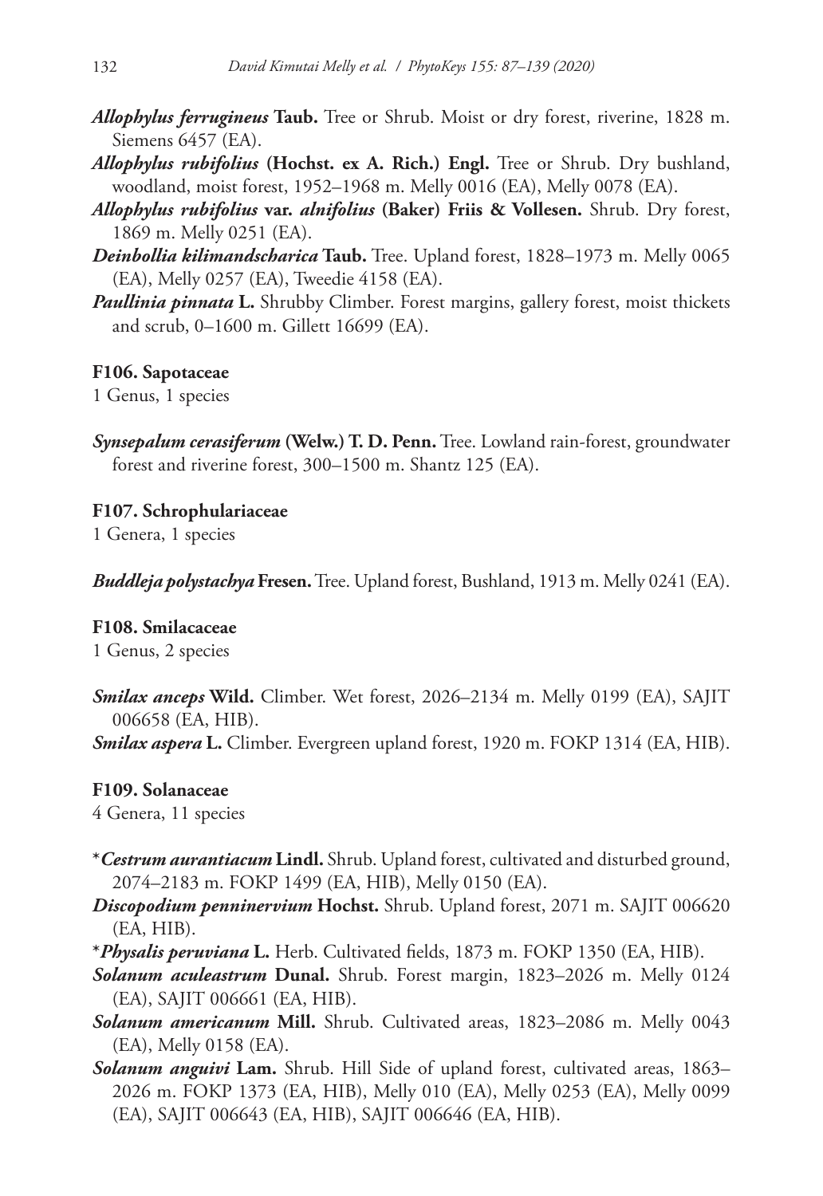***Allophylus ferrugineus*** **Taub.** Tree or Shrub. Moist or dry forest, riverine, 1828 m. Siemens 6457 (EA).

***Allophylus rubifolius*** **(Hochst. ex A. Rich.) Engl.** Tree or Shrub. Dry bushland, woodland, moist forest, 1952–1968 m. Melly 0016 (EA), Melly 0078 (EA).

***Allophylus rubifolius*** **var.** ***alnifolius*** **(Baker) Friis & Vollesen.** Shrub. Dry forest, 1869 m. Melly 0251 (EA).

***Deinbollia kilimandscharica*** **Taub.** Tree. Upland forest, 1828–1973 m. Melly 0065 (EA), Melly 0257 (EA), Tweedie 4158 (EA).

***Paullinia pinnata*** **L.** Shrubby Climber. Forest margins, gallery forest, moist thickets and scrub, 0–1600 m. Gillett 16699 (EA).

**F106. Sapotaceae**

1 Genus, 1 species

***Synsepalum cerasiferum*** **(Welw.) T. D. Penn.** Tree. Lowland rain-forest, groundwater forest and riverine forest, 300–1500 m. Shantz 125 (EA).

**F107. Schrophulariaceae**

1 Genera, 1 species

***Buddleja polystachya*** **Fresen.** Tree. Upland forest, Bushland, 1913 m. Melly 0241 (EA).

**F108. Smilacaceae**

1 Genus, 2 species

***Smilax anceps*** **Wild.** Climber. Wet forest, 2026–2134 m. Melly 0199 (EA), SAJIT 006658 (EA, HIB).

***Smilax aspera*** **L.** Climber. Evergreen upland forest, 1920 m. FOKP 1314 (EA, HIB).

**F109. Solanaceae**

4 Genera, 11 species

\****Cestrum aurantiacum*** **Lindl.** Shrub. Upland forest, cultivated and disturbed ground, 2074–2183 m. FOKP 1499 (EA, HIB), Melly 0150 (EA).

***Discopodium penninervium*** **Hochst.** Shrub. Upland forest, 2071 m. SAJIT 006620 (EA, HIB).

\****Physalis peruviana*** **L.** Herb. Cultivated fields, 1873 m. FOKP 1350 (EA, HIB).

***Solanum aculeastrum*** **Dunal.** Shrub. Forest margin, 1823–2026 m. Melly 0124 (EA), SAJIT 006661 (EA, HIB).

***Solanum americanum*** **Mill.** Shrub. Cultivated areas, 1823–2086 m. Melly 0043 (EA), Melly 0158 (EA).

***Solanum anguivi*** **Lam.** Shrub. Hill Side of upland forest, cultivated areas, 1863–2026 m. FOKP 1373 (EA, HIB), Melly 010 (EA), Melly 0253 (EA), Melly 0099 (EA), SAJIT 006643 (EA, HIB), SAJIT 006646 (EA, HIB).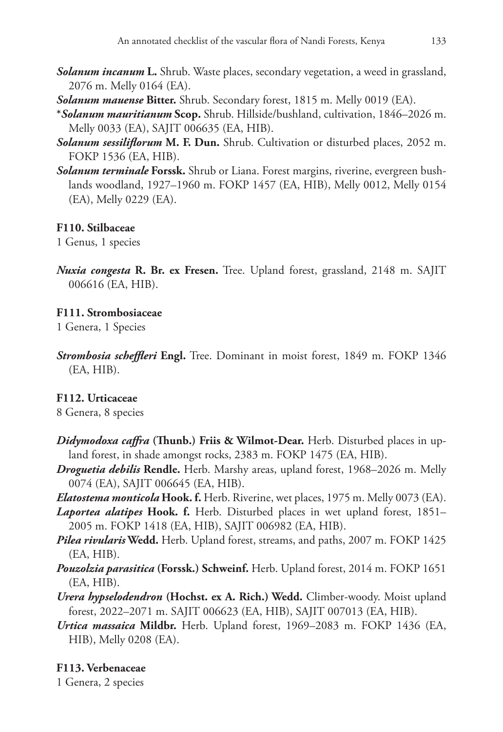***Solanum incanum* L.** Shrub. Waste places, secondary vegetation, a weed in grassland, 2076 m. Melly 0164 (EA).

***Solanum mauense* Bitter.** Shrub. Secondary forest, 1815 m. Melly 0019 (EA).

*****Solanum mauritianum* Scop.** Shrub. Hillside/bushland, cultivation, 1846–2026 m. Melly 0033 (EA), SAJIT 006635 (EA, HIB).

***Solanum sessiliflorum* M. F. Dun.** Shrub. Cultivation or disturbed places, 2052 m. FOKP 1536 (EA, HIB).

***Solanum terminale* Forssk.** Shrub or Liana. Forest margins, riverine, evergreen bushlands woodland, 1927–1960 m. FOKP 1457 (EA, HIB), Melly 0012, Melly 0154 (EA), Melly 0229 (EA).

#### F110. Stilbaceae

1 Genus, 1 species

***Nuxia congesta* R. Br. ex Fresen.** Tree. Upland forest, grassland, 2148 m. SAJIT 006616 (EA, HIB).

#### F111. Strombosiaceae

1 Genera, 1 Species

***Strombosia scheffleri* Engl.** Tree. Dominant in moist forest, 1849 m. FOKP 1346 (EA, HIB).

#### F112. Urticaceae

8 Genera, 8 species

***Didymodoxa caffra* (Thunb.) Friis & Wilmot-Dear.** Herb. Disturbed places in upland forest, in shade amongst rocks, 2383 m. FOKP 1475 (EA, HIB).

***Droguetia debilis* Rendle.** Herb. Marshy areas, upland forest, 1968–2026 m. Melly 0074 (EA), SAJIT 006645 (EA, HIB).

***Elatostema monticola* Hook. f.** Herb. Riverine, wet places, 1975 m. Melly 0073 (EA).

***Laportea alatipes* Hook. f.** Herb. Disturbed places in wet upland forest, 1851–2005 m. FOKP 1418 (EA, HIB), SAJIT 006982 (EA, HIB).

***Pilea rivularis* Wedd.** Herb. Upland forest, streams, and paths, 2007 m. FOKP 1425 (EA, HIB).

***Pouzolzia parasitica* (Forssk.) Schweinf.** Herb. Upland forest, 2014 m. FOKP 1651 (EA, HIB).

***Urera hypselodendron* (Hochst. ex A. Rich.) Wedd.** Climber-woody. Moist upland forest, 2022–2071 m. SAJIT 006623 (EA, HIB), SAJIT 007013 (EA, HIB).

***Urtica massaica* Mildbr.** Herb. Upland forest, 1969–2083 m. FOKP 1436 (EA, HIB), Melly 0208 (EA).

#### F113. Verbenaceae

1 Genera, 2 species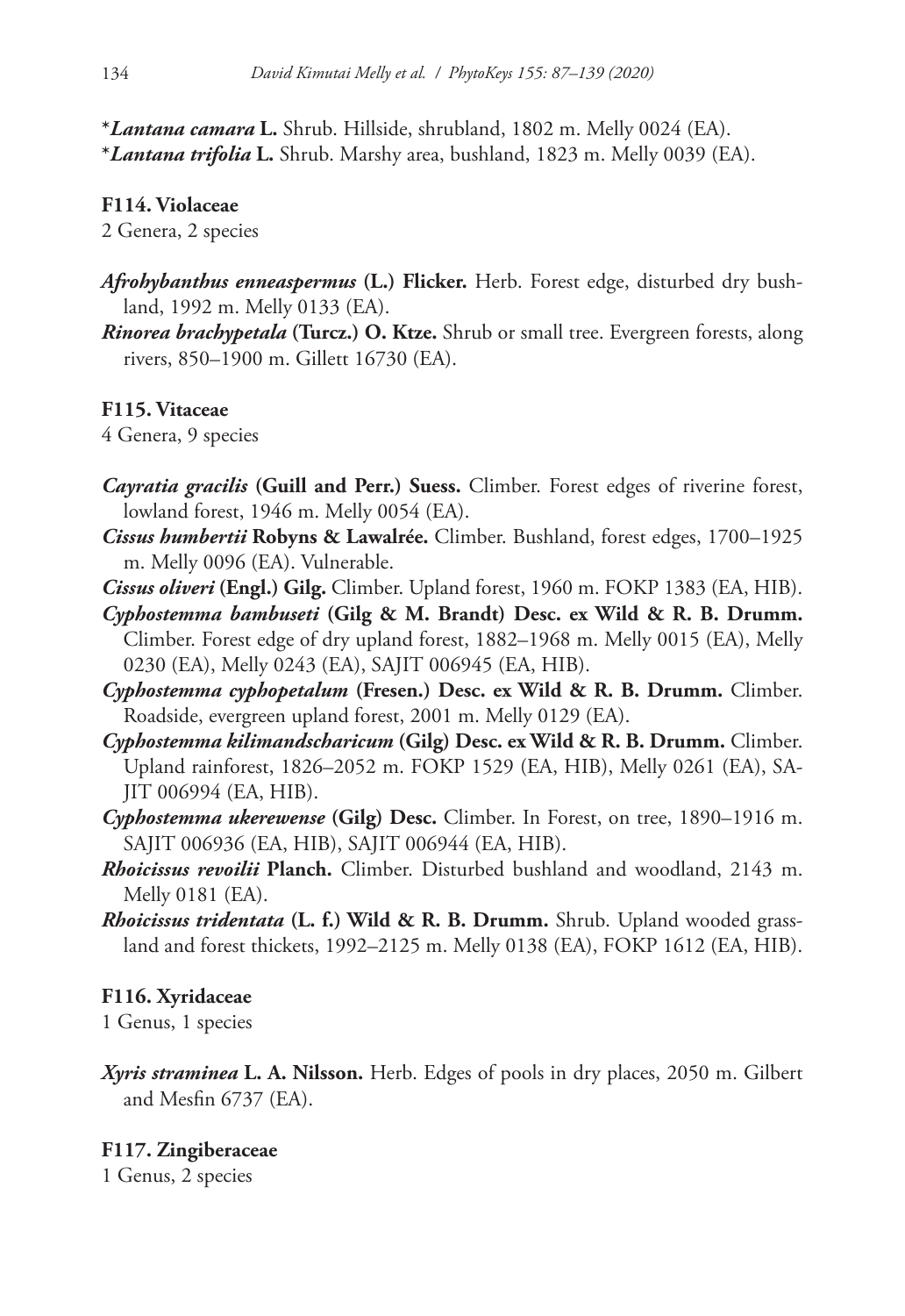**Lantana camara* L.** Shrub. Hillside, shrubland, 1802 m. Melly 0024 (EA).
**Lantana trifolia* L.** Shrub. Marshy area, bushland, 1823 m. Melly 0039 (EA).

**F114. Violaceae**

2 Genera, 2 species

***Afrohybanthus enneaspermus* (L.) Flicker.** Herb. Forest edge, disturbed dry bushland, 1992 m. Melly 0133 (EA).

***Rinorea brachypetala* (Turcz.) O. Ktze.** Shrub or small tree. Evergreen forests, along rivers, 850–1900 m. Gillett 16730 (EA).

**F115. Vitaceae**

4 Genera, 9 species

***Cayratia gracilis* (Guill and Perr.) Suess.** Climber. Forest edges of riverine forest, lowland forest, 1946 m. Melly 0054 (EA).

***Cissus humbertii* Robyns & Lawalrée.** Climber. Bushland, forest edges, 1700–1925 m. Melly 0096 (EA). Vulnerable.

***Cissus oliveri* (Engl.) Gilg.** Climber. Upland forest, 1960 m. FOKP 1383 (EA, HIB).

***Cyphostemma bambuseti* (Gilg & M. Brandt) Desc. ex Wild & R. B. Drumm.** Climber. Forest edge of dry upland forest, 1882–1968 m. Melly 0015 (EA), Melly 0230 (EA), Melly 0243 (EA), SAJIT 006945 (EA, HIB).

***Cyphostemma cyphopetalum* (Fresen.) Desc. ex Wild & R. B. Drumm.** Climber. Roadside, evergreen upland forest, 2001 m. Melly 0129 (EA).

***Cyphostemma kilimandscharicum* (Gilg) Desc. ex Wild & R. B. Drumm.** Climber. Upland rainforest, 1826–2052 m. FOKP 1529 (EA, HIB), Melly 0261 (EA), SAJIT 006994 (EA, HIB).

***Cyphostemma ukerewense* (Gilg) Desc.** Climber. In Forest, on tree, 1890–1916 m. SAJIT 006936 (EA, HIB), SAJIT 006944 (EA, HIB).

***Rhoicissus revoilii* Planch.** Climber. Disturbed bushland and woodland, 2143 m. Melly 0181 (EA).

***Rhoicissus tridentata* (L. f.) Wild & R. B. Drumm.** Shrub. Upland wooded grassland and forest thickets, 1992–2125 m. Melly 0138 (EA), FOKP 1612 (EA, HIB).

**F116. Xyridaceae**

1 Genus, 1 species

***Xyris straminea* L. A. Nilsson.** Herb. Edges of pools in dry places, 2050 m. Gilbert and Mesfin 6737 (EA).

**F117. Zingiberaceae**

1 Genus, 2 species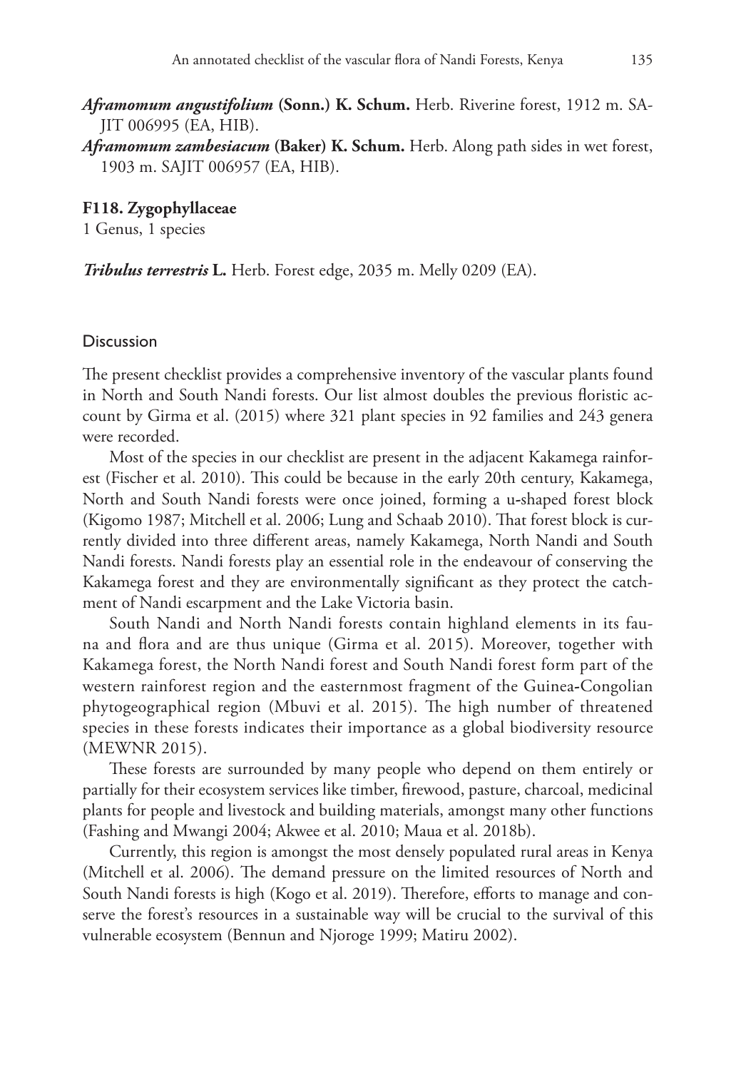***Aframomum angustifolium* (Sonn.) K. Schum.** Herb. Riverine forest, 1912 m. SAJIT 006995 (EA, HIB).

***Aframomum zambesiacum* (Baker) K. Schum.** Herb. Along path sides in wet forest, 1903 m. SAJIT 006957 (EA, HIB).

**F118. Zygophyllaceae**

1 Genus, 1 species

***Tribulus terrestris* L.** Herb. Forest edge, 2035 m. Melly 0209 (EA).

## Discussion

The present checklist provides a comprehensive inventory of the vascular plants found in North and South Nandi forests. Our list almost doubles the previous floristic account by Girma et al. (2015) where 321 plant species in 92 families and 243 genera were recorded.

Most of the species in our checklist are present in the adjacent Kakamega rainforest (Fischer et al. 2010). This could be because in the early 20th century, Kakamega, North and South Nandi forests were once joined, forming a u-shaped forest block (Kigomo 1987; Mitchell et al. 2006; Lung and Schaab 2010). That forest block is currently divided into three different areas, namely Kakamega, North Nandi and South Nandi forests. Nandi forests play an essential role in the endeavour of conserving the Kakamega forest and they are environmentally significant as they protect the catchment of Nandi escarpment and the Lake Victoria basin.

South Nandi and North Nandi forests contain highland elements in its fauna and flora and are thus unique (Girma et al. 2015). Moreover, together with Kakamega forest, the North Nandi forest and South Nandi forest form part of the western rainforest region and the easternmost fragment of the Guinea-Congolian phytogeographical region (Mbuvi et al. 2015). The high number of threatened species in these forests indicates their importance as a global biodiversity resource (MEWNR 2015).

These forests are surrounded by many people who depend on them entirely or partially for their ecosystem services like timber, firewood, pasture, charcoal, medicinal plants for people and livestock and building materials, amongst many other functions (Fashing and Mwangi 2004; Akwee et al. 2010; Maua et al. 2018b).

Currently, this region is amongst the most densely populated rural areas in Kenya (Mitchell et al. 2006). The demand pressure on the limited resources of North and South Nandi forests is high (Kogo et al. 2019). Therefore, efforts to manage and conserve the forest's resources in a sustainable way will be crucial to the survival of this vulnerable ecosystem (Bennun and Njoroge 1999; Matiru 2002).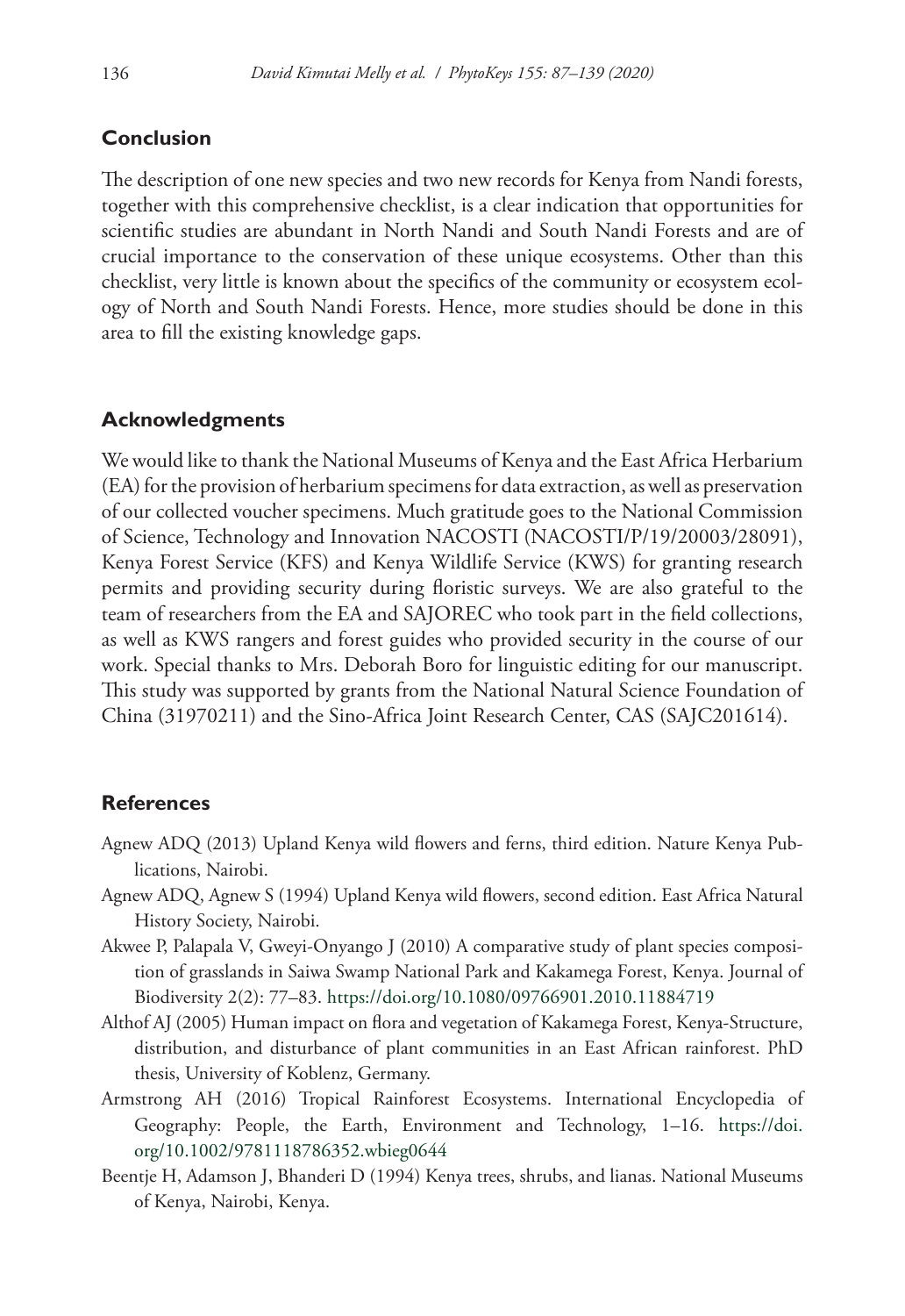## Conclusion

The description of one new species and two new records for Kenya from Nandi forests, together with this comprehensive checklist, is a clear indication that opportunities for scientific studies are abundant in North Nandi and South Nandi Forests and are of crucial importance to the conservation of these unique ecosystems. Other than this checklist, very little is known about the specifics of the community or ecosystem ecology of North and South Nandi Forests. Hence, more studies should be done in this area to fill the existing knowledge gaps.

## Acknowledgments

We would like to thank the National Museums of Kenya and the East Africa Herbarium (EA) for the provision of herbarium specimens for data extraction, as well as preservation of our collected voucher specimens. Much gratitude goes to the National Commission of Science, Technology and Innovation NACOSTI (NACOSTI/P/19/20003/28091), Kenya Forest Service (KFS) and Kenya Wildlife Service (KWS) for granting research permits and providing security during floristic surveys. We are also grateful to the team of researchers from the EA and SAJOREC who took part in the field collections, as well as KWS rangers and forest guides who provided security in the course of our work. Special thanks to Mrs. Deborah Boro for linguistic editing for our manuscript. This study was supported by grants from the National Natural Science Foundation of China (31970211) and the Sino-Africa Joint Research Center, CAS (SAJC201614).

## References

Agnew ADQ (2013) Upland Kenya wild flowers and ferns, third edition. Nature Kenya Publications, Nairobi.

Agnew ADQ, Agnew S (1994) Upland Kenya wild flowers, second edition. East Africa Natural History Society, Nairobi.

Akwee P, Palapala V, Gweyi-Onyango J (2010) A comparative study of plant species composition of grasslands in Saiwa Swamp National Park and Kakamega Forest, Kenya. Journal of Biodiversity 2(2): 77–83. https://doi.org/10.1080/09766901.2010.11884719

Althof AJ (2005) Human impact on flora and vegetation of Kakamega Forest, Kenya-Structure, distribution, and disturbance of plant communities in an East African rainforest. PhD thesis, University of Koblenz, Germany.

Armstrong AH (2016) Tropical Rainforest Ecosystems. International Encyclopedia of Geography: People, the Earth, Environment and Technology, 1–16. https://doi.org/10.1002/9781118786352.wbieg0644

Beentje H, Adamson J, Bhanderi D (1994) Kenya trees, shrubs, and lianas. National Museums of Kenya, Nairobi, Kenya.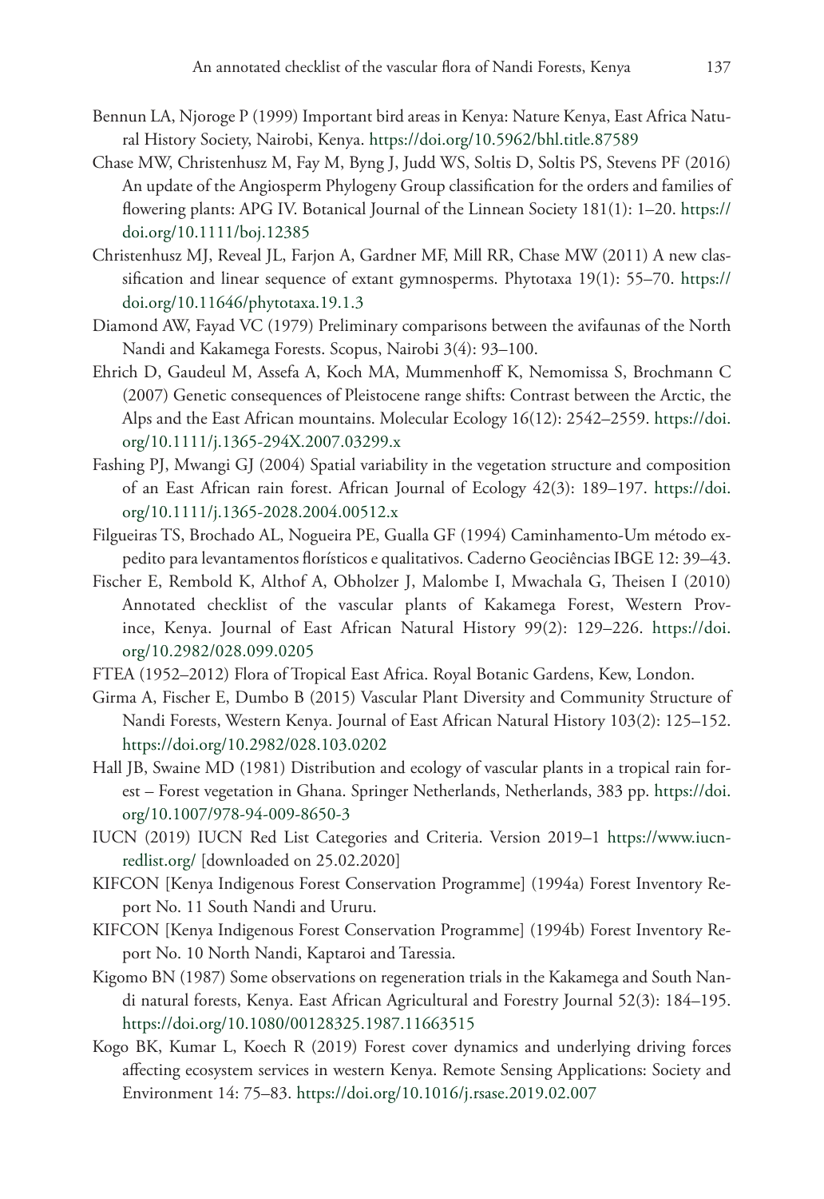Bennun LA, Njoroge P (1999) Important bird areas in Kenya: Nature Kenya, East Africa Natural History Society, Nairobi, Kenya. https://doi.org/10.5962/bhl.title.87589

Chase MW, Christenhusz M, Fay M, Byng J, Judd WS, Soltis D, Soltis PS, Stevens PF (2016) An update of the Angiosperm Phylogeny Group classification for the orders and families of flowering plants: APG IV. Botanical Journal of the Linnean Society 181(1): 1–20. https://doi.org/10.1111/boj.12385

Christenhusz MJ, Reveal JL, Farjon A, Gardner MF, Mill RR, Chase MW (2011) A new classification and linear sequence of extant gymnosperms. Phytotaxa 19(1): 55–70. https://doi.org/10.11646/phytotaxa.19.1.3

Diamond AW, Fayad VC (1979) Preliminary comparisons between the avifaunas of the North Nandi and Kakamega Forests. Scopus, Nairobi 3(4): 93–100.

Ehrich D, Gaudeul M, Assefa A, Koch MA, Mummenhoff K, Nemomissa S, Brochmann C (2007) Genetic consequences of Pleistocene range shifts: Contrast between the Arctic, the Alps and the East African mountains. Molecular Ecology 16(12): 2542–2559. https://doi.org/10.1111/j.1365-294X.2007.03299.x

Fashing PJ, Mwangi GJ (2004) Spatial variability in the vegetation structure and composition of an East African rain forest. African Journal of Ecology 42(3): 189–197. https://doi.org/10.1111/j.1365-2028.2004.00512.x

Filgueiras TS, Brochado AL, Nogueira PE, Gualla GF (1994) Caminhamento-Um método expedito para levantamentos florísticos e qualitativos. Caderno Geociências IBGE 12: 39–43.

Fischer E, Rembold K, Althof A, Obholzer J, Malombe I, Mwachala G, Theisen I (2010) Annotated checklist of the vascular plants of Kakamega Forest, Western Province, Kenya. Journal of East African Natural History 99(2): 129–226. https://doi.org/10.2982/028.099.0205

FTEA (1952–2012) Flora of Tropical East Africa. Royal Botanic Gardens, Kew, London.

Girma A, Fischer E, Dumbo B (2015) Vascular Plant Diversity and Community Structure of Nandi Forests, Western Kenya. Journal of East African Natural History 103(2): 125–152. https://doi.org/10.2982/028.103.0202

Hall JB, Swaine MD (1981) Distribution and ecology of vascular plants in a tropical rain forest – Forest vegetation in Ghana. Springer Netherlands, Netherlands, 383 pp. https://doi.org/10.1007/978-94-009-8650-3

IUCN (2019) IUCN Red List Categories and Criteria. Version 2019–1 https://www.iucnredlist.org/ [downloaded on 25.02.2020]

KIFCON [Kenya Indigenous Forest Conservation Programme] (1994a) Forest Inventory Report No. 11 South Nandi and Ururu.

KIFCON [Kenya Indigenous Forest Conservation Programme] (1994b) Forest Inventory Report No. 10 North Nandi, Kaptaroi and Taressia.

Kigomo BN (1987) Some observations on regeneration trials in the Kakamega and South Nandi natural forests, Kenya. East African Agricultural and Forestry Journal 52(3): 184–195. https://doi.org/10.1080/00128325.1987.11663515

Kogo BK, Kumar L, Koech R (2019) Forest cover dynamics and underlying driving forces affecting ecosystem services in western Kenya. Remote Sensing Applications: Society and Environment 14: 75–83. https://doi.org/10.1016/j.rsase.2019.02.007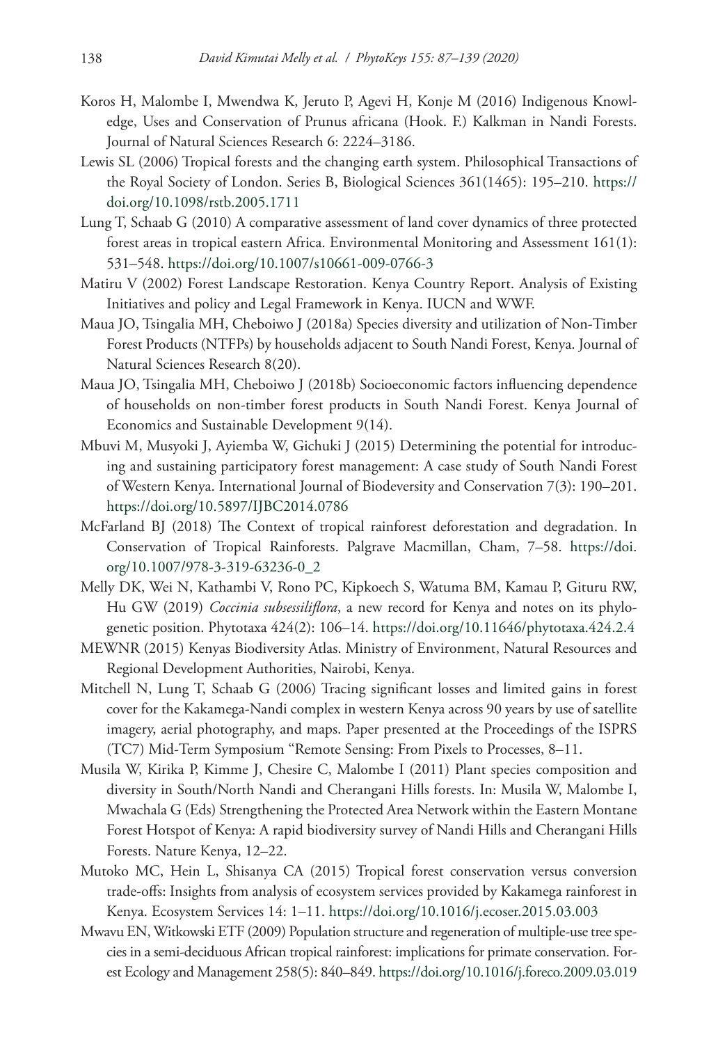Koros H, Malombe I, Mwendwa K, Jeruto P, Agevi H, Konje M (2016) Indigenous Knowledge, Uses and Conservation of Prunus africana (Hook. F.) Kalkman in Nandi Forests. Journal of Natural Sciences Research 6: 2224–3186.

Lewis SL (2006) Tropical forests and the changing earth system. Philosophical Transactions of the Royal Society of London. Series B, Biological Sciences 361(1465): 195–210. https://doi.org/10.1098/rstb.2005.1711

Lung T, Schaab G (2010) A comparative assessment of land cover dynamics of three protected forest areas in tropical eastern Africa. Environmental Monitoring and Assessment 161(1): 531–548. https://doi.org/10.1007/s10661-009-0766-3

Matiru V (2002) Forest Landscape Restoration. Kenya Country Report. Analysis of Existing Initiatives and policy and Legal Framework in Kenya. IUCN and WWF.

Maua JO, Tsingalia MH, Cheboiwo J (2018a) Species diversity and utilization of Non-Timber Forest Products (NTFPs) by households adjacent to South Nandi Forest, Kenya. Journal of Natural Sciences Research 8(20).

Maua JO, Tsingalia MH, Cheboiwo J (2018b) Socioeconomic factors influencing dependence of households on non-timber forest products in South Nandi Forest. Kenya Journal of Economics and Sustainable Development 9(14).

Mbuvi M, Musyoki J, Ayiemba W, Gichuki J (2015) Determining the potential for introducing and sustaining participatory forest management: A case study of South Nandi Forest of Western Kenya. International Journal of Biodeversity and Conservation 7(3): 190–201. https://doi.org/10.5897/IJBC2014.0786

McFarland BJ (2018) The Context of tropical rainforest deforestation and degradation. In Conservation of Tropical Rainforests. Palgrave Macmillan, Cham, 7–58. https://doi.org/10.1007/978-3-319-63236-0_2

Melly DK, Wei N, Kathambi V, Rono PC, Kipkoech S, Watuma BM, Kamau P, Gituru RW, Hu GW (2019) *Coccinia subsessiliflora*, a new record for Kenya and notes on its phylogenetic position. Phytotaxa 424(2): 106–14. https://doi.org/10.11646/phytotaxa.424.2.4

MEWNR (2015) Kenyas Biodiversity Atlas. Ministry of Environment, Natural Resources and Regional Development Authorities, Nairobi, Kenya.

Mitchell N, Lung T, Schaab G (2006) Tracing significant losses and limited gains in forest cover for the Kakamega-Nandi complex in western Kenya across 90 years by use of satellite imagery, aerial photography, and maps. Paper presented at the Proceedings of the ISPRS (TC7) Mid-Term Symposium "Remote Sensing: From Pixels to Processes, 8–11.

Musila W, Kirika P, Kimme J, Chesire C, Malombe I (2011) Plant species composition and diversity in South/North Nandi and Cherangani Hills forests. In: Musila W, Malombe I, Mwachala G (Eds) Strengthening the Protected Area Network within the Eastern Montane Forest Hotspot of Kenya: A rapid biodiversity survey of Nandi Hills and Cherangani Hills Forests. Nature Kenya, 12–22.

Mutoko MC, Hein L, Shisanya CA (2015) Tropical forest conservation versus conversion trade-offs: Insights from analysis of ecosystem services provided by Kakamega rainforest in Kenya. Ecosystem Services 14: 1–11. https://doi.org/10.1016/j.ecoser.2015.03.003

Mwavu EN, Witkowski ETF (2009) Population structure and regeneration of multiple-use tree species in a semi-deciduous African tropical rainforest: implications for primate conservation. Forest Ecology and Management 258(5): 840–849. https://doi.org/10.1016/j.foreco.2009.03.019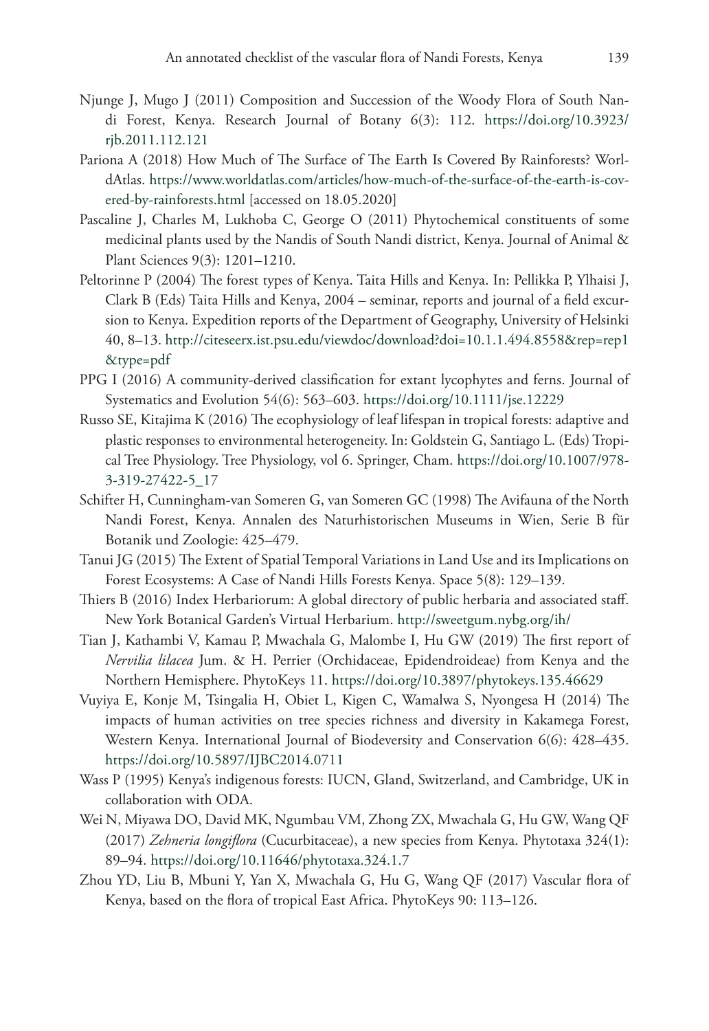Njunge J, Mugo J (2011) Composition and Succession of the Woody Flora of South Nandi Forest, Kenya. Research Journal of Botany 6(3): 112. https://doi.org/10.3923/rjb.2011.112.121

Pariona A (2018) How Much of The Surface of The Earth Is Covered By Rainforests? WorldAtlas. https://www.worldatlas.com/articles/how-much-of-the-surface-of-the-earth-is-covered-by-rainforests.html [accessed on 18.05.2020]

Pascaline J, Charles M, Lukhoba C, George O (2011) Phytochemical constituents of some medicinal plants used by the Nandis of South Nandi district, Kenya. Journal of Animal & Plant Sciences 9(3): 1201–1210.

Peltorinne P (2004) The forest types of Kenya. Taita Hills and Kenya. In: Pellikka P, Ylhaisi J, Clark B (Eds) Taita Hills and Kenya, 2004 – seminar, reports and journal of a field excursion to Kenya. Expedition reports of the Department of Geography, University of Helsinki 40, 8–13. http://citeseerx.ist.psu.edu/viewdoc/download?doi=10.1.1.494.8558&rep=rep1&type=pdf

PPG I (2016) A community-derived classification for extant lycophytes and ferns. Journal of Systematics and Evolution 54(6): 563–603. https://doi.org/10.1111/jse.12229

Russo SE, Kitajima K (2016) The ecophysiology of leaf lifespan in tropical forests: adaptive and plastic responses to environmental heterogeneity. In: Goldstein G, Santiago L. (Eds) Tropical Tree Physiology. Tree Physiology, vol 6. Springer, Cham. https://doi.org/10.1007/978-3-319-27422-5_17

Schifter H, Cunningham-van Someren G, van Someren GC (1998) The Avifauna of the North Nandi Forest, Kenya. Annalen des Naturhistorischen Museums in Wien, Serie B für Botanik und Zoologie: 425–479.

Tanui JG (2015) The Extent of Spatial Temporal Variations in Land Use and its Implications on Forest Ecosystems: A Case of Nandi Hills Forests Kenya. Space 5(8): 129–139.

Thiers B (2016) Index Herbariorum: A global directory of public herbaria and associated staff. New York Botanical Garden's Virtual Herbarium. http://sweetgum.nybg.org/ih/

Tian J, Kathambi V, Kamau P, Mwachala G, Malombe I, Hu GW (2019) The first report of *Nervilia lilacea* Jum. & H. Perrier (Orchidaceae, Epidendroideae) from Kenya and the Northern Hemisphere. PhytoKeys 11. https://doi.org/10.3897/phytokeys.135.46629

Vuyiya E, Konje M, Tsingalia H, Obiet L, Kigen C, Wamalwa S, Nyongesa H (2014) The impacts of human activities on tree species richness and diversity in Kakamega Forest, Western Kenya. International Journal of Biodeversity and Conservation 6(6): 428–435. https://doi.org/10.5897/IJBC2014.0711

Wass P (1995) Kenya's indigenous forests: IUCN, Gland, Switzerland, and Cambridge, UK in collaboration with ODA.

Wei N, Miyawa DO, David MK, Ngumbau VM, Zhong ZX, Mwachala G, Hu GW, Wang QF (2017) *Zehneria longiflora* (Cucurbitaceae), a new species from Kenya. Phytotaxa 324(1): 89–94. https://doi.org/10.11646/phytotaxa.324.1.7

Zhou YD, Liu B, Mbuni Y, Yan X, Mwachala G, Hu G, Wang QF (2017) Vascular flora of Kenya, based on the flora of tropical East Africa. PhytoKeys 90: 113–126.